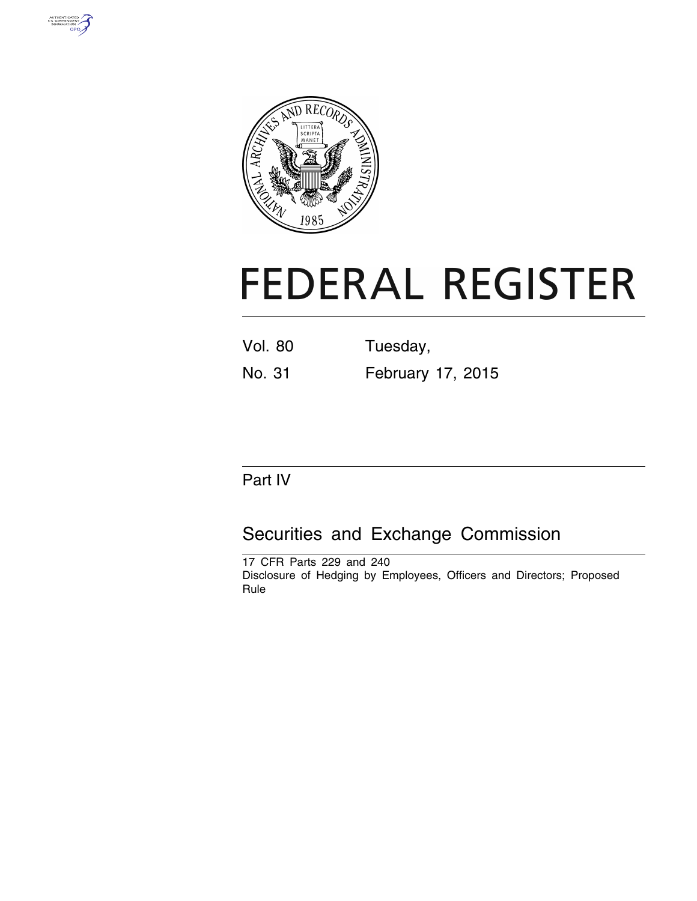# FEDERAL REGISTER

Vol. 80 Tuesday,

No. 31 February 17, 2015

Part IV

## Securities and Exchange Commission

17 CFR Parts 229 and 240

Disclosure of Hedging by Employees, Officers and Directors; Proposed Rule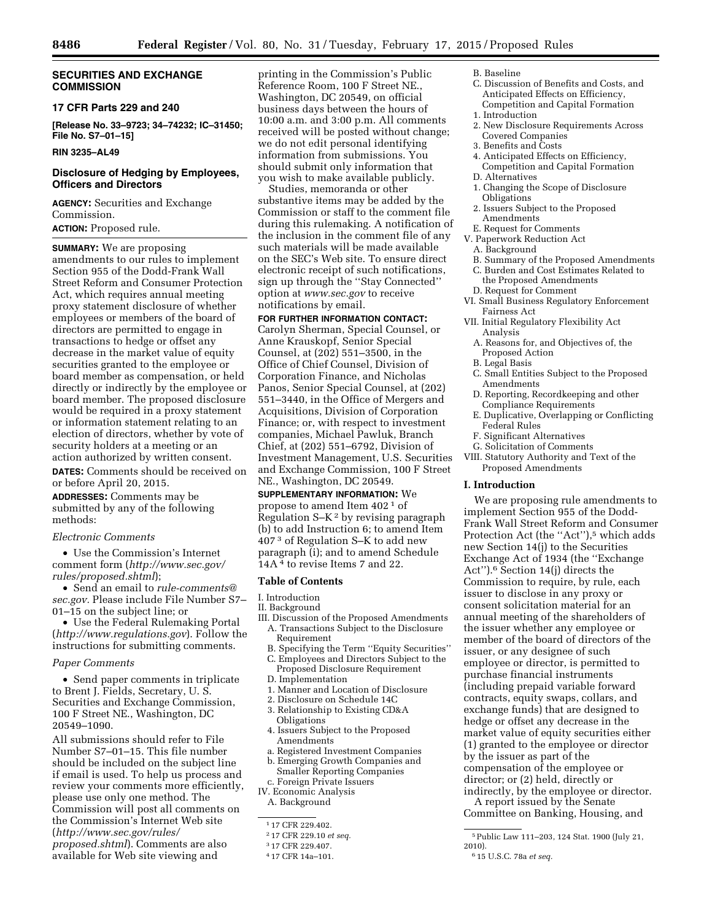## SECURITIES AND EXCHANGE COMMISSION

### 17 CFR Parts 229 and 240

**[Release No. 33–9723; 34–74232; IC–31450; File No. S7–01–15]**

**RIN 3235–AL49**

### Disclosure of Hedging by Employees, Officers and Directors

**AGENCY:** Securities and Exchange Commission.

**ACTION:** Proposed rule.

**SUMMARY:** We are proposing amendments to our rules to implement Section 955 of the Dodd-Frank Wall Street Reform and Consumer Protection Act, which requires annual meeting proxy statement disclosure of whether employees or members of the board of directors are permitted to engage in transactions to hedge or offset any decrease in the market value of equity securities granted to the employee or board member as compensation, or held directly or indirectly by the employee or board member. The proposed disclosure would be required in a proxy statement or information statement relating to an election of directors, whether by vote of security holders at a meeting or an action authorized by written consent.

**DATES:** Comments should be received on or before April 20, 2015.

**ADDRESSES:** Comments may be submitted by any of the following methods:

*Electronic Comments*

- Use the Commission's Internet comment form (*http://www.sec.gov/rules/proposed.shtml*);
- Send an email to *rule-comments@sec.gov.* Please include File Number S7–01–15 on the subject line; or
- Use the Federal Rulemaking Portal (*http://www.regulations.gov*). Follow the instructions for submitting comments.

*Paper Comments*

- Send paper comments in triplicate to Brent J. Fields, Secretary, U.S. Securities and Exchange Commission, 100 F Street NE., Washington, DC 20549–1090.

All submissions should refer to File Number S7–01–15. This file number should be included on the subject line if email is used. To help us process and review your comments more efficiently, please use only one method. The Commission will post all comments on the Commission's Internet Web site (*http://www.sec.gov/rules/proposed.shtml*). Comments are also available for Web site viewing and printing in the Commission's Public Reference Room, 100 F Street NE., Washington, DC 20549, on official business days between the hours of 10:00 a.m. and 3:00 p.m. All comments received will be posted without change; we do not edit personal identifying information from submissions. You should submit only information that you wish to make available publicly.

Studies, memoranda or other substantive items may be added by the Commission or staff to the comment file during this rulemaking. A notification of the inclusion in the comment file of any such materials will be made available on the SEC's Web site. To ensure direct electronic receipt of such notifications, sign up through the ''Stay Connected'' option at *www.sec.gov* to receive notifications by email.

**FOR FURTHER INFORMATION CONTACT:** Carolyn Sherman, Special Counsel, or Anne Krauskopf, Senior Special Counsel, at (202) 551–3500, in the Office of Chief Counsel, Division of Corporation Finance, and Nicholas Panos, Senior Special Counsel, at (202) 551–3440, in the Office of Mergers and Acquisitions, Division of Corporation Finance; or, with respect to investment companies, Michael Pawluk, Branch Chief, at (202) 551–6792, Division of Investment Management, U.S. Securities and Exchange Commission, 100 F Street NE., Washington, DC 20549.

**SUPPLEMENTARY INFORMATION:** We propose to amend Item 402 [1] of Regulation S–K [2] by revising paragraph (b) to add Instruction 6; to amend Item 407 [3] of Regulation S–K to add new paragraph (i); and to amend Schedule 14A [4] to revise Items 7 and 22.

### Table of Contents

I. Introduction
II. Background
III. Discussion of the Proposed Amendments
  A. Transactions Subject to the Disclosure Requirement
  B. Specifying the Term ''Equity Securities''
  C. Employees and Directors Subject to the Proposed Disclosure Requirement
  D. Implementation
  1. Manner and Location of Disclosure
  2. Disclosure on Schedule 14C
  3. Relationship to Existing CD&A Obligations
  4. Issuers Subject to the Proposed Amendments
  a. Registered Investment Companies
  b. Emerging Growth Companies and Smaller Reporting Companies
  c. Foreign Private Issuers
IV. Economic Analysis
  A. Background
  B. Baseline
  C. Discussion of Benefits and Costs, and Anticipated Effects on Efficiency, Competition and Capital Formation
  1. Introduction
  2. New Disclosure Requirements Across Covered Companies
  3. Benefits and Costs
  4. Anticipated Effects on Efficiency, Competition and Capital Formation
  D. Alternatives
  1. Changing the Scope of Disclosure Obligations
  2. Issuers Subject to the Proposed Amendments
  E. Request for Comments
V. Paperwork Reduction Act
  A. Background
  B. Summary of the Proposed Amendments
  C. Burden and Cost Estimates Related to the Proposed Amendments
  D. Request for Comment
VI. Small Business Regulatory Enforcement Fairness Act
VII. Initial Regulatory Flexibility Act Analysis
  A. Reasons for, and Objectives of, the Proposed Action
  B. Legal Basis
  C. Small Entities Subject to the Proposed Amendments
  D. Reporting, Recordkeeping and other Compliance Requirements
  E. Duplicative, Overlapping or Conflicting Federal Rules
  F. Significant Alternatives
  G. Solicitation of Comments
VIII. Statutory Authority and Text of the Proposed Amendments

### I. Introduction

We are proposing rule amendments to implement Section 955 of the Dodd-Frank Wall Street Reform and Consumer Protection Act (the ''Act''),[5] which adds new Section 14(j) to the Securities Exchange Act of 1934 (the ''Exchange Act'').[6] Section 14(j) directs the Commission to require, by rule, each issuer to disclose in any proxy or consent solicitation material for an annual meeting of the shareholders of the issuer whether any employee or member of the board of directors of the issuer, or any designee of such employee or director, is permitted to purchase financial instruments (including prepaid variable forward contracts, equity swaps, collars, and exchange funds) that are designed to hedge or offset any decrease in the market value of equity securities either (1) granted to the employee or director by the issuer as part of the compensation of the employee or director; or (2) held, directly or indirectly, by the employee or director.

A report issued by the Senate Committee on Banking, Housing, and

---

[1] 17 CFR 229.402.

[2] 17 CFR 229.10 *et seq.*

[3] 17 CFR 229.407.

[4] 17 CFR 14a–101.

[5] Public Law 111–203, 124 Stat. 1900 (July 21, 2010).

[6] 15 U.S.C. 78a *et seq.*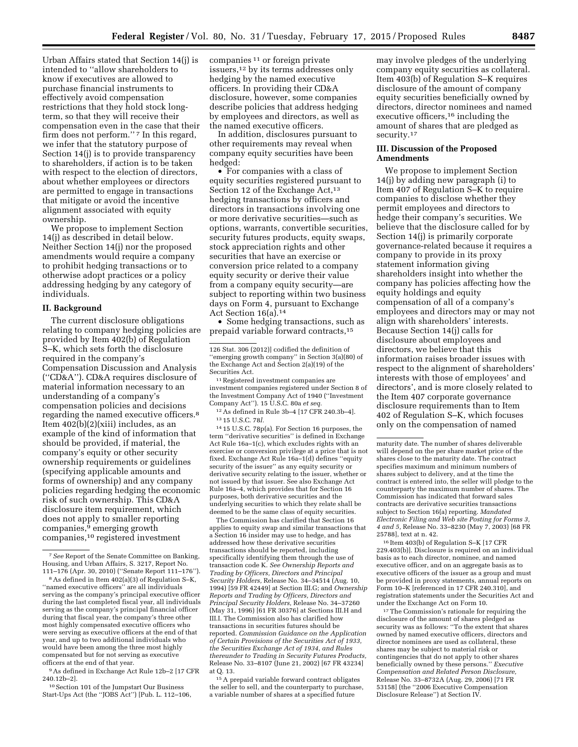Urban Affairs stated that Section 14(j) is intended to "allow shareholders to know if executives are allowed to purchase financial instruments to effectively avoid compensation restrictions that they hold stock long-term, so that they will receive their compensation even in the case that their firm does not perform." [7] In this regard, we infer that the statutory purpose of Section 14(j) is to provide transparency to shareholders, if action is to be taken with respect to the election of directors, about whether employees or directors are permitted to engage in transactions that mitigate or avoid the incentive alignment associated with equity ownership.

We propose to implement Section 14(j) as described in detail below. Neither Section 14(j) nor the proposed amendments would require a company to prohibit hedging transactions or to otherwise adopt practices or a policy addressing hedging by any category of individuals.

## II. Background

The current disclosure obligations relating to company hedging policies are provided by Item 402(b) of Regulation S–K, which sets forth the disclosure required in the company's Compensation Discussion and Analysis ("CD&A"). CD&A requires disclosure of material information necessary to an understanding of a company's compensation policies and decisions regarding the named executive officers.[8] Item 402(b)(2)(xiii) includes, as an example of the kind of information that should be provided, if material, the company's equity or other security ownership requirements or guidelines (specifying applicable amounts and forms of ownership) and any company policies regarding hedging the economic risk of such ownership. This CD&A disclosure item requirement, which does not apply to smaller reporting companies,[9] emerging growth companies,[10] registered investment companies [11] or foreign private issuers,[12] by its terms addresses only hedging by the named executive officers. In providing their CD&A disclosure, however, some companies describe policies that address hedging by employees and directors, as well as the named executive officers.

In addition, disclosures pursuant to other requirements may reveal when company equity securities have been hedged:

- For companies with a class of equity securities registered pursuant to Section 12 of the Exchange Act,[13] hedging transactions by officers and directors in transactions involving one or more derivative securities—such as options, warrants, convertible securities, security futures products, equity swaps, stock appreciation rights and other securities that have an exercise or conversion price related to a company equity security or derive their value from a company equity security—are subject to reporting within two business days on Form 4, pursuant to Exchange Act Section 16(a).[14]
- Some hedging transactions, such as prepaid variable forward contracts,[15] may involve pledges of the underlying company equity securities as collateral. Item 403(b) of Regulation S–K requires disclosure of the amount of company equity securities beneficially owned by directors, director nominees and named executive officers,[16] including the amount of shares that are pledged as security.[17]

## III. Discussion of the Proposed Amendments

We propose to implement Section 14(j) by adding new paragraph (i) to Item 407 of Regulation S–K to require companies to disclose whether they permit employees and directors to hedge their company's securities. We believe that the disclosure called for by Section 14(j) is primarily corporate governance-related because it requires a company to provide in its proxy statement information giving shareholders insight into whether the company has policies affecting how the equity holdings and equity compensation of all of a company's employees and directors may or may not align with shareholders' interests. Because Section 14(j) calls for disclosure about employees and directors, we believe that this information raises broader issues with respect to the alignment of shareholders' interests with those of employees' and directors', and is more closely related to the Item 407 corporate governance disclosure requirements than to Item 402 of Regulation S–K, which focuses only on the compensation of named

---

[7] *See* Report of the Senate Committee on Banking, Housing, and Urban Affairs, S. 3217, Report No. 111–176 (Apr. 30, 2010) ("Senate Report 111–176").

[8] As defined in Item 402(a)(3) of Regulation S–K, "named executive officers" are all individuals serving as the company's principal executive officer during the last completed fiscal year, all individuals serving as the company's principal financial officer during that fiscal year, the company's three other most highly compensated executive officers who were serving as executive officers at the end of that year, and up to two additional individuals who would have been among the three most highly compensated but for not serving as executive officers at the end of that year.

[9] As defined in Exchange Act Rule 12b–2 [17 CFR 240.12b–2].

[10] Section 101 of the Jumpstart Our Business Start-Ups Act (the "JOBS Act") [Pub. L. 112–106, 126 Stat. 306 (2012)] codified the definition of "emerging growth company" in Section 3(a)(80) of the Exchange Act and Section 2(a)(19) of the Securities Act.

[11] Registered investment companies are investment companies registered under Section 8 of the Investment Company Act of 1940 ("Investment Company Act"). 15 U.S.C. 80a *et seq.*

[12] As defined in Rule 3b–4 [17 CFR 240.3b–4].

[13] 15 U.S.C. 78*l*.

[14] 15 U.S.C. 78p(a). For Section 16 purposes, the term "derivative securities" is defined in Exchange Act Rule 16a–1(c), which excludes rights with an exercise or conversion privilege at a price that is not fixed. Exchange Act Rule 16a–1(d) defines "equity security of the issuer" as any equity security or derivative security relating to the issuer, whether or not issued by that issuer. See also Exchange Act Rule 16a–4, which provides that for Section 16 purposes, both derivative securities and the underlying securities to which they relate shall be deemed to be the same class of equity securities.

The Commission has clarified that Section 16 applies to equity swap and similar transactions that a Section 16 insider may use to hedge, and has addressed how these derivative securities transactions should be reported, including specifically identifying them through the use of transaction code K. *See Ownership Reports and Trading by Officers, Directors and Principal Security Holders,* Release No. 34–34514 (Aug. 10, 1994) [59 FR 42449] at Section III.G; and *Ownership Reports and Trading by Officers, Directors and Principal Security Holders,* Release No. 34–37260 (May 31, 1996) [61 FR 30376] at Sections III.H and III.I. The Commission also has clarified how transactions in securities futures should be reported. *Commission Guidance on the Application of Certain Provisions of the Securities Act of 1933, the Securities Exchange Act of 1934, and Rules thereunder to Trading in Security Futures Products,* Release No. 33–8107 (June 21, 2002) [67 FR 43234] at Q. 13.

[15] A prepaid variable forward contract obligates the seller to sell, and the counterparty to purchase, a variable number of shares at a specified future maturity date. The number of shares deliverable will depend on the per share market price of the shares close to the maturity date. The contract specifies maximum and minimum numbers of shares subject to delivery, and at the time the contract is entered into, the seller will pledge to the counterparty the maximum number of shares. The Commission has indicated that forward sales contracts are derivative securities transactions subject to Section 16(a) reporting. *Mandated Electronic Filing and Web site Posting for Forms 3, 4 and 5,* Release No. 33–8230 (May 7, 2003) [68 FR 25788], text at n. 42.

[16] Item 403(b) of Regulation S–K [17 CFR 229.403(b)]. Disclosure is required on an individual basis as to each director, nominee, and named executive officer, and on an aggregate basis as to executive officers of the issuer as a group and must be provided in proxy statements, annual reports on Form 10–K [referenced in 17 CFR 240.310], and registration statements under the Securities Act and under the Exchange Act on Form 10.

[17] The Commission's rationale for requiring the disclosure of the amount of shares pledged as security was as follows: "To the extent that shares owned by named executive officers, directors and director nominees are used as collateral, these shares may be subject to material risk or contingencies that do not apply to other shares beneficially owned by these persons." *Executive Compensation and Related Person Disclosure,* Release No. 33–8732A (Aug. 29, 2006) [71 FR 53158] (the "2006 Executive Compensation Disclosure Release") at Section IV.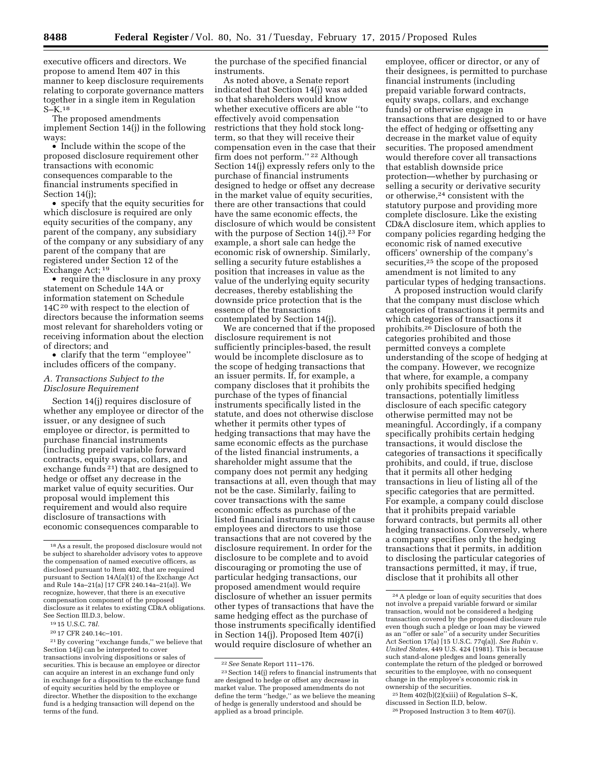executive officers and directors. We propose to amend Item 407 in this manner to keep disclosure requirements relating to corporate governance matters together in a single item in Regulation S–K.[18]

The proposed amendments implement Section 14(j) in the following ways:

- Include within the scope of the proposed disclosure requirement other transactions with economic consequences comparable to the financial instruments specified in Section 14(j);
- specify that the equity securities for which disclosure is required are only equity securities of the company, any parent of the company, any subsidiary of the company or any subsidiary of any parent of the company that are registered under Section 12 of the Exchange Act; [19]
- require the disclosure in any proxy statement on Schedule 14A or information statement on Schedule 14C [20] with respect to the election of directors because the information seems most relevant for shareholders voting or receiving information about the election of directors; and
- clarify that the term ''employee'' includes officers of the company.

### A. Transactions Subject to the Disclosure Requirement

Section 14(j) requires disclosure of whether any employee or director of the issuer, or any designee of such employee or director, is permitted to purchase financial instruments (including prepaid variable forward contracts, equity swaps, collars, and exchange funds [21]) that are designed to hedge or offset any decrease in the market value of equity securities. Our proposal would implement this requirement and would also require disclosure of transactions with economic consequences comparable to the purchase of the specified financial instruments.

As noted above, a Senate report indicated that Section 14(j) was added so that shareholders would know whether executive officers are able ''to effectively avoid compensation restrictions that they hold stock long-term, so that they will receive their compensation even in the case that their firm does not perform.'' [22] Although Section 14(j) expressly refers only to the purchase of financial instruments designed to hedge or offset any decrease in the market value of equity securities, there are other transactions that could have the same economic effects, the disclosure of which would be consistent with the purpose of Section 14(j).[23] For example, a short sale can hedge the economic risk of ownership. Similarly, selling a security future establishes a position that increases in value as the value of the underlying equity security decreases, thereby establishing the downside price protection that is the essence of the transactions contemplated by Section 14(j).

We are concerned that if the proposed disclosure requirement is not sufficiently principles-based, the result would be incomplete disclosure as to the scope of hedging transactions that an issuer permits. If, for example, a company discloses that it prohibits the purchase of the types of financial instruments specifically listed in the statute, and does not otherwise disclose whether it permits other types of hedging transactions that may have the same economic effects as the purchase of the listed financial instruments, a shareholder might assume that the company does not permit any hedging transactions at all, even though that may not be the case. Similarly, failing to cover transactions with the same economic effects as purchase of the listed financial instruments might cause employees and directors to use those transactions that are not covered by the disclosure requirement. In order for the disclosure to be complete and to avoid discouraging or promoting the use of particular hedging transactions, our proposed amendment would require disclosure of whether an issuer permits other types of transactions that have the same hedging effect as the purchase of those instruments specifically identified in Section 14(j). Proposed Item 407(i) would require disclosure of whether an employee, officer or director, or any of their designees, is permitted to purchase financial instruments (including prepaid variable forward contracts, equity swaps, collars, and exchange funds) or otherwise engage in transactions that are designed to or have the effect of hedging or offsetting any decrease in the market value of equity securities. The proposed amendment would therefore cover all transactions that establish downside price protection—whether by purchasing or selling a security or derivative security or otherwise,[24] consistent with the statutory purpose and providing more complete disclosure. Like the existing CD&A disclosure item, which applies to company policies regarding hedging the economic risk of named executive officers' ownership of the company's securities,[25] the scope of the proposed amendment is not limited to any particular types of hedging transactions.

A proposed instruction would clarify that the company must disclose which categories of transactions it permits and which categories of transactions it prohibits.[26] Disclosure of both the categories prohibited and those permitted conveys a complete understanding of the scope of hedging at the company. However, we recognize that where, for example, a company only prohibits specified hedging transactions, potentially limitless disclosure of each specific category otherwise permitted may not be meaningful. Accordingly, if a company specifically prohibits certain hedging transactions, it would disclose the categories of transactions it specifically prohibits, and could, if true, disclose that it permits all other hedging transactions in lieu of listing all of the specific categories that are permitted. For example, a company could disclose that it prohibits prepaid variable forward contracts, but permits all other hedging transactions. Conversely, where a company specifies only the hedging transactions that it permits, in addition to disclosing the particular categories of transactions permitted, it may, if true, disclose that it prohibits all other

---

[18] As a result, the proposed disclosure would not be subject to shareholder advisory votes to approve the compensation of named executive officers, as disclosed pursuant to Item 402, that are required pursuant to Section 14A(a)(1) of the Exchange Act and Rule 14a–21(a) [17 CFR 240.14a–21(a)]. We recognize, however, that there is an executive compensation component of the proposed disclosure as it relates to existing CD&A obligations. See Section III.D.3, below.

[19] 15 U.S.C. 78*l*.

[20] 17 CFR 240.14c–101.

[21] By covering ''exchange funds,'' we believe that Section 14(j) can be interpreted to cover transactions involving dispositions or sales of securities. This is because an employee or director can acquire an interest in an exchange fund only in exchange for a disposition to the exchange fund of equity securities held by the employee or director. Whether the disposition to the exchange fund is a hedging transaction will depend on the terms of the fund.

[22] *See* Senate Report 111–176.

[23] Section 14(j) refers to financial instruments that are designed to hedge or offset any decrease in market value. The proposed amendments do not define the term ''hedge,'' as we believe the meaning of hedge is generally understood and should be applied as a broad principle.

[24] A pledge or loan of equity securities that does not involve a prepaid variable forward or similar transaction, would not be considered a hedging transaction covered by the proposed disclosure rule even though such a pledge or loan may be viewed as an ''offer or sale'' of a security under Securities Act Section 17(a) [15 U.S.C. 77q(a)]. *See Rubin* v. *United States,* 449 U.S. 424 (1981). This is because such stand-alone pledges and loans generally contemplate the return of the pledged or borrowed securities to the employee, with no consequent change in the employee's economic risk in ownership of the securities.

[25] Item 402(b)(2)(xiii) of Regulation S–K, discussed in Section II.D, below.

[26] Proposed Instruction 3 to Item 407(i).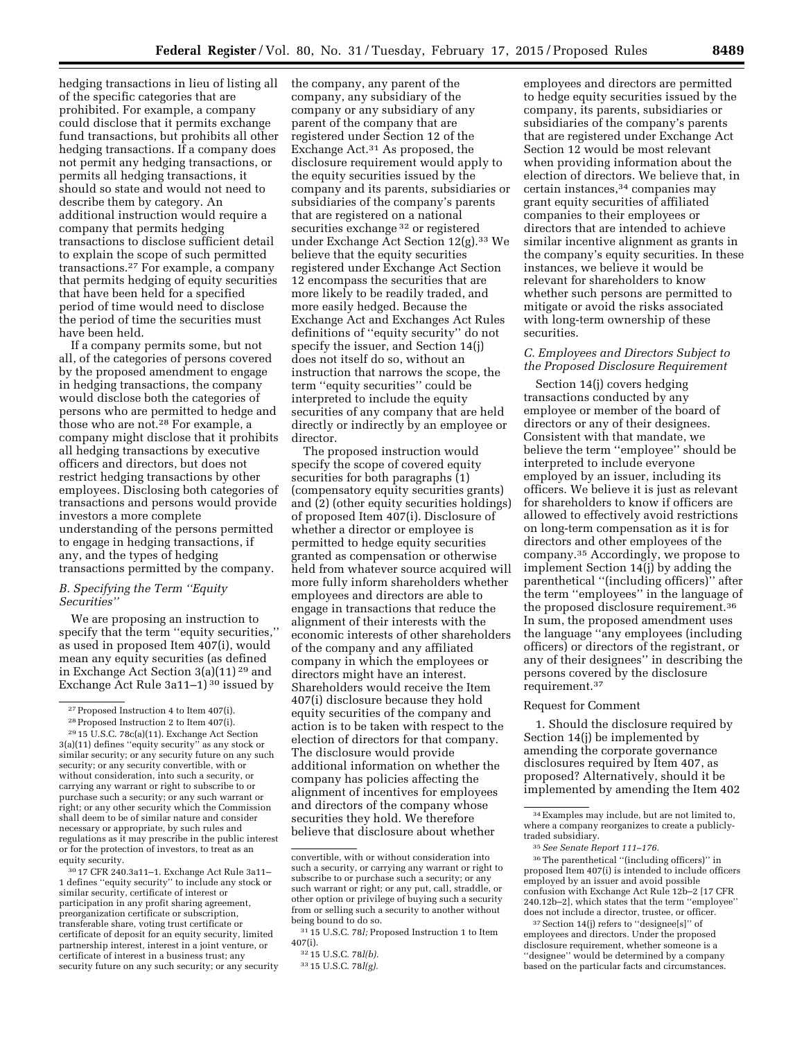hedging transactions in lieu of listing all of the specific categories that are prohibited. For example, a company could disclose that it permits exchange fund transactions, but prohibits all other hedging transactions. If a company does not permit any hedging transactions, or permits all hedging transactions, it should so state and would not need to describe them by category. An additional instruction would require a company that permits hedging transactions to disclose sufficient detail to explain the scope of such permitted transactions.[27] For example, a company that permits hedging of equity securities that have been held for a specified period of time would need to disclose the period of time the securities must have been held.

If a company permits some, but not all, of the categories of persons covered by the proposed amendment to engage in hedging transactions, the company would disclose both the categories of persons who are permitted to hedge and those who are not.[28] For example, a company might disclose that it prohibits all hedging transactions by executive officers and directors, but does not restrict hedging transactions by other employees. Disclosing both categories of transactions and persons would provide investors a more complete understanding of the persons permitted to engage in hedging transactions, if any, and the types of hedging transactions permitted by the company.

### B. Specifying the Term "Equity Securities"

We are proposing an instruction to specify that the term "equity securities," as used in proposed Item 407(i), would mean any equity securities (as defined in Exchange Act Section 3(a)(11) [29] and Exchange Act Rule 3a11–1) [30] issued by the company, any parent of the company, any subsidiary of the company or any subsidiary of any parent of the company that are registered under Section 12 of the Exchange Act.[31] As proposed, the disclosure requirement would apply to the equity securities issued by the company and its parents, subsidiaries or subsidiaries of the company's parents that are registered on a national securities exchange [32] or registered under Exchange Act Section 12(g).[33] We believe that the equity securities registered under Exchange Act Section 12 encompass the securities that are more likely to be readily traded, and more easily hedged. Because the Exchange Act and Exchanges Act Rules definitions of "equity security" do not specify the issuer, and Section 14(j) does not itself do so, without an instruction that narrows the scope, the term "equity securities" could be interpreted to include the equity securities of any company that are held directly or indirectly by an employee or director.

The proposed instruction would specify the scope of covered equity securities for both paragraphs (1) (compensatory equity securities grants) and (2) (other equity securities holdings) of proposed Item 407(i). Disclosure of whether a director or employee is permitted to hedge equity securities granted as compensation or otherwise held from whatever source acquired will more fully inform shareholders whether employees and directors are able to engage in transactions that reduce the alignment of their interests with the economic interests of other shareholders of the company and any affiliated company in which the employees or directors might have an interest. Shareholders would receive the Item 407(i) disclosure because they hold equity securities of the company and action is to be taken with respect to the election of directors for that company. The disclosure would provide additional information on whether the company has policies affecting the alignment of incentives for employees and directors of the company whose securities they hold. We therefore believe that disclosure about whether employees and directors are permitted to hedge equity securities issued by the company, its parents, subsidiaries or subsidiaries of the company's parents that are registered under Exchange Act Section 12 would be most relevant when providing information about the election of directors. We believe that, in certain instances,[34] companies may grant equity securities of affiliated companies to their employees or directors that are intended to achieve similar incentive alignment as grants in the company's equity securities. In these instances, we believe it would be relevant for shareholders to know whether such persons are permitted to mitigate or avoid the risks associated with long-term ownership of these securities.

### C. Employees and Directors Subject to the Proposed Disclosure Requirement

Section 14(j) covers hedging transactions conducted by any employee or member of the board of directors or any of their designees. Consistent with that mandate, we believe the term "employee" should be interpreted to include everyone employed by an issuer, including its officers. We believe it is just as relevant for shareholders to know if officers are allowed to effectively avoid restrictions on long-term compensation as it is for directors and other employees of the company.[35] Accordingly, we propose to implement Section 14(j) by adding the parenthetical "(including officers)" after the term "employees" in the language of the proposed disclosure requirement.[36] In sum, the proposed amendment uses the language "any employees (including officers) or directors of the registrant, or any of their designees" in describing the persons covered by the disclosure requirement.[37]

Request for Comment

1. Should the disclosure required by Section 14(j) be implemented by amending the corporate governance disclosures required by Item 407, as proposed? Alternatively, should it be implemented by amending the Item 402

---

[27] Proposed Instruction 4 to Item 407(i).

[28] Proposed Instruction 2 to Item 407(i).

[29] 15 U.S.C. 78c(a)(11). Exchange Act Section 3(a)(11) defines "equity security" as any stock or similar security; or any security future on any such security; or any security convertible, with or without consideration, into such a security, or carrying any warrant or right to subscribe to or purchase such a security; or any such warrant or right; or any other security which the Commission shall deem to be of similar nature and consider necessary or appropriate, by such rules and regulations as it may prescribe in the public interest or for the protection of investors, to treat as an equity security.

[30] 17 CFR 240.3a11–1. Exchange Act Rule 3a11–1 defines "equity security" to include any stock or similar security, certificate of interest or participation in any profit sharing agreement, preorganization certificate or subscription, transferable share, voting trust certificate or certificate of deposit for an equity security, limited partnership interest, interest in a joint venture, or certificate of interest in a business trust; any security future on any such security; or any security convertible, with or without consideration into such a security, or carrying any warrant or right to subscribe to or purchase such a security; or any such warrant or right; or any put, call, straddle, or other option or privilege of buying such a security from or selling such a security to another without being bound to do so.

[31] 15 U.S.C. 78*l*; Proposed Instruction 1 to Item 407(i).

[32] 15 U.S.C. 78*l(b)*.

[33] 15 U.S.C. 78*l(g)*.

[34] Examples may include, but are not limited to, where a company reorganizes to create a publicly-traded subsidiary.

[35] *See Senate Report 111–176.*

[36] The parenthetical "(including officers)" in proposed Item 407(i) is intended to include officers employed by an issuer and avoid possible confusion with Exchange Act Rule 12b–2 [17 CFR 240.12b–2], which states that the term "employee" does not include a director, trustee, or officer.

[37] Section 14(j) refers to "designee[s]" of employees and directors. Under the proposed disclosure requirement, whether someone is a "designee" would be determined by a company based on the particular facts and circumstances.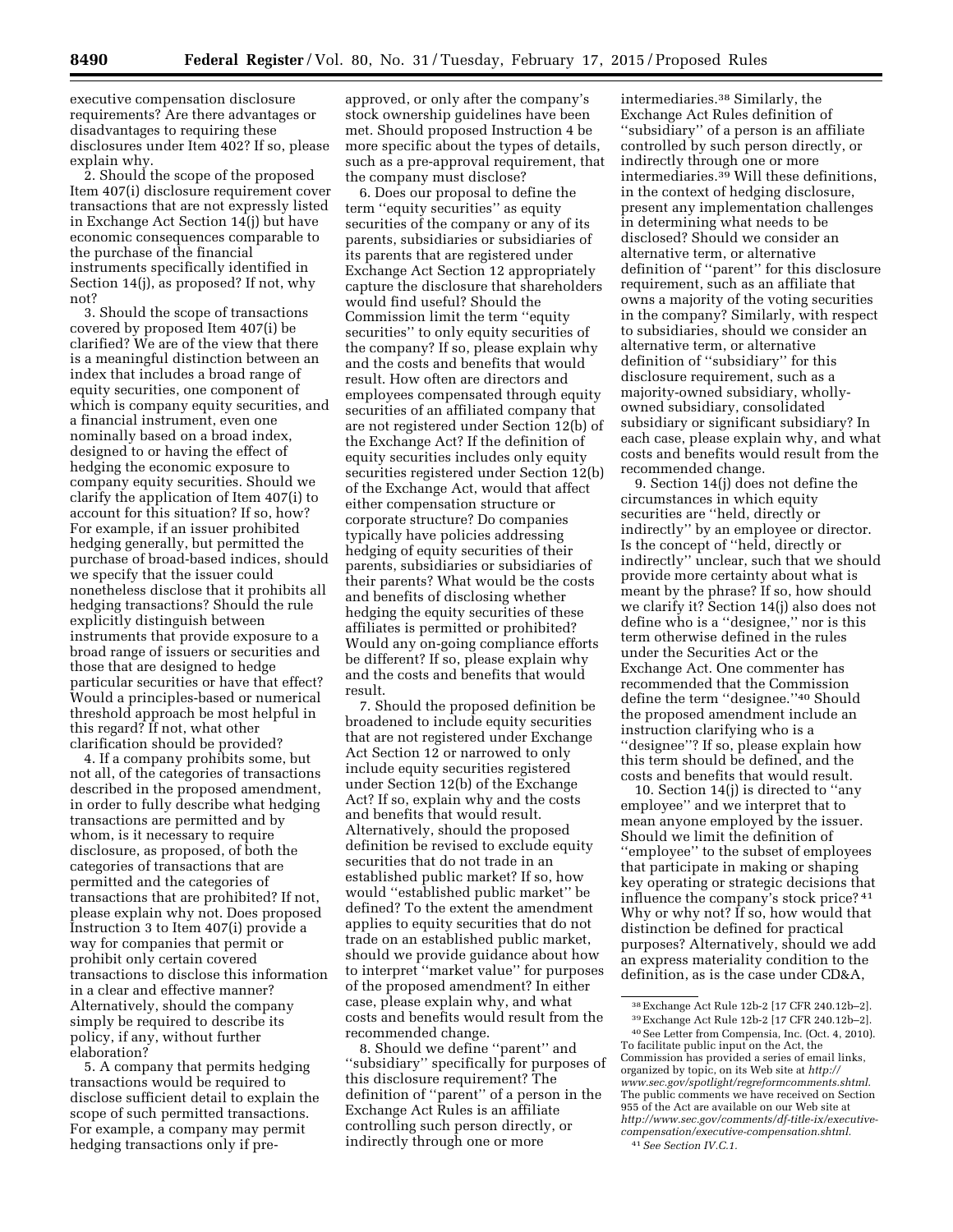executive compensation disclosure requirements? Are there advantages or disadvantages to requiring these disclosures under Item 402? If so, please explain why.

2. Should the scope of the proposed Item 407(i) disclosure requirement cover transactions that are not expressly listed in Exchange Act Section 14(j) but have economic consequences comparable to the purchase of the financial instruments specifically identified in Section 14(j), as proposed? If not, why not?

3. Should the scope of transactions covered by proposed Item 407(i) be clarified? We are of the view that there is a meaningful distinction between an index that includes a broad range of equity securities, one component of which is company equity securities, and a financial instrument, even one nominally based on a broad index, designed to or having the effect of hedging the economic exposure to company equity securities. Should we clarify the application of Item 407(i) to account for this situation? If so, how? For example, if an issuer prohibited hedging generally, but permitted the purchase of broad-based indices, should we specify that the issuer could nonetheless disclose that it prohibits all hedging transactions? Should the rule explicitly distinguish between instruments that provide exposure to a broad range of issuers or securities and those that are designed to hedge particular securities or have that effect? Would a principles-based or numerical threshold approach be most helpful in this regard? If not, what other clarification should be provided?

4. If a company prohibits some, but not all, of the categories of transactions described in the proposed amendment, in order to fully describe what hedging transactions are permitted and by whom, is it necessary to require disclosure, as proposed, of both the categories of transactions that are permitted and the categories of transactions that are prohibited? If not, please explain why not. Does proposed Instruction 3 to Item 407(i) provide a way for companies that permit or prohibit only certain covered transactions to disclose this information in a clear and effective manner? Alternatively, should the company simply be required to describe its policy, if any, without further elaboration?

5. A company that permits hedging transactions would be required to disclose sufficient detail to explain the scope of such permitted transactions. For example, a company may permit hedging transactions only if pre-approved, or only after the company's stock ownership guidelines have been met. Should proposed Instruction 4 be more specific about the types of details, such as a pre-approval requirement, that the company must disclose?

6. Does our proposal to define the term ''equity securities'' as equity securities of the company or any of its parents, subsidiaries or subsidiaries of its parents that are registered under Exchange Act Section 12 appropriately capture the disclosure that shareholders would find useful? Should the Commission limit the term ''equity securities'' to only equity securities of the company? If so, please explain why and the costs and benefits that would result. How often are directors and employees compensated through equity securities of an affiliated company that are not registered under Section 12(b) of the Exchange Act? If the definition of equity securities includes only equity securities registered under Section 12(b) of the Exchange Act, would that affect either compensation structure or corporate structure? Do companies typically have policies addressing hedging of equity securities of their parents, subsidiaries or subsidiaries of their parents? What would be the costs and benefits of disclosing whether hedging the equity securities of these affiliates is permitted or prohibited? Would any on-going compliance efforts be different? If so, please explain why and the costs and benefits that would result.

7. Should the proposed definition be broadened to include equity securities that are not registered under Exchange Act Section 12 or narrowed to only include equity securities registered under Section 12(b) of the Exchange Act? If so, explain why and the costs and benefits that would result. Alternatively, should the proposed definition be revised to exclude equity securities that do not trade in an established public market? If so, how would ''established public market'' be defined? To the extent the amendment applies to equity securities that do not trade on an established public market, should we provide guidance about how to interpret ''market value'' for purposes of the proposed amendment? In either case, please explain why, and what costs and benefits would result from the recommended change.

8. Should we define ''parent'' and ''subsidiary'' specifically for purposes of this disclosure requirement? The definition of ''parent'' of a person in the Exchange Act Rules is an affiliate controlling such person directly, or indirectly through one or more intermediaries.[38] Similarly, the Exchange Act Rules definition of ''subsidiary'' of a person is an affiliate controlled by such person directly, or indirectly through one or more intermediaries.[39] Will these definitions, in the context of hedging disclosure, present any implementation challenges in determining what needs to be disclosed? Should we consider an alternative term, or alternative definition of ''parent'' for this disclosure requirement, such as an affiliate that owns a majority of the voting securities in the company? Similarly, with respect to subsidiaries, should we consider an alternative term, or alternative definition of ''subsidiary'' for this disclosure requirement, such as a majority-owned subsidiary, wholly-owned subsidiary, consolidated subsidiary or significant subsidiary? In each case, please explain why, and what costs and benefits would result from the recommended change.

9. Section 14(j) does not define the circumstances in which equity securities are ''held, directly or indirectly'' by an employee or director. Is the concept of ''held, directly or indirectly'' unclear, such that we should provide more certainty about what is meant by the phrase? If so, how should we clarify it? Section 14(j) also does not define who is a ''designee,'' nor is this term otherwise defined in the rules under the Securities Act or the Exchange Act. One commenter has recommended that the Commission define the term ''designee.''[40] Should the proposed amendment include an instruction clarifying who is a ''designee''? If so, please explain how this term should be defined, and the costs and benefits that would result.

10. Section 14(j) is directed to ''any employee'' and we interpret that to mean anyone employed by the issuer. Should we limit the definition of ''employee'' to the subset of employees that participate in making or shaping key operating or strategic decisions that influence the company's stock price?[41] Why or why not? If so, how would that distinction be defined for practical purposes? Alternatively, should we add an express materiality condition to the definition, as is the case under CD&A,

---

[38] Exchange Act Rule 12b-2 [17 CFR 240.12b–2].

[39] Exchange Act Rule 12b-2 [17 CFR 240.12b–2].

[40] See Letter from Compensia, Inc. (Oct. 4, 2010). To facilitate public input on the Act, the Commission has provided a series of email links, organized by topic, on its Web site at *http://www.sec.gov/spotlight/regreformcomments.shtml.* The public comments we have received on Section 955 of the Act are available on our Web site at *http://www.sec.gov/comments/df-title-ix/executive-compensation/executive-compensation.shtml.*

[41] *See Section IV.C.1.*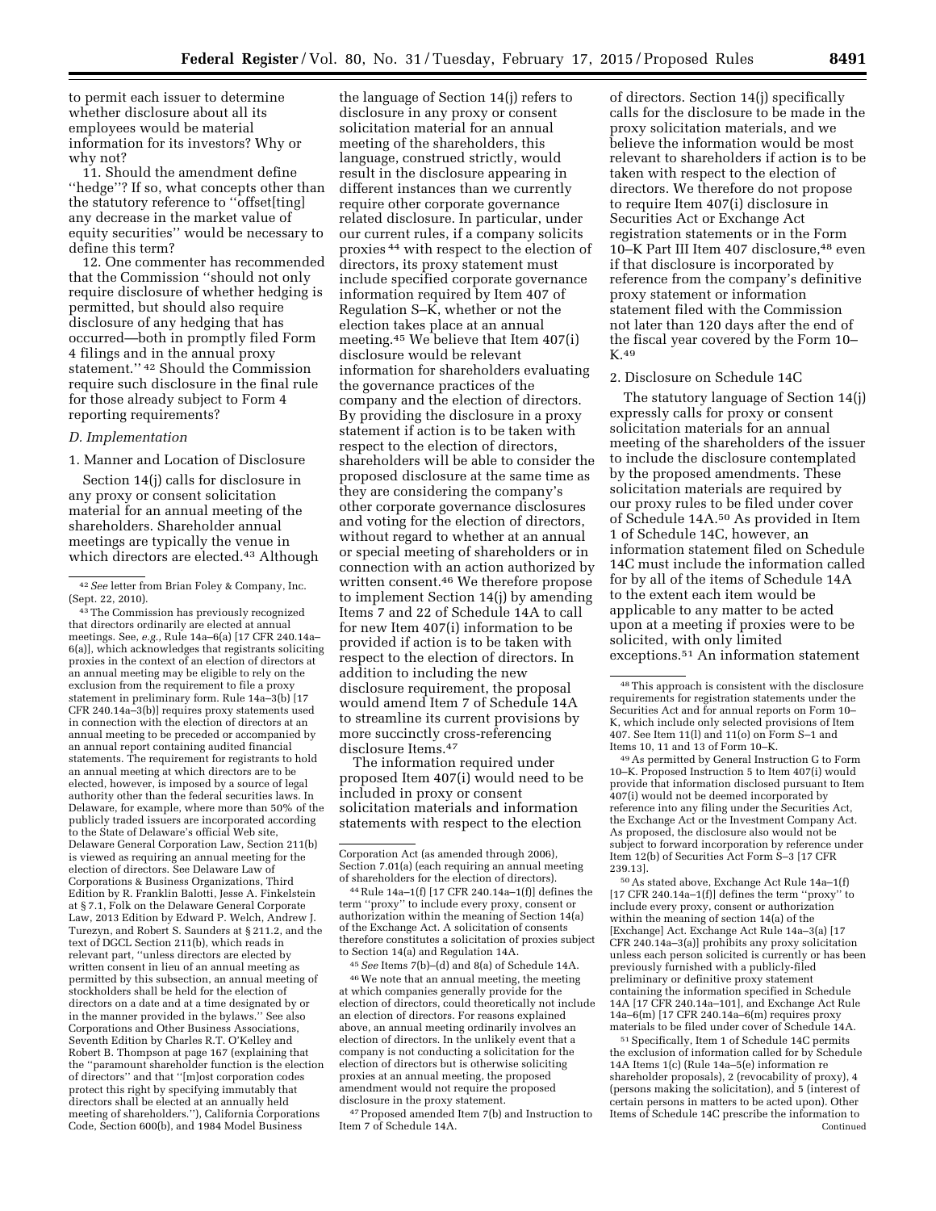to permit each issuer to determine whether disclosure about all its employees would be material information for its investors? Why or why not?

11. Should the amendment define ''hedge''? If so, what concepts other than the statutory reference to ''offset[ting] any decrease in the market value of equity securities'' would be necessary to define this term?

12. One commenter has recommended that the Commission ''should not only require disclosure of whether hedging is permitted, but should also require disclosure of any hedging that has occurred—both in promptly filed Form 4 filings and in the annual proxy statement.'' [42] Should the Commission require such disclosure in the final rule for those already subject to Form 4 reporting requirements?

### *D. Implementation*

#### 1. Manner and Location of Disclosure

Section 14(j) calls for disclosure in any proxy or consent solicitation material for an annual meeting of the shareholders. Shareholder annual meetings are typically the venue in which directors are elected.[43] Although the language of Section 14(j) refers to disclosure in any proxy or consent solicitation material for an annual meeting of the shareholders, this language, construed strictly, would result in the disclosure appearing in different instances than we currently require other corporate governance related disclosure. In particular, under our current rules, if a company solicits proxies [44] with respect to the election of directors, its proxy statement must include specified corporate governance information required by Item 407 of Regulation S–K, whether or not the election takes place at an annual meeting.[45] We believe that Item 407(i) disclosure would be relevant information for shareholders evaluating the governance practices of the company and the election of directors. By providing the disclosure in a proxy statement if action is to be taken with respect to the election of directors, shareholders will be able to consider the proposed disclosure at the same time as they are considering the company's other corporate governance disclosures and voting for the election of directors, without regard to whether at an annual or special meeting of shareholders or in connection with an action authorized by written consent.[46] We therefore propose to implement Section 14(j) by amending Items 7 and 22 of Schedule 14A to call for new Item 407(i) information to be provided if action is to be taken with respect to the election of directors. In addition to including the new disclosure requirement, the proposal would amend Item 7 of Schedule 14A to streamline its current provisions by more succinctly cross-referencing disclosure Items.[47]

The information required under proposed Item 407(i) would need to be included in proxy or consent solicitation materials and information statements with respect to the election of directors. Section 14(j) specifically calls for the disclosure to be made in the proxy solicitation materials, and we believe the information would be most relevant to shareholders if action is to be taken with respect to the election of directors. We therefore do not propose to require Item 407(i) disclosure in Securities Act or Exchange Act registration statements or in the Form 10–K Part III Item 407 disclosure,[48] even if that disclosure is incorporated by reference from the company's definitive proxy statement or information statement filed with the Commission not later than 120 days after the end of the fiscal year covered by the Form 10–K.[49]

#### 2. Disclosure on Schedule 14C

The statutory language of Section 14(j) expressly calls for proxy or consent solicitation materials for an annual meeting of the shareholders of the issuer to include the disclosure contemplated by the proposed amendments. These solicitation materials are required by our proxy rules to be filed under cover of Schedule 14A.[50] As provided in Item 1 of Schedule 14C, however, an information statement filed on Schedule 14C must include the information called for by all of the items of Schedule 14A to the extent each item would be applicable to any matter to be acted upon at a meeting if proxies were to be solicited, with only limited exceptions.[51] An information statement

---

[42] *See* letter from Brian Foley & Company, Inc. (Sept. 22, 2010).

[43] The Commission has previously recognized that directors ordinarily are elected at annual meetings. See, *e.g.,* Rule 14a–6(a) [17 CFR 240.14a–6(a)], which acknowledges that registrants soliciting proxies in the context of an election of directors at an annual meeting may be eligible to rely on the exclusion from the requirement to file a proxy statement in preliminary form. Rule 14a–3(b) [17 CFR 240.14a–3(b)] requires proxy statements used in connection with the election of directors at an annual meeting to be preceded or accompanied by an annual report containing audited financial statements. The requirement for registrants to hold an annual meeting at which directors are to be elected, however, is imposed by a source of legal authority other than the federal securities laws. In Delaware, for example, where more than 50% of the publicly traded issuers are incorporated according to the State of Delaware's official Web site, Delaware General Corporation Law, Section 211(b) is viewed as requiring an annual meeting for the election of directors. See Delaware Law of Corporations & Business Organizations, Third Edition by R. Franklin Balotti, Jesse A. Finkelstein at § 7.1, Folk on the Delaware General Corporate Law, 2013 Edition by Edward P. Welch, Andrew J. Turezyn, and Robert S. Saunders at § 211.2, and the text of DGCL Section 211(b), which reads in relevant part, ''unless directors are elected by written consent in lieu of an annual meeting as permitted by this subsection, an annual meeting of stockholders shall be held for the election of directors on a date and at a time designated by or in the manner provided in the bylaws.'' See also Corporations and Other Business Associations, Seventh Edition by Charles R.T. O'Kelley and Robert B. Thompson at page 167 (explaining that the ''paramount shareholder function is the election of directors'' and that ''[m]ost corporation codes protect this right by specifying immutably that directors shall be elected at an annually held meeting of shareholders.''), California Corporations Code, Section 600(b), and 1984 Model Business Corporation Act (as amended through 2006), Section 7.01(a) (each requiring an annual meeting of shareholders for the election of directors).

[44] Rule 14a–1(f) [17 CFR 240.14a–1(f)] defines the term ''proxy'' to include every proxy, consent or authorization within the meaning of Section 14(a) of the Exchange Act. A solicitation of consents therefore constitutes a solicitation of proxies subject to Section 14(a) and Regulation 14A.

[45] *See* Items 7(b)–(d) and 8(a) of Schedule 14A.

[46] We note that an annual meeting, the meeting at which companies generally provide for the election of directors, could theoretically not include an election of directors. For reasons explained above, an annual meeting ordinarily involves an election of directors. In the unlikely event that a company is not conducting a solicitation for the election of directors but is otherwise soliciting proxies at an annual meeting, the proposed amendment would not require the proposed disclosure in the proxy statement.

[47] Proposed amended Item 7(b) and Instruction to Item 7 of Schedule 14A.

[48] This approach is consistent with the disclosure requirements for registration statements under the Securities Act and for annual reports on Form 10–K, which include only selected provisions of Item 407. See Item 11(l) and 11(o) on Form S–1 and Items 10, 11 and 13 of Form 10–K.

[49] As permitted by General Instruction G to Form 10–K. Proposed Instruction 5 to Item 407(i) would provide that information disclosed pursuant to Item 407(i) would not be deemed incorporated by reference into any filing under the Securities Act, the Exchange Act or the Investment Company Act. As proposed, the disclosure also would not be subject to forward incorporation by reference under Item 12(b) of Securities Act Form S–3 [17 CFR 239.13].

[50] As stated above, Exchange Act Rule 14a–1(f) [17 CFR 240.14a–1(f)] defines the term ''proxy'' to include every proxy, consent or authorization within the meaning of section 14(a) of the [Exchange] Act. Exchange Act Rule 14a–3(a) [17 CFR 240.14a–3(a)] prohibits any proxy solicitation unless each person solicited is currently or has been previously furnished with a publicly-filed preliminary or definitive proxy statement containing the information specified in Schedule 14A [17 CFR 240.14a–101], and Exchange Act Rule 14a–6(m) [17 CFR 240.14a–6(m) requires proxy materials to be filed under cover of Schedule 14A.

[51] Specifically, Item 1 of Schedule 14C permits the exclusion of information called for by Schedule 14A Items 1(c) (Rule 14a–5(e) information re shareholder proposals), 2 (revocability of proxy), 4 (persons making the solicitation), and 5 (interest of certain persons in matters to be acted upon). Other Items of Schedule 14C prescribe the information to Continued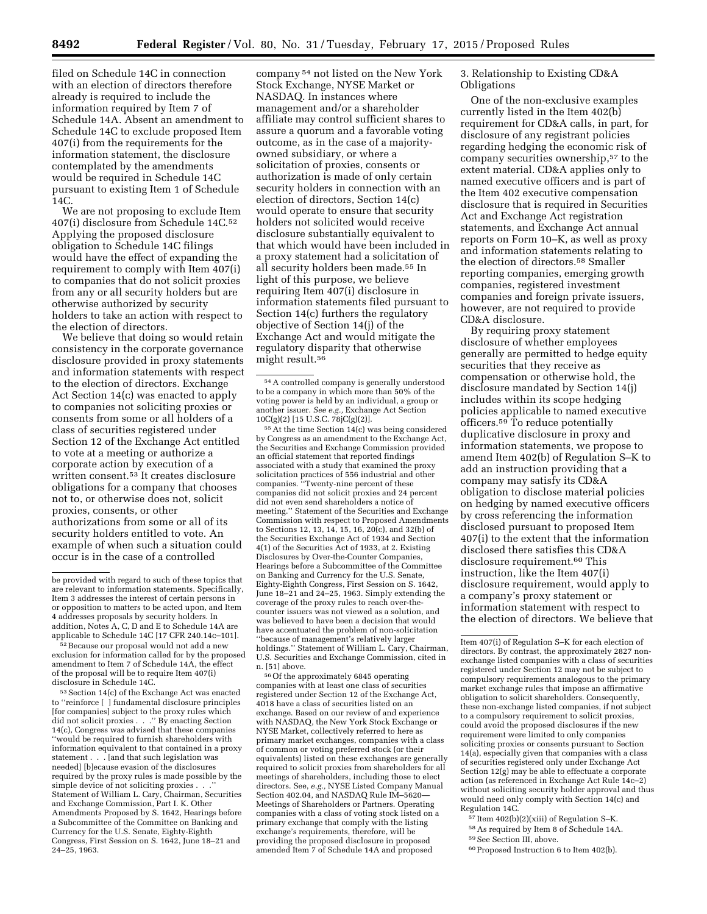filed on Schedule 14C in connection with an election of directors therefore already is required to include the information required by Item 7 of Schedule 14A. Absent an amendment to Schedule 14C to exclude proposed Item 407(i) from the requirements for the information statement, the disclosure contemplated by the amendments would be required in Schedule 14C pursuant to existing Item 1 of Schedule 14C.

We are not proposing to exclude Item 407(i) disclosure from Schedule 14C.[52] Applying the proposed disclosure obligation to Schedule 14C filings would have the effect of expanding the requirement to comply with Item 407(i) to companies that do not solicit proxies from any or all security holders but are otherwise authorized by security holders to take an action with respect to the election of directors.

We believe that doing so would retain consistency in the corporate governance disclosure provided in proxy statements and information statements with respect to the election of directors. Exchange Act Section 14(c) was enacted to apply to companies not soliciting proxies or consents from some or all holders of a class of securities registered under Section 12 of the Exchange Act entitled to vote at a meeting or authorize a corporate action by execution of a written consent.[53] It creates disclosure obligations for a company that chooses not to, or otherwise does not, solicit proxies, consents, or other authorizations from some or all of its security holders entitled to vote. An example of when such a situation could occur is in the case of a controlled company[54] not listed on the New York Stock Exchange, NYSE Market or NASDAQ. In instances where management and/or a shareholder affiliate may control sufficient shares to assure a quorum and a favorable voting outcome, as in the case of a majority-owned subsidiary, or where a solicitation of proxies, consents or authorization is made of only certain security holders in connection with an election of directors, Section 14(c) would operate to ensure that security holders not solicited would receive disclosure substantially equivalent to that which would have been included in a proxy statement had a solicitation of all security holders been made.[55] In light of this purpose, we believe requiring Item 407(i) disclosure in information statements filed pursuant to Section 14(c) furthers the regulatory objective of Section 14(j) of the Exchange Act and would mitigate the regulatory disparity that otherwise might result.[56]

3. Relationship to Existing CD&A Obligations

One of the non-exclusive examples currently listed in the Item 402(b) requirement for CD&A calls, in part, for disclosure of any registrant policies regarding hedging the economic risk of company securities ownership,[57] to the extent material. CD&A applies only to named executive officers and is part of the Item 402 executive compensation disclosure that is required in Securities Act and Exchange Act registration statements, and Exchange Act annual reports on Form 10–K, as well as proxy and information statements relating to the election of directors.[58] Smaller reporting companies, emerging growth companies, registered investment companies and foreign private issuers, however, are not required to provide CD&A disclosure.

By requiring proxy statement disclosure of whether employees generally are permitted to hedge equity securities that they receive as compensation or otherwise hold, the disclosure mandated by Section 14(j) includes within its scope hedging policies applicable to named executive officers.[59] To reduce potentially duplicative disclosure in proxy and information statements, we propose to amend Item 402(b) of Regulation S–K to add an instruction providing that a company may satisfy its CD&A obligation to disclose material policies on hedging by named executive officers by cross referencing the information disclosed pursuant to proposed Item 407(i) to the extent that the information disclosed there satisfies this CD&A disclosure requirement.[60] This instruction, like the Item 407(i) disclosure requirement, would apply to a company's proxy statement or information statement with respect to the election of directors. We believe that

---

be provided with regard to such of these topics that are relevant to information statements. Specifically, Item 3 addresses the interest of certain persons in or opposition to matters to be acted upon, and Item 4 addresses proposals by security holders. In addition, Notes A, C, D and E to Schedule 14A are applicable to Schedule 14C [17 CFR 240.14c–101].

[52] Because our proposal would not add a new exclusion for information called for by the proposed amendment to Item 7 of Schedule 14A, the effect of the proposal will be to require Item 407(i) disclosure in Schedule 14C.

[53] Section 14(c) of the Exchange Act was enacted to "reinforce [ ] fundamental disclosure principles [for companies] subject to the proxy rules which did not solicit proxies . . ." By enacting Section 14(c), Congress was advised that these companies "would be required to furnish shareholders with information equivalent to that contained in a proxy statement . . . [and that such legislation was needed] [b]ecause evasion of the disclosures required by the proxy rules is made possible by the simple device of not soliciting proxies . . ." Statement of William L. Cary, Chairman, Securities and Exchange Commission, Part I. K. Other Amendments Proposed by S. 1642, Hearings before a Subcommittee of the Committee on Banking and Currency for the U.S. Senate, Eighty-Eighth Congress, First Session on S. 1642, June 18–21 and 24–25, 1963.

[54] A controlled company is generally understood to be a company in which more than 50% of the voting power is held by an individual, a group or another issuer. *See e.g.*, Exchange Act Section 10C(g)(2) [15 U.S.C. 78jC(g)(2)].

[55] At the time Section 14(c) was being considered by Congress as an amendment to the Exchange Act, the Securities and Exchange Commission provided an official statement that reported findings associated with a study that examined the proxy solicitation practices of 556 industrial and other companies. "Twenty-nine percent of these companies did not solicit proxies and 24 percent did not even send shareholders a notice of meeting." Statement of the Securities and Exchange Commission with respect to Proposed Amendments to Sections 12, 13, 14, 15, 16, 20(c), and 32(b) of the Securities Exchange Act of 1934 and Section 4(1) of the Securities Act of 1933, at 2. Existing Disclosures by Over-the-Counter Companies, Hearings before a Subcommittee of the Committee on Banking and Currency for the U.S. Senate, Eighty-Eighth Congress, First Session on S. 1642, June 18–21 and 24–25, 1963. Simply extending the coverage of the proxy rules to reach over-the-counter issuers was not viewed as a solution, and was believed to have been a decision that would have accentuated the problem of non-solicitation "because of management's relatively larger holdings." Statement of William L. Cary, Chairman, U.S. Securities and Exchange Commission, cited in n. [51] above.

[56] Of the approximately 6845 operating companies with at least one class of securities registered under Section 12 of the Exchange Act, 4018 have a class of securities listed on an exchange. Based on our review of and experience with NASDAQ, the New York Stock Exchange or NYSE Market, collectively referred to here as primary market exchanges, companies with a class of common or voting preferred stock (or their equivalents) listed on these exchanges are generally required to solicit proxies from shareholders for all meetings of shareholders, including those to elect directors. See, *e.g.*, NYSE Listed Company Manual Section 402.04, and NASDAQ Rule IM–5620—Meetings of Shareholders or Partners. Operating companies with a class of voting stock listed on a primary exchange that comply with the listing exchange's requirements, therefore, will be providing the proposed disclosure in proposed amended Item 7 of Schedule 14A and proposed Item 407(i) of Regulation S–K for each election of directors. By contrast, the approximately 2827 non-exchange listed companies with a class of securities registered under Section 12 may not be subject to compulsory requirements analogous to the primary market exchange rules that impose an affirmative obligation to solicit shareholders. Consequently, these non-exchange listed companies, if not subject to a compulsory requirement to solicit proxies, could avoid the proposed disclosures if the new requirement were limited to only companies soliciting proxies or consents pursuant to Section 14(a), especially given that companies with a class of securities registered only under Exchange Act Section 12(g) may be able to effectuate a corporate action (as referenced in Exchange Act Rule 14c–2) without soliciting security holder approval and thus would need only comply with Section 14(c) and Regulation 14C.

[57] Item 402(b)(2)(xiii) of Regulation S–K.

[58] As required by Item 8 of Schedule 14A.

[59] See Section III, above.

[60] Proposed Instruction 6 to Item 402(b).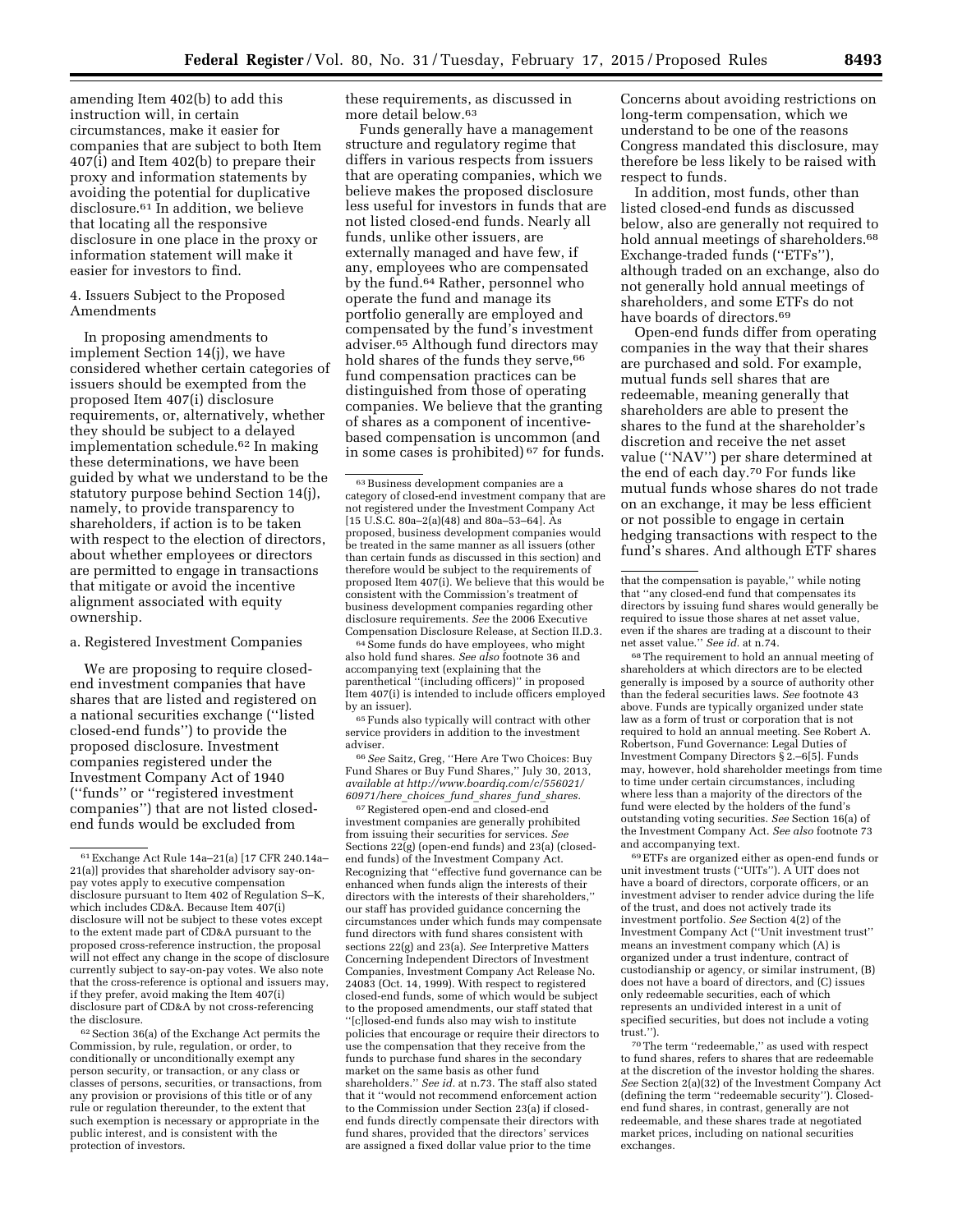amending Item 402(b) to add this instruction will, in certain circumstances, make it easier for companies that are subject to both Item 407(i) and Item 402(b) to prepare their proxy and information statements by avoiding the potential for duplicative disclosure.[61] In addition, we believe that locating all the responsive disclosure in one place in the proxy or information statement will make it easier for investors to find.

4. Issuers Subject to the Proposed Amendments

In proposing amendments to implement Section 14(j), we have considered whether certain categories of issuers should be exempted from the proposed Item 407(i) disclosure requirements, or, alternatively, whether they should be subject to a delayed implementation schedule.[62] In making these determinations, we have been guided by what we understand to be the statutory purpose behind Section 14(j), namely, to provide transparency to shareholders, if action is to be taken with respect to the election of directors, about whether employees or directors are permitted to engage in transactions that mitigate or avoid the incentive alignment associated with equity ownership.

a. Registered Investment Companies

We are proposing to require closed-end investment companies that have shares that are listed and registered on a national securities exchange (''listed closed-end funds'') to provide the proposed disclosure. Investment companies registered under the Investment Company Act of 1940 (''funds'' or ''registered investment companies'') that are not listed closed-end funds would be excluded from these requirements, as discussed in more detail below.[63]

Funds generally have a management structure and regulatory regime that differs in various respects from issuers that are operating companies, which we believe makes the proposed disclosure less useful for investors in funds that are not listed closed-end funds. Nearly all funds, unlike other issuers, are externally managed and have few, if any, employees who are compensated by the fund.[64] Rather, personnel who operate the fund and manage its portfolio generally are employed and compensated by the fund's investment adviser.[65] Although fund directors may hold shares of the funds they serve,[66] fund compensation practices can be distinguished from those of operating companies. We believe that the granting of shares as a component of incentive-based compensation is uncommon (and in some cases is prohibited)[67] for funds. Concerns about avoiding restrictions on long-term compensation, which we understand to be one of the reasons Congress mandated this disclosure, may therefore be less likely to be raised with respect to funds.

In addition, most funds, other than listed closed-end funds as discussed below, also are generally not required to hold annual meetings of shareholders.[68] Exchange-traded funds (''ETFs''), although traded on an exchange, also do not generally hold annual meetings of shareholders, and some ETFs do not have boards of directors.[69]

Open-end funds differ from operating companies in the way that their shares are purchased and sold. For example, mutual funds sell shares that are redeemable, meaning generally that shareholders are able to present the shares to the fund at the shareholder's discretion and receive the net asset value (''NAV'') per share determined at the end of each day.[70] For funds like mutual funds whose shares do not trade on an exchange, it may be less efficient or not possible to engage in certain hedging transactions with respect to the fund's shares. And although ETF shares

---

[61] Exchange Act Rule 14a–21(a) [17 CFR 240.14a–21(a)] provides that shareholder advisory say-on-pay votes apply to executive compensation disclosure pursuant to Item 402 of Regulation S–K, which includes CD&A. Because Item 407(i) disclosure will not be subject to these votes except to the extent made part of CD&A pursuant to the proposed cross-reference instruction, the proposal will not effect any change in the scope of disclosure currently subject to say-on-pay votes. We also note that the cross-reference is optional and issuers may, if they prefer, avoid making the Item 407(i) disclosure part of CD&A by not cross-referencing the disclosure.

[62] Section 36(a) of the Exchange Act permits the Commission, by rule, regulation, or order, to conditionally or unconditionally exempt any person security, or transaction, or any class or classes of persons, securities, or transactions, from any provision or provisions of this title or of any rule or regulation thereunder, to the extent that such exemption is necessary or appropriate in the public interest, and is consistent with the protection of investors.

[63] Business development companies are a category of closed-end investment company that are not registered under the Investment Company Act [15 U.S.C. 80a–2(a)(48) and 80a–53–64]. As proposed, business development companies would be treated in the same manner as all issuers (other than certain funds as discussed in this section) and therefore would be subject to the requirements of proposed Item 407(i). We believe that this would be consistent with the Commission's treatment of business development companies regarding other disclosure requirements. *See* the 2006 Executive Compensation Disclosure Release, at Section II.D.3.

[64] Some funds do have employees, who might also hold fund shares. *See also* footnote 36 and accompanying text (explaining that the parenthetical ''(including officers)'' in proposed Item 407(i) is intended to include officers employed by an issuer).

[65] Funds also typically will contract with other service providers in addition to the investment adviser.

[66] *See* Saitz, Greg, ''Here Are Two Choices: Buy Fund Shares or Buy Fund Shares,'' July 30, 2013, *available at http://www.boardiq.com/c/556021/60971/here_choices_fund_shares_fund_shares.*

[67] Registered open-end and closed-end investment companies are generally prohibited from issuing their securities for services. *See* Sections 22(g) (open-end funds) and 23(a) (closed-end funds) of the Investment Company Act. Recognizing that ''effective fund governance can be enhanced when funds align the interests of their directors with the interests of their shareholders,'' our staff has provided guidance concerning the circumstances under which funds may compensate fund directors with fund shares consistent with sections 22(g) and 23(a). *See* Interpretive Matters Concerning Independent Directors of Investment Companies, Investment Company Act Release No. 24083 (Oct. 14, 1999). With respect to registered closed-end funds, some of which would be subject to the proposed amendments, our staff stated that ''[c]losed-end funds also may wish to institute policies that encourage or require their directors to use the compensation that they receive from the funds to purchase fund shares in the secondary market on the same basis as other fund shareholders.'' *See id.* at n.73. The staff also stated that it ''would not recommend enforcement action to the Commission under Section 23(a) if closed-end funds directly compensate their directors with fund shares, provided that the directors' services are assigned a fixed dollar value prior to the time that the compensation is payable,'' while noting that ''any closed-end fund that compensates its directors by issuing fund shares would generally be required to issue those shares at net asset value, even if the shares are trading at a discount to their net asset value.'' *See id.* at n.74.

[68] The requirement to hold an annual meeting of shareholders at which directors are to be elected generally is imposed by a source of authority other than the federal securities laws. *See* footnote 43 above. Funds are typically organized under state law as a form of trust or corporation that is not required to hold an annual meeting. See Robert A. Robertson, Fund Governance: Legal Duties of Investment Company Directors § 2.–6[5]. Funds may, however, hold shareholder meetings from time to time under certain circumstances, including where less than a majority of the directors of the fund were elected by the holders of the fund's outstanding voting securities. *See* Section 16(a) of the Investment Company Act. *See also* footnote 73 and accompanying text.

[69] ETFs are organized either as open-end funds or unit investment trusts (''UITs''). A UIT does not have a board of directors, corporate officers, or an investment adviser to render advice during the life of the trust, and does not actively trade its investment portfolio. *See* Section 4(2) of the Investment Company Act (''Unit investment trust'' means an investment company which (A) is organized under a trust indenture, contract of custodianship or agency, or similar instrument, (B) does not have a board of directors, and (C) issues only redeemable securities, each of which represents an undivided interest in a unit of specified securities, but does not include a voting trust.'').

[70] The term ''redeemable,'' as used with respect to fund shares, refers to shares that are redeemable at the discretion of the investor holding the shares. *See* Section 2(a)(32) of the Investment Company Act (defining the term ''redeemable security''). Closed-end fund shares, in contrast, generally are not redeemable, and these shares trade at negotiated market prices, including on national securities exchanges.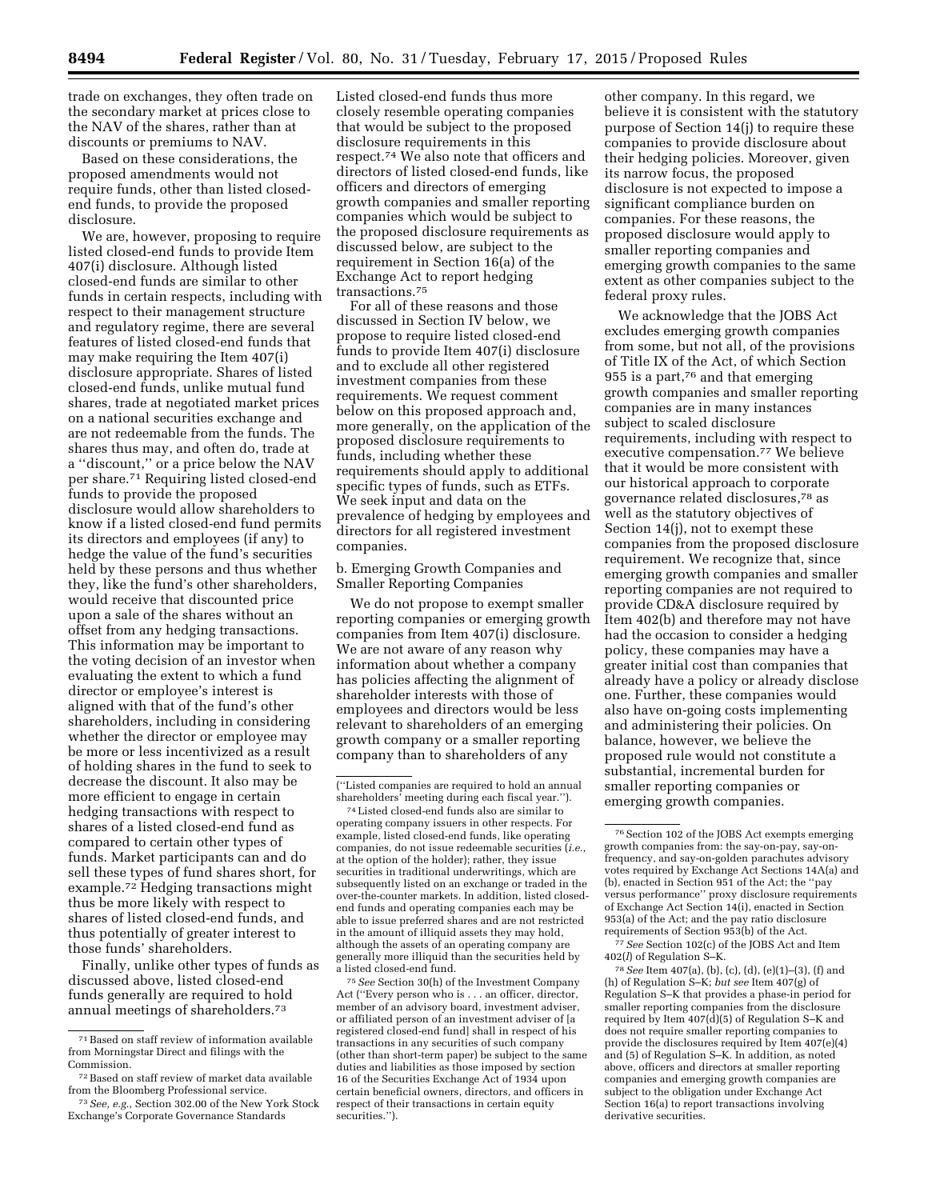trade on exchanges, they often trade on the secondary market at prices close to the NAV of the shares, rather than at discounts or premiums to NAV.

Based on these considerations, the proposed amendments would not require funds, other than listed closed-end funds, to provide the proposed disclosure.

We are, however, proposing to require listed closed-end funds to provide Item 407(i) disclosure. Although listed closed-end funds are similar to other funds in certain respects, including with respect to their management structure and regulatory regime, there are several features of listed closed-end funds that may make requiring the Item 407(i) disclosure appropriate. Shares of listed closed-end funds, unlike mutual fund shares, trade at negotiated market prices on a national securities exchange and are not redeemable from the funds. The shares thus may, and often do, trade at a ''discount,'' or a price below the NAV per share.[71] Requiring listed closed-end funds to provide the proposed disclosure would allow shareholders to know if a listed closed-end fund permits its directors and employees (if any) to hedge the value of the fund's securities held by these persons and thus whether they, like the fund's other shareholders, would receive that discounted price upon a sale of the shares without an offset from any hedging transactions. This information may be important to the voting decision of an investor when evaluating the extent to which a fund director or employee's interest is aligned with that of the fund's other shareholders, including in considering whether the director or employee may be more or less incentivized as a result of holding shares in the fund to seek to decrease the discount. It also may be more efficient to engage in certain hedging transactions with respect to shares of a listed closed-end fund as compared to certain other types of funds. Market participants can and do sell these types of fund shares short, for example.[72] Hedging transactions might thus be more likely with respect to shares of listed closed-end funds, and thus potentially of greater interest to those funds' shareholders.

Finally, unlike other types of funds as discussed above, listed closed-end funds generally are required to hold annual meetings of shareholders.[73] Listed closed-end funds thus more closely resemble operating companies that would be subject to the proposed disclosure requirements in this respect.[74] We also note that officers and directors of listed closed-end funds, like officers and directors of emerging growth companies and smaller reporting companies which would be subject to the proposed disclosure requirements as discussed below, are subject to the requirement in Section 16(a) of the Exchange Act to report hedging transactions.[75]

For all of these reasons and those discussed in Section IV below, we propose to require listed closed-end funds to provide Item 407(i) disclosure and to exclude all other registered investment companies from these requirements. We request comment below on this proposed approach and, more generally, on the application of the proposed disclosure requirements to funds, including whether these requirements should apply to additional specific types of funds, such as ETFs. We seek input and data on the prevalence of hedging by employees and directors for all registered investment companies.

b. Emerging Growth Companies and Smaller Reporting Companies

We do not propose to exempt smaller reporting companies or emerging growth companies from Item 407(i) disclosure. We are not aware of any reason why information about whether a company has policies affecting the alignment of shareholder interests with those of employees and directors would be less relevant to shareholders of an emerging growth company or a smaller reporting company than to shareholders of any other company. In this regard, we believe it is consistent with the statutory purpose of Section 14(j) to require these companies to provide disclosure about their hedging policies. Moreover, given its narrow focus, the proposed disclosure is not expected to impose a significant compliance burden on companies. For these reasons, the proposed disclosure would apply to smaller reporting companies and emerging growth companies to the same extent as other companies subject to the federal proxy rules.

We acknowledge that the JOBS Act excludes emerging growth companies from some, but not all, of the provisions of Title IX of the Act, of which Section 955 is a part,[76] and that emerging growth companies and smaller reporting companies are in many instances subject to scaled disclosure requirements, including with respect to executive compensation.[77] We believe that it would be more consistent with our historical approach to corporate governance related disclosures,[78] as well as the statutory objectives of Section 14(j), not to exempt these companies from the proposed disclosure requirement. We recognize that, since emerging growth companies and smaller reporting companies are not required to provide CD&A disclosure required by Item 402(b) and therefore may not have had the occasion to consider a hedging policy, these companies may have a greater initial cost than companies that already have a policy or already disclose one. Further, these companies would also have on-going costs implementing and administering their policies. On balance, however, we believe the proposed rule would not constitute a substantial, incremental burden for smaller reporting companies or emerging growth companies.

---

[71] Based on staff review of information available from Morningstar Direct and filings with the Commission.

[72] Based on staff review of market data available from the Bloomberg Professional service.

[73] *See, e.g.,* Section 302.00 of the New York Stock Exchange's Corporate Governance Standards (''Listed companies are required to hold an annual shareholders' meeting during each fiscal year.'').

[74] Listed closed-end funds also are similar to operating company issuers in other respects. For example, listed closed-end funds, like operating companies, do not issue redeemable securities (*i.e.,* at the option of the holder); rather, they issue securities in traditional underwritings, which are subsequently listed on an exchange or traded in the over-the-counter markets. In addition, listed closed-end funds and operating companies each may be able to issue preferred shares and are not restricted in the amount of illiquid assets they may hold, although the assets of an operating company are generally more illiquid than the securities held by a listed closed-end fund.

[75] *See* Section 30(h) of the Investment Company Act (''Every person who is . . . an officer, director, member of an advisory board, investment adviser, or affiliated person of an investment adviser of [a registered closed-end fund] shall in respect of his transactions in any securities of such company (other than short-term paper) be subject to the same duties and liabilities as those imposed by section 16 of the Securities Exchange Act of 1934 upon certain beneficial owners, directors, and officers in respect of their transactions in certain equity securities.'').

[76] Section 102 of the JOBS Act exempts emerging growth companies from: the say-on-pay, say-on-frequency, and say-on-golden parachutes advisory votes required by Exchange Act Sections 14A(a) and (b), enacted in Section 951 of the Act; the ''pay versus performance'' proxy disclosure requirements of Exchange Act Section 14(i), enacted in Section 953(a) of the Act; and the pay ratio disclosure requirements of Section 953(b) of the Act.

[77] *See* Section 102(c) of the JOBS Act and Item 402(*l*) of Regulation S–K.

[78] *See* Item 407(a), (b), (c), (d), (e)(1)–(3), (f) and (h) of Regulation S–K; *but see* Item 407(g) of Regulation S–K that provides a phase-in period for smaller reporting companies from the disclosure required by Item 407(d)(5) of Regulation S–K and does not require smaller reporting companies to provide the disclosures required by Item 407(e)(4) and (5) of Regulation S–K. In addition, as noted above, officers and directors at smaller reporting companies and emerging growth companies are subject to the obligation under Exchange Act Section 16(a) to report transactions involving derivative securities.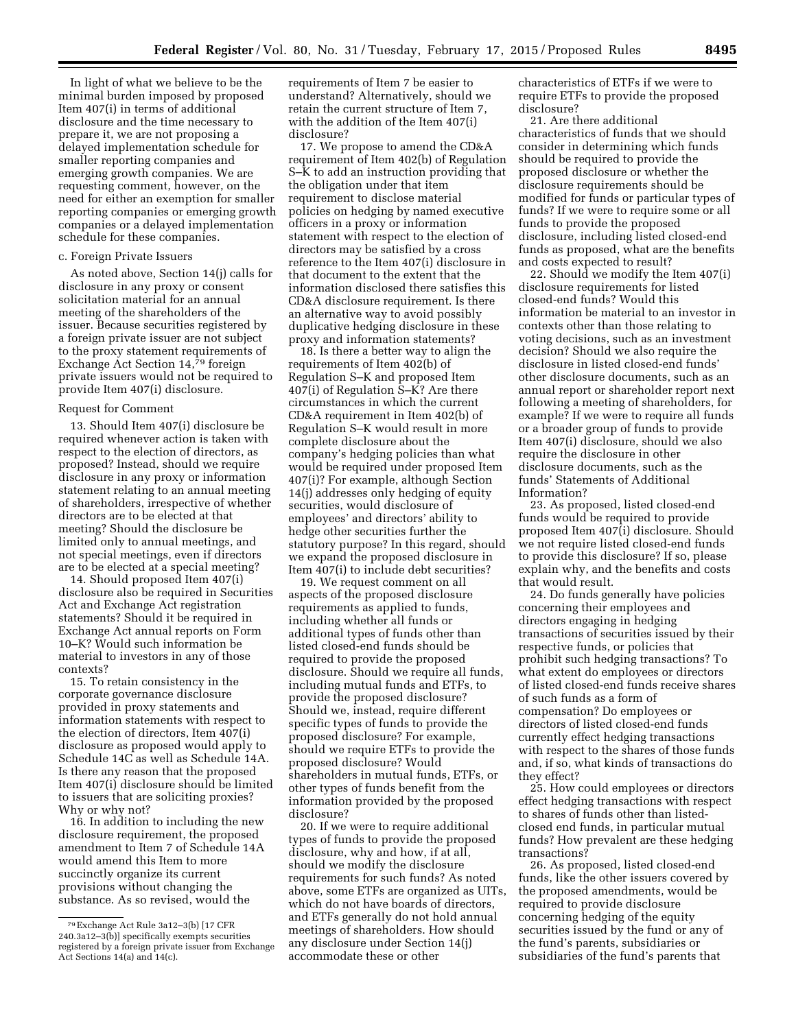In light of what we believe to be the minimal burden imposed by proposed Item 407(i) in terms of additional disclosure and the time necessary to prepare it, we are not proposing a delayed implementation schedule for smaller reporting companies and emerging growth companies. We are requesting comment, however, on the need for either an exemption for smaller reporting companies or emerging growth companies or a delayed implementation schedule for these companies.

c. Foreign Private Issuers

As noted above, Section 14(j) calls for disclosure in any proxy or consent solicitation material for an annual meeting of the shareholders of the issuer. Because securities registered by a foreign private issuer are not subject to the proxy statement requirements of Exchange Act Section 14,[79] foreign private issuers would not be required to provide Item 407(i) disclosure.

Request for Comment

13. Should Item 407(i) disclosure be required whenever action is taken with respect to the election of directors, as proposed? Instead, should we require disclosure in any proxy or information statement relating to an annual meeting of shareholders, irrespective of whether directors are to be elected at that meeting? Should the disclosure be limited only to annual meetings, and not special meetings, even if directors are to be elected at a special meeting?

14. Should proposed Item 407(i) disclosure also be required in Securities Act and Exchange Act registration statements? Should it be required in Exchange Act annual reports on Form 10–K? Would such information be material to investors in any of those contexts?

15. To retain consistency in the corporate governance disclosure provided in proxy statements and information statements with respect to the election of directors, Item 407(i) disclosure as proposed would apply to Schedule 14C as well as Schedule 14A. Is there any reason that the proposed Item 407(i) disclosure should be limited to issuers that are soliciting proxies? Why or why not?

16. In addition to including the new disclosure requirement, the proposed amendment to Item 7 of Schedule 14A would amend this Item to more succinctly organize its current provisions without changing the substance. As so revised, would the requirements of Item 7 be easier to understand? Alternatively, should we retain the current structure of Item 7, with the addition of the Item 407(i) disclosure?

17. We propose to amend the CD&A requirement of Item 402(b) of Regulation S–K to add an instruction providing that the obligation under that item requirement to disclose material policies on hedging by named executive officers in a proxy or information statement with respect to the election of directors may be satisfied by a cross reference to the Item 407(i) disclosure in that document to the extent that the information disclosed there satisfies this CD&A disclosure requirement. Is there an alternative way to avoid possibly duplicative hedging disclosure in these proxy and information statements?

18. Is there a better way to align the requirements of Item 402(b) of Regulation S–K and proposed Item 407(i) of Regulation S–K? Are there circumstances in which the current CD&A requirement in Item 402(b) of Regulation S–K would result in more complete disclosure about the company's hedging policies than what would be required under proposed Item 407(i)? For example, although Section 14(j) addresses only hedging of equity securities, would disclosure of employees' and directors' ability to hedge other securities further the statutory purpose? In this regard, should we expand the proposed disclosure in Item 407(i) to include debt securities?

19. We request comment on all aspects of the proposed disclosure requirements as applied to funds, including whether all funds or additional types of funds other than listed closed-end funds should be required to provide the proposed disclosure. Should we require all funds, including mutual funds and ETFs, to provide the proposed disclosure? Should we, instead, require different specific types of funds to provide the proposed disclosure? For example, should we require ETFs to provide the proposed disclosure? Would shareholders in mutual funds, ETFs, or other types of funds benefit from the information provided by the proposed disclosure?

20. If we were to require additional types of funds to provide the proposed disclosure, why and how, if at all, should we modify the disclosure requirements for such funds? As noted above, some ETFs are organized as UITs, which do not have boards of directors, and ETFs generally do not hold annual meetings of shareholders. How should any disclosure under Section 14(j) accommodate these or other characteristics of ETFs if we were to require ETFs to provide the proposed disclosure?

21. Are there additional characteristics of funds that we should consider in determining which funds should be required to provide the proposed disclosure or whether the disclosure requirements should be modified for funds or particular types of funds? If we were to require some or all funds to provide the proposed disclosure, including listed closed-end funds as proposed, what are the benefits and costs expected to result?

22. Should we modify the Item 407(i) disclosure requirements for listed closed-end funds? Would this information be material to an investor in contexts other than those relating to voting decisions, such as an investment decision? Should we also require the disclosure in listed closed-end funds' other disclosure documents, such as an annual report or shareholder report next following a meeting of shareholders, for example? If we were to require all funds or a broader group of funds to provide Item 407(i) disclosure, should we also require the disclosure in other disclosure documents, such as the funds' Statements of Additional Information?

23. As proposed, listed closed-end funds would be required to provide proposed Item 407(i) disclosure. Should we not require listed closed-end funds to provide this disclosure? If so, please explain why, and the benefits and costs that would result.

24. Do funds generally have policies concerning their employees and directors engaging in hedging transactions of securities issued by their respective funds, or policies that prohibit such hedging transactions? To what extent do employees or directors of listed closed-end funds receive shares of such funds as a form of compensation? Do employees or directors of listed closed-end funds currently effect hedging transactions with respect to the shares of those funds and, if so, what kinds of transactions do they effect?

25. How could employees or directors effect hedging transactions with respect to shares of funds other than listed-closed end funds, in particular mutual funds? How prevalent are these hedging transactions?

26. As proposed, listed closed-end funds, like the other issuers covered by the proposed amendments, would be required to provide disclosure concerning hedging of the equity securities issued by the fund or any of the fund's parents, subsidiaries or subsidiaries of the fund's parents that

[79] Exchange Act Rule 3a12–3(b) [17 CFR 240.3a12–3(b)] specifically exempts securities registered by a foreign private issuer from Exchange Act Sections 14(a) and 14(c).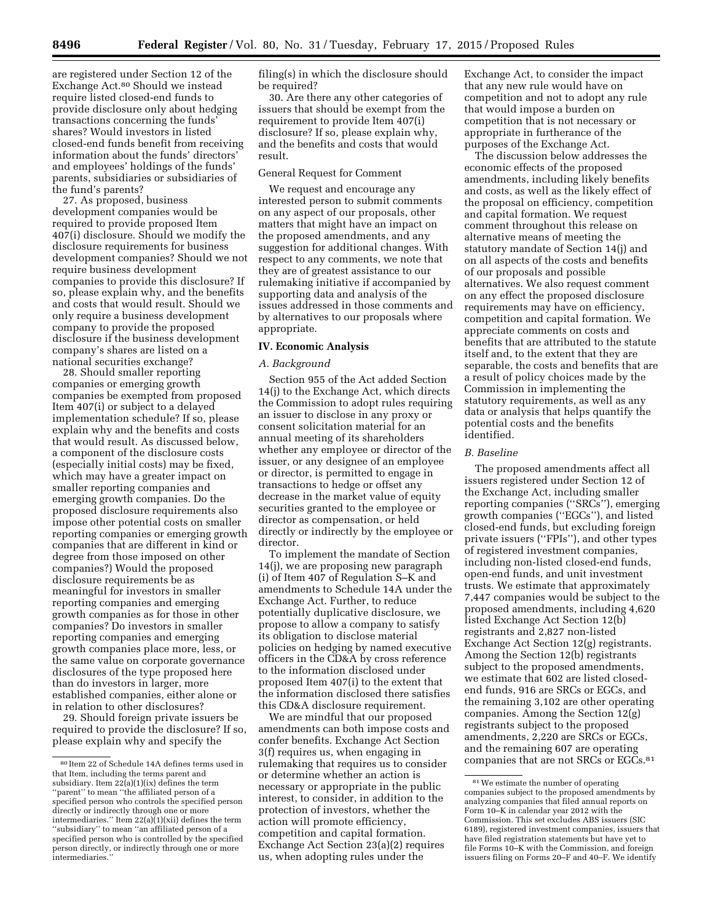are registered under Section 12 of the Exchange Act.[80] Should we instead require listed closed-end funds to provide disclosure only about hedging transactions concerning the funds' shares? Would investors in listed closed-end funds benefit from receiving information about the funds' directors' and employees' holdings of the funds' parents, subsidiaries or subsidiaries of the fund's parents?

27. As proposed, business development companies would be required to provide proposed Item 407(i) disclosure. Should we modify the disclosure requirements for business development companies? Should we not require business development companies to provide this disclosure? If so, please explain why, and the benefits and costs that would result. Should we only require a business development company to provide the proposed disclosure if the business development company's shares are listed on a national securities exchange?

28. Should smaller reporting companies or emerging growth companies be exempted from proposed Item 407(i) or subject to a delayed implementation schedule? If so, please explain why and the benefits and costs that would result. As discussed below, a component of the disclosure costs (especially initial costs) may be fixed, which may have a greater impact on smaller reporting companies and emerging growth companies. Do the proposed disclosure requirements also impose other potential costs on smaller reporting companies or emerging growth companies that are different in kind or degree from those imposed on other companies?) Would the proposed disclosure requirements be as meaningful for investors in smaller reporting companies and emerging growth companies as for those in other companies? Do investors in smaller reporting companies and emerging growth companies place more, less, or the same value on corporate governance disclosures of the type proposed here than do investors in larger, more established companies, either alone or in relation to other disclosures?

29. Should foreign private issuers be required to provide the disclosure? If so, please explain why and specify the filing(s) in which the disclosure should be required?

30. Are there any other categories of issuers that should be exempt from the requirement to provide Item 407(i) disclosure? If so, please explain why, and the benefits and costs that would result.

General Request for Comment

We request and encourage any interested person to submit comments on any aspect of our proposals, other matters that might have an impact on the proposed amendments, and any suggestion for additional changes. With respect to any comments, we note that they are of greatest assistance to our rulemaking initiative if accompanied by supporting data and analysis of the issues addressed in those comments and by alternatives to our proposals where appropriate.

## IV. Economic Analysis

### *A. Background*

Section 955 of the Act added Section 14(j) to the Exchange Act, which directs the Commission to adopt rules requiring an issuer to disclose in any proxy or consent solicitation material for an annual meeting of its shareholders whether any employee or director of the issuer, or any designee of an employee or director, is permitted to engage in transactions to hedge or offset any decrease in the market value of equity securities granted to the employee or director as compensation, or held directly or indirectly by the employee or director.

To implement the mandate of Section 14(j), we are proposing new paragraph (i) of Item 407 of Regulation S–K and amendments to Schedule 14A under the Exchange Act. Further, to reduce potentially duplicative disclosure, we propose to allow a company to satisfy its obligation to disclose material policies on hedging by named executive officers in the CD&A by cross reference to the information disclosed under proposed Item 407(i) to the extent that the information disclosed there satisfies this CD&A disclosure requirement.

We are mindful that our proposed amendments can both impose costs and confer benefits. Exchange Act Section 3(f) requires us, when engaging in rulemaking that requires us to consider or determine whether an action is necessary or appropriate in the public interest, to consider, in addition to the protection of investors, whether the action will promote efficiency, competition and capital formation. Exchange Act Section 23(a)(2) requires us, when adopting rules under the Exchange Act, to consider the impact that any new rule would have on competition and not to adopt any rule that would impose a burden on competition that is not necessary or appropriate in furtherance of the purposes of the Exchange Act.

The discussion below addresses the economic effects of the proposed amendments, including likely benefits and costs, as well as the likely effect of the proposal on efficiency, competition and capital formation. We request comment throughout this release on alternative means of meeting the statutory mandate of Section 14(j) and on all aspects of the costs and benefits of our proposals and possible alternatives. We also request comment on any effect the proposed disclosure requirements may have on efficiency, competition and capital formation. We appreciate comments on costs and benefits that are attributed to the statute itself and, to the extent that they are separable, the costs and benefits that are a result of policy choices made by the Commission in implementing the statutory requirements, as well as any data or analysis that helps quantify the potential costs and the benefits identified.

### *B. Baseline*

The proposed amendments affect all issuers registered under Section 12 of the Exchange Act, including smaller reporting companies (''SRCs''), emerging growth companies (''EGCs''), and listed closed-end funds, but excluding foreign private issuers (''FPIs''), and other types of registered investment companies, including non-listed closed-end funds, open-end funds, and unit investment trusts. We estimate that approximately 7,447 companies would be subject to the proposed amendments, including 4,620 listed Exchange Act Section 12(b) registrants and 2,827 non-listed Exchange Act Section 12(g) registrants. Among the Section 12(b) registrants subject to the proposed amendments, we estimate that 602 are listed closed-end funds, 916 are SRCs or EGCs, and the remaining 3,102 are other operating companies. Among the Section 12(g) registrants subject to the proposed amendments, 2,220 are SRCs or EGCs, and the remaining 607 are operating companies that are not SRCs or EGCs.[81]

---

[80] Item 22 of Schedule 14A defines terms used in that Item, including the terms parent and subsidiary. Item 22(a)(1)(ix) defines the term ''parent'' to mean ''the affiliated person of a specified person who controls the specified person directly or indirectly through one or more intermediaries.'' Item 22(a)(1)(xii) defines the term ''subsidiary'' to mean ''an affiliated person of a specified person who is controlled by the specified person directly, or indirectly through one or more intermediaries.''

[81] We estimate the number of operating companies subject to the proposed amendments by analyzing companies that filed annual reports on Form 10–K in calendar year 2012 with the Commission. This set excludes ABS issuers (SIC 6189), registered investment companies, issuers that have filed registration statements but have yet to file Forms 10–K with the Commission, and foreign issuers filing on Forms 20–F and 40–F. We identify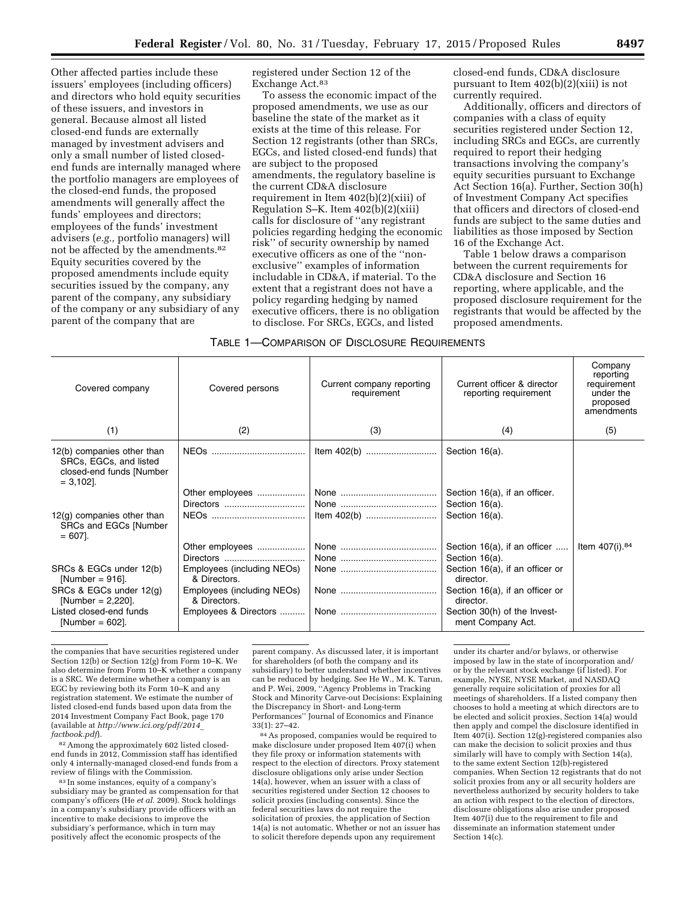Other affected parties include these issuers' employees (including officers) and directors who hold equity securities of these issuers, and investors in general. Because almost all listed closed-end funds are externally managed by investment advisers and only a small number of listed closed-end funds are internally managed where the portfolio managers are employees of the closed-end funds, the proposed amendments will generally affect the funds' employees and directors; employees of the funds' investment advisers (*e.g.,* portfolio managers) will not be affected by the amendments.[82] Equity securities covered by the proposed amendments include equity securities issued by the company, any parent of the company, any subsidiary of the company or any subsidiary of any parent of the company that are registered under Section 12 of the Exchange Act.[83]

To assess the economic impact of the proposed amendments, we use as our baseline the state of the market as it exists at the time of this release. For Section 12 registrants (other than SRCs, EGCs, and listed closed-end funds) that are subject to the proposed amendments, the regulatory baseline is the current CD&A disclosure requirement in Item 402(b)(2)(xiii) of Regulation S–K. Item 402(b)(2)(xiii) calls for disclosure of "any registrant policies regarding hedging the economic risk" of security ownership by named executive officers as one of the "non-exclusive" examples of information includable in CD&A, if material. To the extent that a registrant does not have a policy regarding hedging by named executive officers, there is no obligation to disclose. For SRCs, EGCs, and listed closed-end funds, CD&A disclosure pursuant to Item 402(b)(2)(xiii) is not currently required.

Additionally, officers and directors of companies with a class of equity securities registered under Section 12, including SRCs and EGCs, are currently required to report their hedging transactions involving the company's equity securities pursuant to Exchange Act Section 16(a). Further, Section 30(h) of Investment Company Act specifies that officers and directors of closed-end funds are subject to the same duties and liabilities as those imposed by Section 16 of the Exchange Act.

Table 1 below draws a comparison between the current requirements for CD&A disclosure and Section 16 reporting, where applicable, and the proposed disclosure requirement for the registrants that would be affected by the proposed amendments.

TABLE 1—COMPARISON OF DISCLOSURE REQUIREMENTS

| Covered company | Covered persons | Current company reporting requirement | Current officer & director reporting requirement | Company reporting requirement under the proposed amendments |
|---|---|---|---|---|
| (1) | (2) | (3) | (4) | (5) |
| 12(b) companies other than SRCs, EGCs, and listed closed-end funds [Number = 3,102]. | NEOs | Item 402(b) | Section 16(a). | |
| | Other employees | None | Section 16(a), if an officer. | |
| | Directors | None | Section 16(a). | |
| 12(g) companies other than SRCs and EGCs [Number = 607]. | NEOs | Item 402(b) | Section 16(a). | |
| | Other employees | None | Section 16(a), if an officer | Item 407(i).[84] |
| | Directors | None | Section 16(a). | |
| SRCs & EGCs under 12(b) [Number = 916]. | Employees (including NEOs) & Directors. | None | Section 16(a), if an officer or director. | |
| SRCs & EGCs under 12(g) [Number = 2,220]. | Employees (including NEOs) & Directors. | None | Section 16(a), if an officer or director. | |
| Listed closed-end funds [Number = 602]. | Employees & Directors | None | Section 30(h) of the Investment Company Act. | |

the companies that have securities registered under Section 12(b) or Section 12(g) from Form 10–K. We also determine from Form 10–K whether a company is a SRC. We determine whether a company is an EGC by reviewing both its Form 10–K and any registration statement. We estimate the number of listed closed-end funds based upon data from the 2014 Investment Company Fact Book, page 170 (available at *http://www.ici.org/pdf/2014_factbook.pdf*).

[82] Among the approximately 602 listed closed-end funds in 2012, Commission staff has identified only 4 internally-managed closed-end funds from a review of filings with the Commission.

[83] In some instances, equity of a company's subsidiary may be granted as compensation for that company's officers (He *et al.* 2009). Stock holdings in a company's subsidiary provide officers with an incentive to make decisions to improve the subsidiary's performance, which in turn may positively affect the economic prospects of the parent company. As discussed later, it is important for shareholders (of both the company and its subsidiary) to better understand whether incentives can be reduced by hedging. See He W., M. K. Tarun, and P. Wei, 2009, "Agency Problems in Tracking Stock and Minority Carve-out Decisions: Explaining the Discrepancy in Short- and Long-term Performances" Journal of Economics and Finance 33(1): 27–42.

[84] As proposed, companies would be required to make disclosure under proposed Item 407(i) when they file proxy or information statements with respect to the election of directors. Proxy statement disclosure obligations only arise under Section 14(a), however, when an issuer with a class of securities registered under Section 12 chooses to solicit proxies (including consents). Since the federal securities laws do not require the solicitation of proxies, the application of Section 14(a) is not automatic. Whether or not an issuer has to solicit therefore depends upon any requirement under its charter and/or bylaws, or otherwise imposed by law in the state of incorporation and/or by the relevant stock exchange (if listed). For example, NYSE, NYSE Market, and NASDAQ generally require solicitation of proxies for all meetings of shareholders. If a listed company then chooses to hold a meeting at which directors are to be elected and solicit proxies, Section 14(a) would then apply and compel the disclosure identified in Item 407(i). Section 12(g)-registered companies also can make the decision to solicit proxies and thus similarly will have to comply with Section 14(a), to the same extent Section 12(b)-registered companies. When Section 12 registrants that do not solicit proxies from any or all security holders are nevertheless authorized by security holders to take an action with respect to the election of directors, disclosure obligations also arise under proposed Item 407(i) due to the requirement to file and disseminate an information statement under Section 14(c).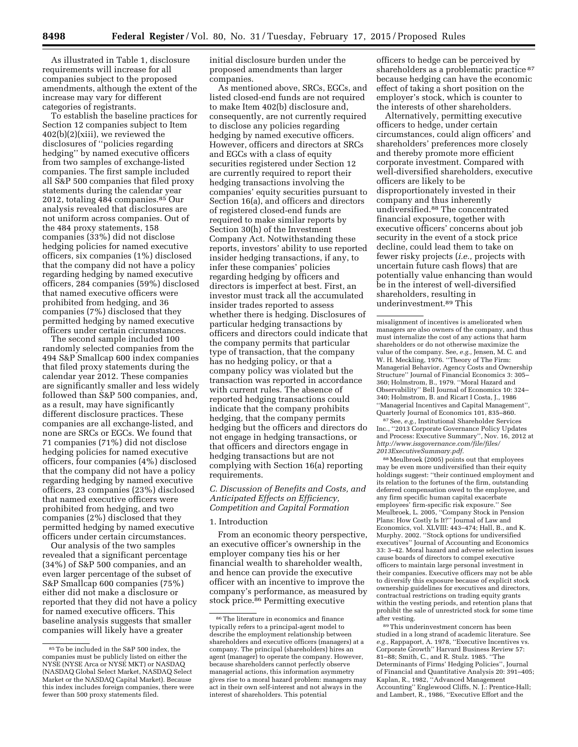As illustrated in Table 1, disclosure requirements will increase for all companies subject to the proposed amendments, although the extent of the increase may vary for different categories of registrants.

To establish the baseline practices for Section 12 companies subject to Item 402(b)(2)(xiii), we reviewed the disclosures of ''policies regarding hedging'' by named executive officers from two samples of exchange-listed companies. The first sample included all S&P 500 companies that filed proxy statements during the calendar year 2012, totaling 484 companies.[85] Our analysis revealed that disclosures are not uniform across companies. Out of the 484 proxy statements, 158 companies (33%) did not disclose hedging policies for named executive officers, six companies (1%) disclosed that the company did not have a policy regarding hedging by named executive officers, 284 companies (59%) disclosed that named executive officers were prohibited from hedging, and 36 companies (7%) disclosed that they permitted hedging by named executive officers under certain circumstances.

The second sample included 100 randomly selected companies from the 494 S&P Smallcap 600 index companies that filed proxy statements during the calendar year 2012. These companies are significantly smaller and less widely followed than S&P 500 companies, and, as a result, may have significantly different disclosure practices. These companies are all exchange-listed, and none are SRCs or EGCs. We found that 71 companies (71%) did not disclose hedging policies for named executive officers, four companies (4%) disclosed that the company did not have a policy regarding hedging by named executive officers, 23 companies (23%) disclosed that named executive officers were prohibited from hedging, and two companies (2%) disclosed that they permitted hedging by named executive officers under certain circumstances.

Our analysis of the two samples revealed that a significant percentage (34%) of S&P 500 companies, and an even larger percentage of the subset of S&P Smallcap 600 companies (75%) either did not make a disclosure or reported that they did not have a policy for named executive officers. This baseline analysis suggests that smaller companies will likely have a greater initial disclosure burden under the proposed amendments than larger companies.

As mentioned above, SRCs, EGCs, and listed closed-end funds are not required to make Item 402(b) disclosure and, consequently, are not currently required to disclose any policies regarding hedging by named executive officers. However, officers and directors at SRCs and EGCs with a class of equity securities registered under Section 12 are currently required to report their hedging transactions involving the companies' equity securities pursuant to Section 16(a), and officers and directors of registered closed-end funds are required to make similar reports by Section 30(h) of the Investment Company Act. Notwithstanding these reports, investors' ability to use reported insider hedging transactions, if any, to infer these companies' policies regarding hedging by officers and directors is imperfect at best. First, an investor must track all the accumulated insider trades reported to assess whether there is hedging. Disclosures of particular hedging transactions by officers and directors could indicate that the company permits that particular type of transaction, that the company has no hedging policy, or that a company policy was violated but the transaction was reported in accordance with current rules. The absence of reported hedging transactions could indicate that the company prohibits hedging, that the company permits hedging but the officers and directors do not engage in hedging transactions, or that officers and directors engage in hedging transactions but are not complying with Section 16(a) reporting requirements.

### C. Discussion of Benefits and Costs, and Anticipated Effects on Efficiency, Competition and Capital Formation

#### 1. Introduction

From an economic theory perspective, an executive officer's ownership in the employer company ties his or her financial wealth to shareholder wealth, and hence can provide the executive officer with an incentive to improve the company's performance, as measured by stock price.[86] Permitting executive officers to hedge can be perceived by shareholders as a problematic practice[87] because hedging can have the economic effect of taking a short position on the employer's stock, which is counter to the interests of other shareholders.

Alternatively, permitting executive officers to hedge, under certain circumstances, could align officers' and shareholders' preferences more closely and thereby promote more efficient corporate investment. Compared with well-diversified shareholders, executive officers are likely to be disproportionately invested in their company and thus inherently undiversified.[88] The concentrated financial exposure, together with executive officers' concerns about job security in the event of a stock price decline, could lead them to take on fewer risky projects (*i.e.,* projects with uncertain future cash flows) that are potentially value enhancing than would be in the interest of well-diversified shareholders, resulting in underinvestment.[89] This

---

[85] To be included in the S&P 500 index, the companies must be publicly listed on either the NYSE (NYSE Arca or NYSE MKT) or NASDAQ (NASDAQ Global Select Market, NASDAQ Select Market or the NASDAQ Capital Market). Because this index includes foreign companies, there were fewer than 500 proxy statements filed.

[86] The literature in economics and finance typically refers to a principal-agent model to describe the employment relationship between shareholders and executive officers (managers) at a company. The principal (shareholders) hires an agent (manager) to operate the company. However, because shareholders cannot perfectly observe managerial actions, this information asymmetry gives rise to a moral hazard problem: managers may act in their own self-interest and not always in the interest of shareholders. This potential misalignment of incentives is ameliorated when managers are also owners of the company, and thus must internalize the cost of any actions that harm shareholders or do not otherwise maximize the value of the company. See, *e.g.,* Jensen, M. C. and W. H. Meckling, 1976. ''Theory of The Firm: Managerial Behavior, Agency Costs and Ownership Structure'' Journal of Financial Economics 3: 305–360; Holmstrom, B., 1979. ''Moral Hazard and Observability'' Bell Journal of Economics 10: 324–340; Holmstrom, B. and Ricart I Costa, J., 1986 ''Managerial Incentives and Capital Management'', Quarterly Journal of Economics 101, 835–860.

[87] See, *e.g.,* Institutional Shareholder Services Inc., ''2013 Corporate Governance Policy Updates and Process: Executive Summary'', Nov. 16, 2012 at *http://www.issgovernance.com/file/files/2013ExecutiveSummary.pdf.*

[88] Meulbroek (2005) points out that employees may be even more undiversified than their equity holdings suggest: ''their continued employment and its relation to the fortunes of the firm, outstanding deferred compensation owed to the employee, and any firm specific human capital exacerbate employees' firm-specific risk exposure.'' See Meulbroek, L. 2005, ''Company Stock in Pension Plans: How Costly Is It?'' Journal of Law and Economics, vol. XLVIII: 443–474; Hall, B., and K. Murphy. 2002. ''Stock options for undiversified executives'' Journal of Accounting and Economics 33: 3–42. Moral hazard and adverse selection issues cause boards of directors to compel executive officers to maintain large personal investment in their companies. Executive officers may not be able to diversify this exposure because of explicit stock ownership guidelines for executives and directors, contractual restrictions on trading equity grants within the vesting periods, and retention plans that prohibit the sale of unrestricted stock for some time after vesting.

[89] This underinvestment concern has been studied in a long strand of academic literature. See *e.g.,* Rappaport, A. 1978, ''Executive Incentives vs. Corporate Growth'' Harvard Business Review 57: 81–88; Smith, C., and R. Stulz. 1985. ''The Determinants of Firms' Hedging Policies'', Journal of Financial and Quantitative Analysis 20: 391–405; Kaplan, R., 1982, ''Advanced Management Accounting'' Englewood Cliffs, N. J.: Prentice-Hall; and Lambert, R., 1986, ''Executive Effort and the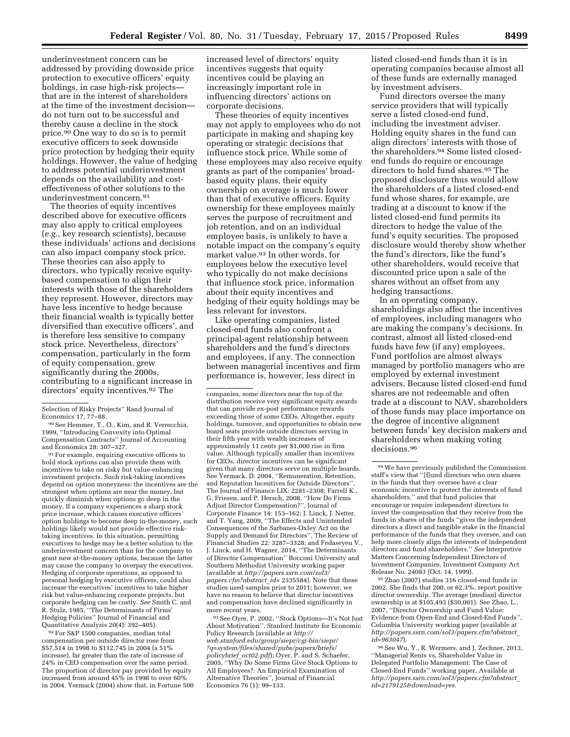underinvestment concern can be addressed by providing downside price protection to executive officers' equity holdings, in case high-risk projects—that are in the interest of shareholders at the time of the investment decision—do not turn out to be successful and thereby cause a decline in the stock price.[90] One way to do so is to permit executive officers to seek downside price protection by hedging their equity holdings. However, the value of hedging to address potential underinvestment depends on the availability and cost-effectiveness of other solutions to the underinvestment concern.[91]

The theories of equity incentives described above for executive officers may also apply to critical employees (*e.g.,* key research scientists), because these individuals' actions and decisions can also impact company stock price. These theories can also apply to directors, who typically receive equity-based compensation to align their interests with those of the shareholders they represent. However, directors may have less incentive to hedge because their financial wealth is typically better diversified than executive officers', and is therefore less sensitive to company stock price. Nevertheless, directors' compensation, particularly in the form of equity compensation, grew significantly during the 2000s, contributing to a significant increase in directors' equity incentives.[92] The increased level of directors' equity incentives suggests that equity incentives could be playing an increasingly important role in influencing directors' actions on corporate decisions.

These theories of equity incentives may not apply to employees who do not participate in making and shaping key operating or strategic decisions that influence stock price. While some of these employees may also receive equity grants as part of the companies' broad-based equity plans, their equity ownership on average is much lower than that of executive officers. Equity ownership for these employees mainly serves the purpose of recruitment and job retention, and on an individual employee basis, is unlikely to have a notable impact on the company's equity market value.[93] In other words, for employees below the executive level who typically do not make decisions that influence stock price, information about their equity incentives and hedging of their equity holdings may be less relevant for investors.

Like operating companies, listed closed-end funds also confront a principal-agent relationship between shareholders and the fund's directors and employees, if any. The connection between managerial incentives and firm performance is, however, less direct in listed closed-end funds than it is in operating companies because almost all of these funds are externally managed by investment advisers.

Fund directors oversee the many service providers that will typically serve a listed closed-end fund, including the investment adviser. Holding equity shares in the fund can align directors' interests with those of the shareholders.[94] Some listed closed-end funds do require or encourage directors to hold fund shares.[95] The proposed disclosure thus would allow the shareholders of a listed closed-end fund whose shares, for example, are trading at a discount to know if the listed closed-end fund permits its directors to hedge the value of the fund's equity securities. The proposed disclosure would thereby show whether the fund's directors, like the fund's other shareholders, would receive that discounted price upon a sale of the shares without an offset from any hedging transactions.

In an operating company, shareholdings also affect the incentives of employees, including managers who are making the company's decisions. In contrast, almost all listed closed-end funds have few (if any) employees. Fund portfolios are almost always managed by portfolio managers who are employed by external investment advisers. Because listed closed-end fund shares are not redeemable and often trade at a discount to NAV, shareholders of those funds may place importance on the degree of incentive alignment between funds' key decision makers and shareholders when making voting decisions.[96]

---

Selection of Risky Projects'' Rand Journal of Economics 17, 77–88.

[90] See Hemmer, T., O., Kim, and R. Verrecchia, 1999, ''Introducing Convexity into Optimal Compensation Contracts'' Journal of Accounting and Economics 28: 307–327.

[91] For example, requiring executive officers to hold stock options can also provide them with incentives to take on risky but value-enhancing investment projects. Such risk-taking incentives depend on option moneyness: the incentives are the strongest when options are near the money, but quickly diminish when options go deep in the money. If a company experiences a sharp stock price increase, which causes executive officers' option holdings to become deep in-the-money, such holdings likely would not provide effective risk-taking incentives. In this situation, permitting executives to hedge may be a better solution to the underinvestment concern than for the company to grant new at-the-money options, because the latter may cause the company to overpay the executives. Hedging of corporate operations, as opposed to personal hedging by executive officers, could also increase the executives' incentives to take higher risk but value-enhancing corporate projects, but corporate hedging can be costly. *See* Smith C. and R. Stulz, 1985, ''The Determinants of Firms' Hedging Policies'' Journal of Financial and Quantitative Analysis 20(4): 392–405).

[92] For S&P 1500 companies, median total compensation per outside director rose from $57,514 in 1998 to $112,745 in 2004 (a 51% increase), far greater than the rate of increase of 24% in CEO compensation over the same period. The proportion of director pay provided by equity increased from around 45% in 1998 to over 60% in 2004. Yermack (2004) show that, in Fortune 500 companies, some directors near the top of the distribution receive very significant equity awards that can provide ex-post performance rewards exceeding those of some CEOs. Altogether, equity holdings, turnover, and opportunities to obtain new board seats provide outside directors serving in their fifth year with wealth increases of approximately 11 cents per $1,000 rise in firm value. Although typically smaller than incentives for CEOs, director incentives can be significant given that many directors serve on multiple boards. See Yermack, D. 2004, ''Remuneration, Retention, and Reputation Incentives for Outside Directors'', The Journal of Finance LIX: 2281–2308; Farrell K., G. Friesen, and P. Hersch, 2008, ''How Do Firms Adjust Director Compensation?'', Journal of Corporate Finance 14: 153–162; J. Linck, J. Netter, and T. Yang, 2009, ''The Effects and Unintended Consequences of the Sarbanes-Oxley Act on the Supply and Demand for Directors'', The Review of Financial Studies 22: 3287–3328; and Fedaseyeu V., J. Linck, and H. Wagner, 2014, ''The Determinants of Director Compensation'' Bocconi University and Southern Methodist University working paper (available at *http://papers.ssrn.com/sol3/papers.cfm?abstract_id= 2335584*). Note that these studies used samples prior to 2011; however, we have no reason to believe that director incentives and compensation have declined significantly in more recent years.

[93] See Oyer, P. 2002, ''Stock Options—It's Not Just About Motivation'', Stanford Institute for Economic Policy Research (available at *http://web.stanford.edu/group/siepr/cgi-bin/siepr/?q=system/files/shared/pubs/papers/briefs/policybrief_oct02.pdf*); Oyer, P. and S. Schaefer, 2005, ''Why Do Some Firms Give Stock Options to All Employees?: An Empirical Examination of Alternative Theories'', Journal of Financial Economics 76 (1): 99–133.

[94] We have previously published the Commission staff's view that ''[f]und directors who own shares in the funds that they oversee have a clear economic incentive to protect the interests of fund shareholders,'' and that fund policies that encourage or require independent directors to invest the compensation that they receive from the funds in shares of the funds ''gives the independent directors a direct and tangible stake in the financial performance of the funds that they oversee, and can help more closely align the interests of independent directors and fund shareholders.'' *See* Interpretive Matters Concerning Independent Directors of Investment Companies, Investment Company Act Release No. 24083 (Oct. 14, 1999).

[95] Zhao (2007) studies 316 closed-end funds in 2002. She finds that 200, or 62.3%, report positive director ownership. The average (median) director ownership is at $105,493 ($30,001). See Zhao, L., 2007, ''Director Ownership and Fund Value: Evidence from Open-End and Closed-End Funds'', Columbia University working paper (available at *http://papers.ssrn.com/sol3/papers.cfm?abstract_id=963047*).

[96] See Wu, Y., R. Wermers, and J. Zechner, 2013, ''Managerial Rents vs. Shareholder Value in Delegated Portfolio Management: The Case of Closed-End Funds'' working paper. Available at *http://papers.ssrn.com/sol3/papers.cfm?abstract_id=2179125&download=yes.*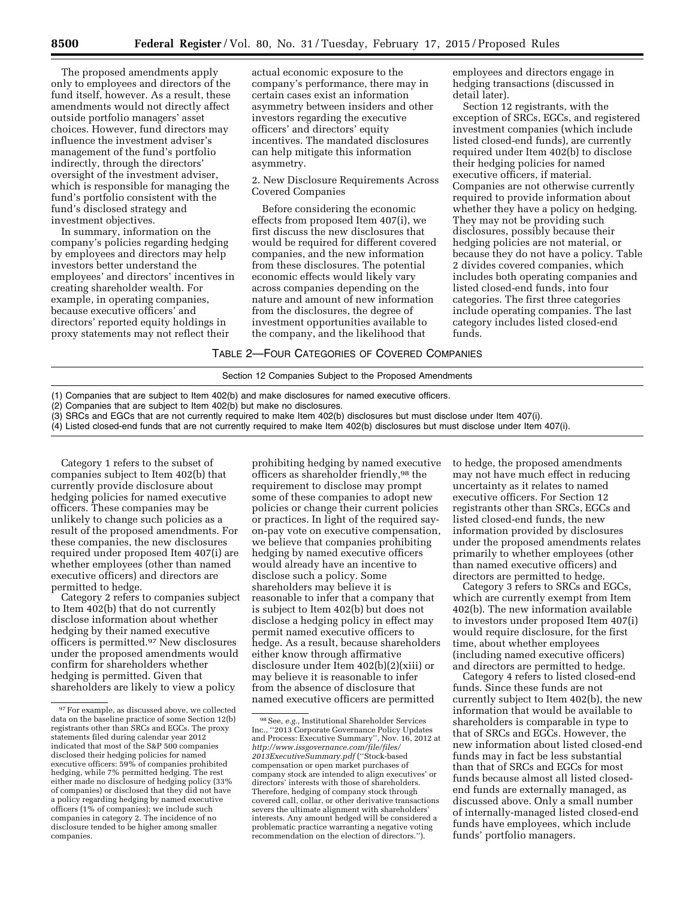The proposed amendments apply only to employees and directors of the fund itself, however. As a result, these amendments would not directly affect outside portfolio managers' asset choices. However, fund directors may influence the investment adviser's management of the fund's portfolio indirectly, through the directors' oversight of the investment adviser, which is responsible for managing the fund's portfolio consistent with the fund's disclosed strategy and investment objectives.

In summary, information on the company's policies regarding hedging by employees and directors may help investors better understand the employees' and directors' incentives in creating shareholder wealth. For example, in operating companies, because executive officers' and directors' reported equity holdings in proxy statements may not reflect their actual economic exposure to the company's performance, there may in certain cases exist an information asymmetry between insiders and other investors regarding the executive officers' and directors' equity incentives. The mandated disclosures can help mitigate this information asymmetry.

2. New Disclosure Requirements Across Covered Companies

Before considering the economic effects from proposed Item 407(i), we first discuss the new disclosures that would be required for different covered companies, and the new information from these disclosures. The potential economic effects would likely vary across companies depending on the nature and amount of new information from the disclosures, the degree of investment opportunities available to the company, and the likelihood that employees and directors engage in hedging transactions (discussed in detail later).

Section 12 registrants, with the exception of SRCs, EGCs, and registered investment companies (which include listed closed-end funds), are currently required under Item 402(b) to disclose their hedging policies for named executive officers, if material. Companies are not otherwise currently required to provide information about whether they have a policy on hedging. They may not be providing such disclosures, possibly because their hedging policies are not material, or because they do not have a policy. Table 2 divides covered companies, which includes both operating companies and listed closed-end funds, into four categories. The first three categories include operating companies. The last category includes listed closed-end funds.

TABLE 2—FOUR CATEGORIES OF COVERED COMPANIES

| Section 12 Companies Subject to the Proposed Amendments |
|---|
| (1) Companies that are subject to Item 402(b) and make disclosures for named executive officers. |
| (2) Companies that are subject to Item 402(b) but make no disclosures. |
| (3) SRCs and EGCs that are not currently required to make Item 402(b) disclosures but must disclose under Item 407(i). |
| (4) Listed closed-end funds that are not currently required to make Item 402(b) disclosures but must disclose under Item 407(i). |

Category 1 refers to the subset of companies subject to Item 402(b) that currently provide disclosure about hedging policies for named executive officers. These companies may be unlikely to change such policies as a result of the proposed amendments. For these companies, the new disclosures required under proposed Item 407(i) are whether employees (other than named executive officers) and directors are permitted to hedge.

Category 2 refers to companies subject to Item 402(b) that do not currently disclose information about whether hedging by their named executive officers is permitted.[97] New disclosures under the proposed amendments would confirm for shareholders whether hedging is permitted. Given that shareholders are likely to view a policy prohibiting hedging by named executive officers as shareholder friendly,[98] the requirement to disclose may prompt some of these companies to adopt new policies or change their current policies or practices. In light of the required say-on-pay vote on executive compensation, we believe that companies prohibiting hedging by named executive officers would already have an incentive to disclose such a policy. Some shareholders may believe it is reasonable to infer that a company that is subject to Item 402(b) but does not disclose a hedging policy in effect may permit named executive officers to hedge. As a result, because shareholders either know through affirmative disclosure under Item 402(b)(2)(xiii) or may believe it is reasonable to infer from the absence of disclosure that named executive officers are permitted to hedge, the proposed amendments may not have much effect in reducing uncertainty as it relates to named executive officers. For Section 12 registrants other than SRCs, EGCs and listed closed-end funds, the new information provided by disclosures under the proposed amendments relates primarily to whether employees (other than named executive officers) and directors are permitted to hedge.

Category 3 refers to SRCs and EGCs, which are currently exempt from Item 402(b). The new information available to investors under proposed Item 407(i) would require disclosure, for the first time, about whether employees (including named executive officers) and directors are permitted to hedge.

Category 4 refers to listed closed-end funds. Since these funds are not currently subject to Item 402(b), the new information that would be available to shareholders is comparable in type to that of SRCs and EGCs. However, the new information about listed closed-end funds may in fact be less substantial than that of SRCs and EGCs for most funds because almost all listed closed-end funds are externally managed, as discussed above. Only a small number of internally-managed listed closed-end funds have employees, which include funds' portfolio managers.

---

[97] For example, as discussed above, we collected data on the baseline practice of some Section 12(b) registrants other than SRCs and EGCs. The proxy statements filed during calendar year 2012 indicated that most of the S&P 500 companies disclosed their hedging policies for named executive officers: 59% of companies prohibited hedging, while 7% permitted hedging. The rest either made no disclosure of hedging policy (33% of companies) or disclosed that they did not have a policy regarding hedging by named executive officers (1% of companies); we include such companies in category 2. The incidence of no disclosure tended to be higher among smaller companies.

[98] See, *e.g.,* Institutional Shareholder Services Inc., ''2013 Corporate Governance Policy Updates and Process: Executive Summary'', Nov. 16, 2012 at *http://www.issgovernance.com/file/files/2013ExecutiveSummary.pdf* (''Stock-based compensation or open market purchases of company stock are intended to align executives' or directors' interests with those of shareholders. Therefore, hedging of company stock through covered call, collar, or other derivative transactions severs the ultimate alignment with shareholders' interests. Any amount hedged will be considered a problematic practice warranting a negative voting recommendation on the election of directors.'').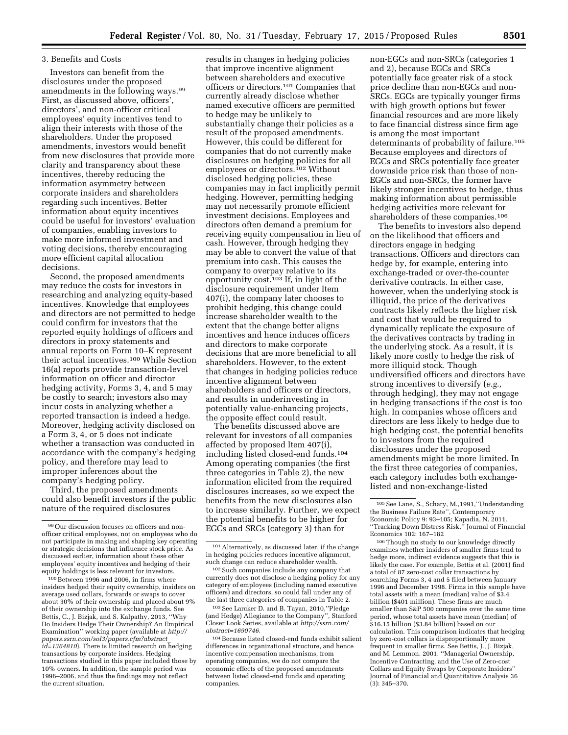3. Benefits and Costs

Investors can benefit from the disclosures under the proposed amendments in the following ways.[99] First, as discussed above, officers', directors', and non-officer critical employees' equity incentives tend to align their interests with those of the shareholders. Under the proposed amendments, investors would benefit from new disclosures that provide more clarity and transparency about these incentives, thereby reducing the information asymmetry between corporate insiders and shareholders regarding such incentives. Better information about equity incentives could be useful for investors' evaluation of companies, enabling investors to make more informed investment and voting decisions, thereby encouraging more efficient capital allocation decisions.

Second, the proposed amendments may reduce the costs for investors in researching and analyzing equity-based incentives. Knowledge that employees and directors are not permitted to hedge could confirm for investors that the reported equity holdings of officers and directors in proxy statements and annual reports on Form 10–K represent their actual incentives.[100] While Section 16(a) reports provide transaction-level information on officer and director hedging activity, Forms 3, 4, and 5 may be costly to search; investors also may incur costs in analyzing whether a reported transaction is indeed a hedge. Moreover, hedging activity disclosed on a Form 3, 4, or 5 does not indicate whether a transaction was conducted in accordance with the company's hedging policy, and therefore may lead to improper inferences about the company's hedging policy.

Third, the proposed amendments could also benefit investors if the public nature of the required disclosures results in changes in hedging policies that improve incentive alignment between shareholders and executive officers or directors.[101] Companies that currently already disclose whether named executive officers are permitted to hedge may be unlikely to substantially change their policies as a result of the proposed amendments. However, this could be different for companies that do not currently make disclosures on hedging policies for all employees or directors.[102] Without disclosed hedging policies, these companies may in fact implicitly permit hedging. However, permitting hedging may not necessarily promote efficient investment decisions. Employees and directors often demand a premium for receiving equity compensation in lieu of cash. However, through hedging they may be able to convert the value of that premium into cash. This causes the company to overpay relative to its opportunity cost.[103] If, in light of the disclosure requirement under Item 407(i), the company later chooses to prohibit hedging, this change could increase shareholder wealth to the extent that the change better aligns incentives and hence induces officers and directors to make corporate decisions that are more beneficial to all shareholders. However, to the extent that changes in hedging policies reduce incentive alignment between shareholders and officers or directors, and results in underinvesting in potentially value-enhancing projects, the opposite effect could result.

The benefits discussed above are relevant for investors of all companies affected by proposed Item 407(i), including listed closed-end funds.[104] Among operating companies (the first three categories in Table 2), the new information elicited from the required disclosures increases, so we expect the benefits from the new disclosures also to increase similarly. Further, we expect the potential benefits to be higher for EGCs and SRCs (category 3) than for non-EGCs and non-SRCs (categories 1 and 2), because EGCs and SRCs potentially face greater risk of a stock price decline than non-EGCs and non-SRCs. EGCs are typically younger firms with high growth options but fewer financial resources and are more likely to face financial distress since firm age is among the most important determinants of probability of failure.[105] Because employees and directors of EGCs and SRCs potentially face greater downside price risk than those of non-EGCs and non-SRCs, the former have likely stronger incentives to hedge, thus making information about permissible hedging activities more relevant for shareholders of these companies.[106]

The benefits to investors also depend on the likelihood that officers and directors engage in hedging transactions. Officers and directors can hedge by, for example, entering into exchange-traded or over-the-counter derivative contracts. In either case, however, when the underlying stock is illiquid, the price of the derivatives contracts likely reflects the higher risk and cost that would be required to dynamically replicate the exposure of the derivatives contracts by trading in the underlying stock. As a result, it is likely more costly to hedge the risk of more illiquid stock. Though undiversified officers and directors have strong incentives to diversify (*e.g.,* through hedging), they may not engage in hedging transactions if the cost is too high. In companies whose officers and directors are less likely to hedge due to high hedging cost, the potential benefits to investors from the required disclosures under the proposed amendments might be more limited. In the first three categories of companies, each category includes both exchange-listed and non-exchange-listed

---

[99] Our discussion focuses on officers and non-officer critical employees, not on employees who do not participate in making and shaping key operating or strategic decisions that influence stock price. As discussed earlier, information about these other employees' equity incentives and hedging of their equity holdings is less relevant for investors.

[100] Between 1996 and 2006, in firms where insiders hedged their equity ownership, insiders on average used collars, forwards or swaps to cover about 30% of their ownership and placed about 9% of their ownership into the exchange funds. See Bettis, C., J. Bizjak, and S. Kalpathy, 2013, ''Why Do Insiders Hedge Their Ownership? An Empirical Examination'' working paper (available at *http://papers.ssrn.com/sol3/papers.cfm?abstract_id=1364810*). There is limited research on hedging transactions by corporate insiders. Hedging transactions studied in this paper included those by 10% owners. In addition, the sample period was 1996–2006, and thus the findings may not reflect the current situation.

[101] Alternatively, as discussed later, if the change in hedging policies reduces incentive alignment, such change can reduce shareholder wealth.

[102] Such companies include any company that currently does not disclose a hedging policy for any category of employees (including named executive officers) and directors, so could fall under any of the last three categories of companies in Table 2.

[103] See Larcker D. and B. Tayan, 2010,''Pledge (and Hedge) Allegiance to the Company'', Stanford Closer Look Series, available at *http://ssrn.com/abstract=1690746.*

[104] Because listed closed-end funds exhibit salient differences in organizational structure, and hence incentive compensation mechanisms, from operating companies, we do not compare the economic effects of the proposed amendments between listed closed-end funds and operating companies.

[105] See Lane, S., Schary, M.,1991,''Understanding the Business Failure Rate'', Contemporary Economic Policy 9: 93–105; Kapadia, N. 2011. ''Tracking Down Distress Risk,'' Journal of Financial Economics 102: 167–182

[106] Though no study to our knowledge directly examines whether insiders of smaller firms tend to hedge more, indirect evidence suggests that this is likely the case. For example, Bettis et al. (2001) find a total of 87 zero-cost collar transactions by searching Forms 3, 4 and 5 filed between January 1996 and December 1998. Firms in this sample have total assets with a mean (median) value of $3.4 billion ($401 million). These firms are much smaller than S&P 500 companies over the same time period, whose total assets have mean (median) of $16.15 billion ($3.84 billion) based on our calculation. This comparison indicates that hedging by zero-cost collars is disproportionally more frequent in smaller firms. See Bettis, J., J. Bizjak, and M. Lemmon. 2001. ''Managerial Ownership, Incentive Contracting, and the Use of Zero-cost Collars and Equity Swaps by Corporate Insiders'' Journal of Financial and Quantitative Analysis 36 (3): 345–370.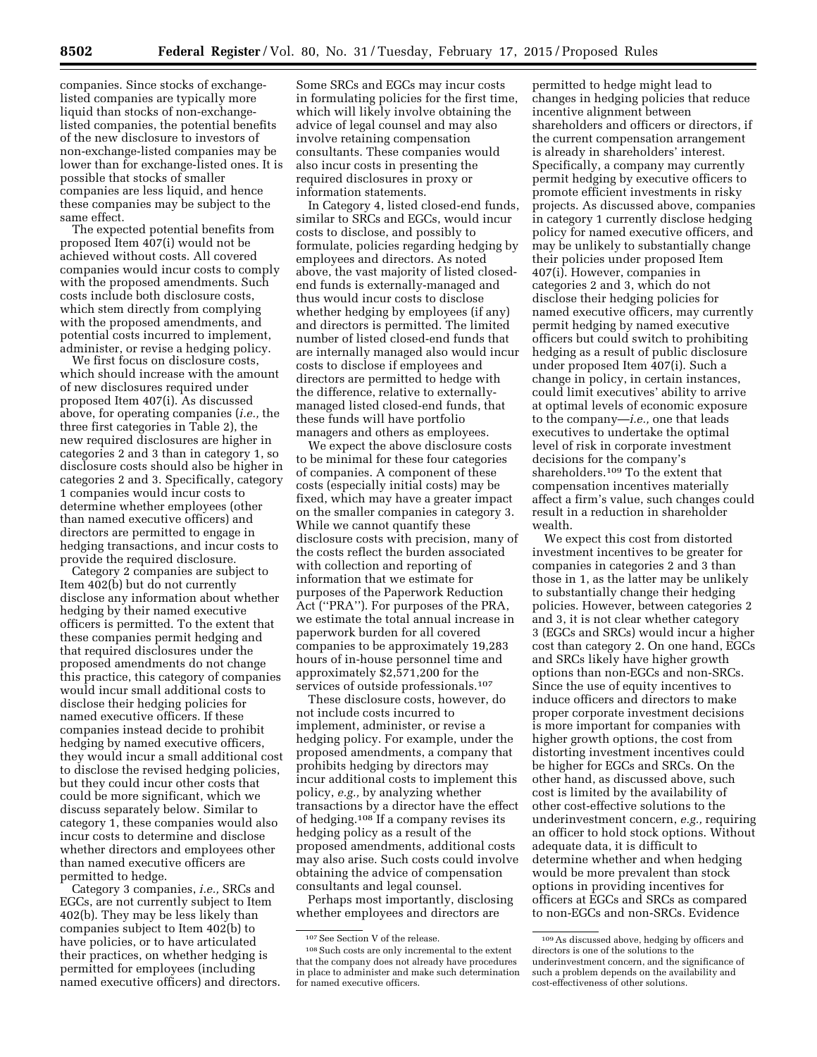companies. Since stocks of exchange-listed companies are typically more liquid than stocks of non-exchange-listed companies, the potential benefits of the new disclosure to investors of non-exchange-listed companies may be lower than for exchange-listed ones. It is possible that stocks of smaller companies are less liquid, and hence these companies may be subject to the same effect.

The expected potential benefits from proposed Item 407(i) would not be achieved without costs. All covered companies would incur costs to comply with the proposed amendments. Such costs include both disclosure costs, which stem directly from complying with the proposed amendments, and potential costs incurred to implement, administer, or revise a hedging policy.

We first focus on disclosure costs, which should increase with the amount of new disclosures required under proposed Item 407(i). As discussed above, for operating companies (*i.e.,* the three first categories in Table 2), the new required disclosures are higher in categories 2 and 3 than in category 1, so disclosure costs should also be higher in categories 2 and 3. Specifically, category 1 companies would incur costs to determine whether employees (other than named executive officers) and directors are permitted to engage in hedging transactions, and incur costs to provide the required disclosure.

Category 2 companies are subject to Item 402(b) but do not currently disclose any information about whether hedging by their named executive officers is permitted. To the extent that these companies permit hedging and that required disclosures under the proposed amendments do not change this practice, this category of companies would incur small additional costs to disclose their hedging policies for named executive officers. If these companies instead decide to prohibit hedging by named executive officers, they would incur a small additional cost to disclose the revised hedging policies, but they could incur other costs that could be more significant, which we discuss separately below. Similar to category 1, these companies would also incur costs to determine and disclose whether directors and employees other than named executive officers are permitted to hedge.

Category 3 companies, *i.e.,* SRCs and EGCs, are not currently subject to Item 402(b). They may be less likely than companies subject to Item 402(b) to have policies, or to have articulated their practices, on whether hedging is permitted for employees (including named executive officers) and directors. Some SRCs and EGCs may incur costs in formulating policies for the first time, which will likely involve obtaining the advice of legal counsel and may also involve retaining compensation consultants. These companies would also incur costs in presenting the required disclosures in proxy or information statements.

In Category 4, listed closed-end funds, similar to SRCs and EGCs, would incur costs to disclose, and possibly to formulate, policies regarding hedging by employees and directors. As noted above, the vast majority of listed closed-end funds is externally-managed and thus would incur costs to disclose whether hedging by employees (if any) and directors is permitted. The limited number of listed closed-end funds that are internally managed also would incur costs to disclose if employees and directors are permitted to hedge with the difference, relative to externally-managed listed closed-end funds, that these funds will have portfolio managers and others as employees.

We expect the above disclosure costs to be minimal for these four categories of companies. A component of these costs (especially initial costs) may be fixed, which may have a greater impact on the smaller companies in category 3. While we cannot quantify these disclosure costs with precision, many of the costs reflect the burden associated with collection and reporting of information that we estimate for purposes of the Paperwork Reduction Act ("PRA"). For purposes of the PRA, we estimate the total annual increase in paperwork burden for all covered companies to be approximately 19,283 hours of in-house personnel time and approximately $2,571,200 for the services of outside professionals.[107]

These disclosure costs, however, do not include costs incurred to implement, administer, or revise a hedging policy. For example, under the proposed amendments, a company that prohibits hedging by directors may incur additional costs to implement this policy, *e.g.,* by analyzing whether transactions by a director have the effect of hedging.[108] If a company revises its hedging policy as a result of the proposed amendments, additional costs may also arise. Such costs could involve obtaining the advice of compensation consultants and legal counsel.

Perhaps most importantly, disclosing whether employees and directors are permitted to hedge might lead to changes in hedging policies that reduce incentive alignment between shareholders and officers or directors, if the current compensation arrangement is already in shareholders' interest. Specifically, a company may currently permit hedging by executive officers to promote efficient investments in risky projects. As discussed above, companies in category 1 currently disclose hedging policy for named executive officers, and may be unlikely to substantially change their policies under proposed Item 407(i). However, companies in categories 2 and 3, which do not disclose their hedging policies for named executive officers, may currently permit hedging by named executive officers but could switch to prohibiting hedging as a result of public disclosure under proposed Item 407(i). Such a change in policy, in certain instances, could limit executives' ability to arrive at optimal levels of economic exposure to the company—*i.e.,* one that leads executives to undertake the optimal level of risk in corporate investment decisions for the company's shareholders.[109] To the extent that compensation incentives materially affect a firm's value, such changes could result in a reduction in shareholder wealth.

We expect this cost from distorted investment incentives to be greater for companies in categories 2 and 3 than those in 1, as the latter may be unlikely to substantially change their hedging policies. However, between categories 2 and 3, it is not clear whether category 3 (EGCs and SRCs) would incur a higher cost than category 2. On one hand, EGCs and SRCs likely have higher growth options than non-EGCs and non-SRCs. Since the use of equity incentives to induce officers and directors to make proper corporate investment decisions is more important for companies with higher growth options, the cost from distorting investment incentives could be higher for EGCs and SRCs. On the other hand, as discussed above, such cost is limited by the availability of other cost-effective solutions to the underinvestment concern, *e.g.,* requiring an officer to hold stock options. Without adequate data, it is difficult to determine whether and when hedging would be more prevalent than stock options in providing incentives for officers at EGCs and SRCs as compared to non-EGCs and non-SRCs. Evidence

---

[107] See Section V of the release.

[108] Such costs are only incremental to the extent that the company does not already have procedures in place to administer and make such determination for named executive officers.

[109] As discussed above, hedging by officers and directors is one of the solutions to the underinvestment concern, and the significance of such a problem depends on the availability and cost-effectiveness of other solutions.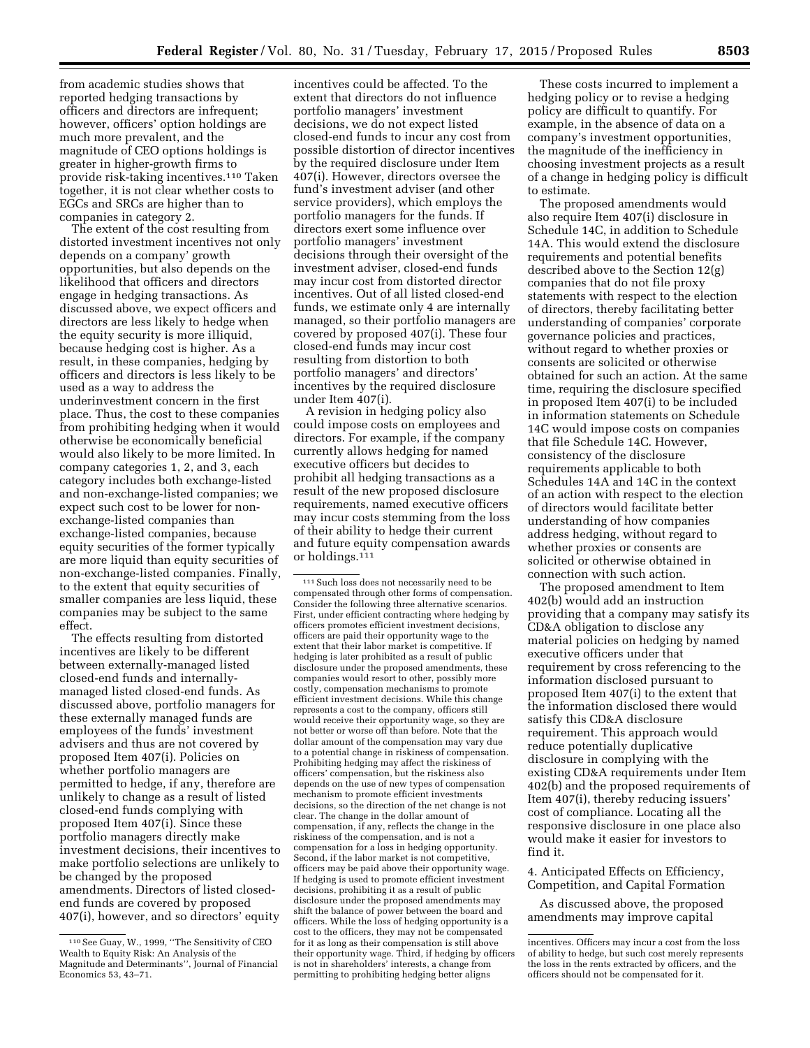from academic studies shows that reported hedging transactions by officers and directors are infrequent; however, officers' option holdings are much more prevalent, and the magnitude of CEO options holdings is greater in higher-growth firms to provide risk-taking incentives.[110] Taken together, it is not clear whether costs to EGCs and SRCs are higher than to companies in category 2.

The extent of the cost resulting from distorted investment incentives not only depends on a company' growth opportunities, but also depends on the likelihood that officers and directors engage in hedging transactions. As discussed above, we expect officers and directors are less likely to hedge when the equity security is more illiquid, because hedging cost is higher. As a result, in these companies, hedging by officers and directors is less likely to be used as a way to address the underinvestment concern in the first place. Thus, the cost to these companies from prohibiting hedging when it would otherwise be economically beneficial would also likely to be more limited. In company categories 1, 2, and 3, each category includes both exchange-listed and non-exchange-listed companies; we expect such cost to be lower for non-exchange-listed companies than exchange-listed companies, because equity securities of the former typically are more liquid than equity securities of non-exchange-listed companies. Finally, to the extent that equity securities of smaller companies are less liquid, these companies may be subject to the same effect.

The effects resulting from distorted incentives are likely to be different between externally-managed listed closed-end funds and internally-managed listed closed-end funds. As discussed above, portfolio managers for these externally managed funds are employees of the funds' investment advisers and thus are not covered by proposed Item 407(i). Policies on whether portfolio managers are permitted to hedge, if any, therefore are unlikely to change as a result of listed closed-end funds complying with proposed Item 407(i). Since these portfolio managers directly make investment decisions, their incentives to make portfolio selections are unlikely to be changed by the proposed amendments. Directors of listed closed-end funds are covered by proposed 407(i), however, and so directors' equity incentives could be affected. To the extent that directors do not influence portfolio managers' investment decisions, we do not expect listed closed-end funds to incur any cost from possible distortion of director incentives by the required disclosure under Item 407(i). However, directors oversee the fund's investment adviser (and other service providers), which employs the portfolio managers for the funds. If directors exert some influence over portfolio managers' investment decisions through their oversight of the investment adviser, closed-end funds may incur cost from distorted director incentives. Out of all listed closed-end funds, we estimate only 4 are internally managed, so their portfolio managers are covered by proposed 407(i). These four closed-end funds may incur cost resulting from distortion to both portfolio managers' and directors' incentives by the required disclosure under Item 407(i).

A revision in hedging policy also could impose costs on employees and directors. For example, if the company currently allows hedging for named executive officers but decides to prohibit all hedging transactions as a result of the new proposed disclosure requirements, named executive officers may incur costs stemming from the loss of their ability to hedge their current and future equity compensation awards or holdings.[111]

These costs incurred to implement a hedging policy or to revise a hedging policy are difficult to quantify. For example, in the absence of data on a company's investment opportunities, the magnitude of the inefficiency in choosing investment projects as a result of a change in hedging policy is difficult to estimate.

The proposed amendments would also require Item 407(i) disclosure in Schedule 14C, in addition to Schedule 14A. This would extend the disclosure requirements and potential benefits described above to the Section 12(g) companies that do not file proxy statements with respect to the election of directors, thereby facilitating better understanding of companies' corporate governance policies and practices, without regard to whether proxies or consents are solicited or otherwise obtained for such an action. At the same time, requiring the disclosure specified in proposed Item 407(i) to be included in information statements on Schedule 14C would impose costs on companies that file Schedule 14C. However, consistency of the disclosure requirements applicable to both Schedules 14A and 14C in the context of an action with respect to the election of directors would facilitate better understanding of how companies address hedging, without regard to whether proxies or consents are solicited or otherwise obtained in connection with such action.

The proposed amendment to Item 402(b) would add an instruction providing that a company may satisfy its CD&A obligation to disclose any material policies on hedging by named executive officers under that requirement by cross referencing to the information disclosed pursuant to proposed Item 407(i) to the extent that the information disclosed there would satisfy this CD&A disclosure requirement. This approach would reduce potentially duplicative disclosure in complying with the existing CD&A requirements under Item 402(b) and the proposed requirements of Item 407(i), thereby reducing issuers' cost of compliance. Locating all the responsive disclosure in one place also would make it easier for investors to find it.

4. Anticipated Effects on Efficiency, Competition, and Capital Formation

As discussed above, the proposed amendments may improve capital

---

[110] See Guay, W., 1999, ''The Sensitivity of CEO Wealth to Equity Risk: An Analysis of the Magnitude and Determinants'', Journal of Financial Economics 53, 43–71.

[111] Such loss does not necessarily need to be compensated through other forms of compensation. Consider the following three alternative scenarios. First, under efficient contracting where hedging by officers promotes efficient investment decisions, officers are paid their opportunity wage to the extent that their labor market is competitive. If hedging is later prohibited as a result of public disclosure under the proposed amendments, these companies would resort to other, possibly more costly, compensation mechanisms to promote efficient investment decisions. While this change represents a cost to the company, officers still would receive their opportunity wage, so they are not better or worse off than before. Note that the dollar amount of the compensation may vary due to a potential change in riskiness of compensation. Prohibiting hedging may affect the riskiness of officers' compensation, but the riskiness also depends on the use of new types of compensation mechanism to promote efficient investments decisions, so the direction of the net change is not clear. The change in the dollar amount of compensation, if any, reflects the change in the riskiness of the compensation, and is not a compensation for a loss in hedging opportunity. Second, if the labor market is not competitive, officers may be paid above their opportunity wage. If hedging is used to promote efficient investment decisions, prohibiting it as a result of public disclosure under the proposed amendments may shift the balance of power between the board and officers. While the loss of hedging opportunity is a cost to the officers, they may not be compensated for it as long as their compensation is still above their opportunity wage. Third, if hedging by officers is not in shareholders' interests, a change from permitting to prohibiting hedging better aligns incentives. Officers may incur a cost from the loss of ability to hedge, but such cost merely represents the loss in the rents extracted by officers, and the officers should not be compensated for it.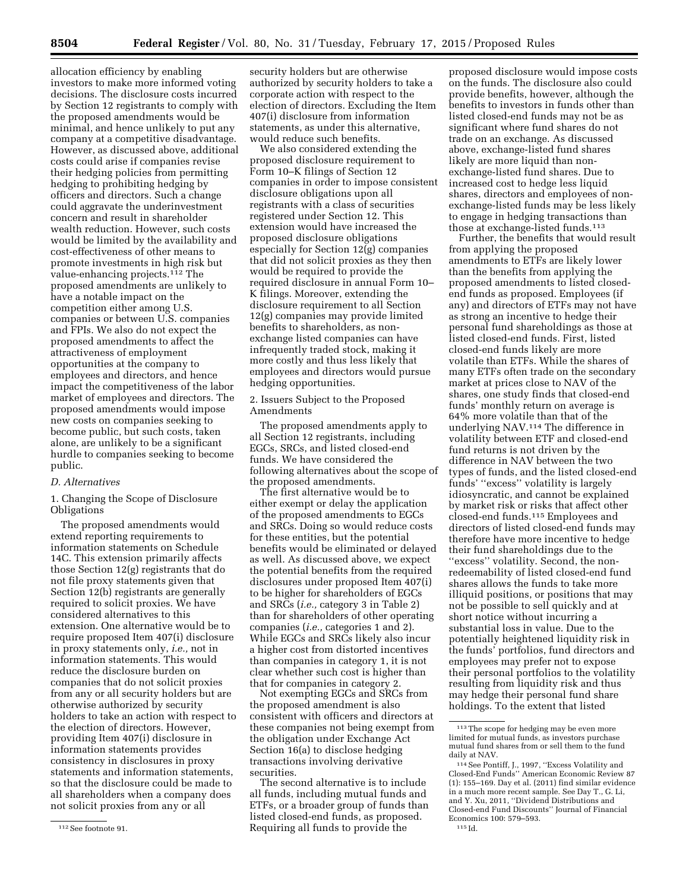allocation efficiency by enabling investors to make more informed voting decisions. The disclosure costs incurred by Section 12 registrants to comply with the proposed amendments would be minimal, and hence unlikely to put any company at a competitive disadvantage. However, as discussed above, additional costs could arise if companies revise their hedging policies from permitting hedging to prohibiting hedging by officers and directors. Such a change could aggravate the underinvestment concern and result in shareholder wealth reduction. However, such costs would be limited by the availability and cost-effectiveness of other means to promote investments in high risk but value-enhancing projects.[112] The proposed amendments are unlikely to have a notable impact on the competition either among U.S. companies or between U.S. companies and FPIs. We also do not expect the proposed amendments to affect the attractiveness of employment opportunities at the company to employees and directors, and hence impact the competitiveness of the labor market of employees and directors. The proposed amendments would impose new costs on companies seeking to become public, but such costs, taken alone, are unlikely to be a significant hurdle to companies seeking to become public.

*D. Alternatives*

1. Changing the Scope of Disclosure Obligations

The proposed amendments would extend reporting requirements to information statements on Schedule 14C. This extension primarily affects those Section 12(g) registrants that do not file proxy statements given that Section 12(b) registrants are generally required to solicit proxies. We have considered alternatives to this extension. One alternative would be to require proposed Item 407(i) disclosure in proxy statements only, *i.e.,* not in information statements. This would reduce the disclosure burden on companies that do not solicit proxies from any or all security holders but are otherwise authorized by security holders to take an action with respect to the election of directors. However, providing Item 407(i) disclosure in information statements provides consistency in disclosures in proxy statements and information statements, so that the disclosure could be made to all shareholders when a company does not solicit proxies from any or all security holders but are otherwise authorized by security holders to take a corporate action with respect to the election of directors. Excluding the Item 407(i) disclosure from information statements, as under this alternative, would reduce such benefits.

We also considered extending the proposed disclosure requirement to Form 10–K filings of Section 12 companies in order to impose consistent disclosure obligations upon all registrants with a class of securities registered under Section 12. This extension would have increased the proposed disclosure obligations especially for Section 12(g) companies that did not solicit proxies as they then would be required to provide the required disclosure in annual Form 10–K filings. Moreover, extending the disclosure requirement to all Section 12(g) companies may provide limited benefits to shareholders, as non-exchange listed companies can have infrequently traded stock, making it more costly and thus less likely that employees and directors would pursue hedging opportunities.

2. Issuers Subject to the Proposed Amendments

The proposed amendments apply to all Section 12 registrants, including EGCs, SRCs, and listed closed-end funds. We have considered the following alternatives about the scope of the proposed amendments.

The first alternative would be to either exempt or delay the application of the proposed amendments to EGCs and SRCs. Doing so would reduce costs for these entities, but the potential benefits would be eliminated or delayed as well. As discussed above, we expect the potential benefits from the required disclosures under proposed Item 407(i) to be higher for shareholders of EGCs and SRCs (*i.e.,* category 3 in Table 2) than for shareholders of other operating companies (*i.e.,* categories 1 and 2). While EGCs and SRCs likely also incur a higher cost from distorted incentives than companies in category 1, it is not clear whether such cost is higher than that for companies in category 2.

Not exempting EGCs and SRCs from the proposed amendment is also consistent with officers and directors at these companies not being exempt from the obligation under Exchange Act Section 16(a) to disclose hedging transactions involving derivative securities.

The second alternative is to include all funds, including mutual funds and ETFs, or a broader group of funds than listed closed-end funds, as proposed. Requiring all funds to provide the proposed disclosure would impose costs on the funds. The disclosure also could provide benefits, however, although the benefits to investors in funds other than listed closed-end funds may not be as significant where fund shares do not trade on an exchange. As discussed above, exchange-listed fund shares likely are more liquid than non-exchange-listed fund shares. Due to increased cost to hedge less liquid shares, directors and employees of non-exchange-listed funds may be less likely to engage in hedging transactions than those at exchange-listed funds.[113]

Further, the benefits that would result from applying the proposed amendments to ETFs are likely lower than the benefits from applying the proposed amendments to listed closed-end funds as proposed. Employees (if any) and directors of ETFs may not have as strong an incentive to hedge their personal fund shareholdings as those at listed closed-end funds. First, listed closed-end funds likely are more volatile than ETFs. While the shares of many ETFs often trade on the secondary market at prices close to NAV of the shares, one study finds that closed-end funds' monthly return on average is 64% more volatile than that of the underlying NAV.[114] The difference in volatility between ETF and closed-end fund returns is not driven by the difference in NAV between the two types of funds, and the listed closed-end funds' "excess" volatility is largely idiosyncratic, and cannot be explained by market risk or risks that affect other closed-end funds.[115] Employees and directors of listed closed-end funds may therefore have more incentive to hedge their fund shareholdings due to the "excess" volatility. Second, the non-redeemability of listed closed-end fund shares allows the funds to take more illiquid positions, or positions that may not be possible to sell quickly and at short notice without incurring a substantial loss in value. Due to the potentially heightened liquidity risk in the funds' portfolios, fund directors and employees may prefer not to expose their personal portfolios to the volatility resulting from liquidity risk and thus may hedge their personal fund share holdings. To the extent that listed

---

[112] See footnote 91.

[113] The scope for hedging may be even more limited for mutual funds, as investors purchase mutual fund shares from or sell them to the fund daily at NAV.

[114] See Pontiff, J., 1997, "Excess Volatility and Closed-End Funds" American Economic Review 87 (1): 155–169. Day et al. (2011) find similar evidence in a much more recent sample. See Day T., G. Li, and Y. Xu, 2011, "Dividend Distributions and Closed-end Fund Discounts" Journal of Financial Economics 100: 579–593.

[115] Id.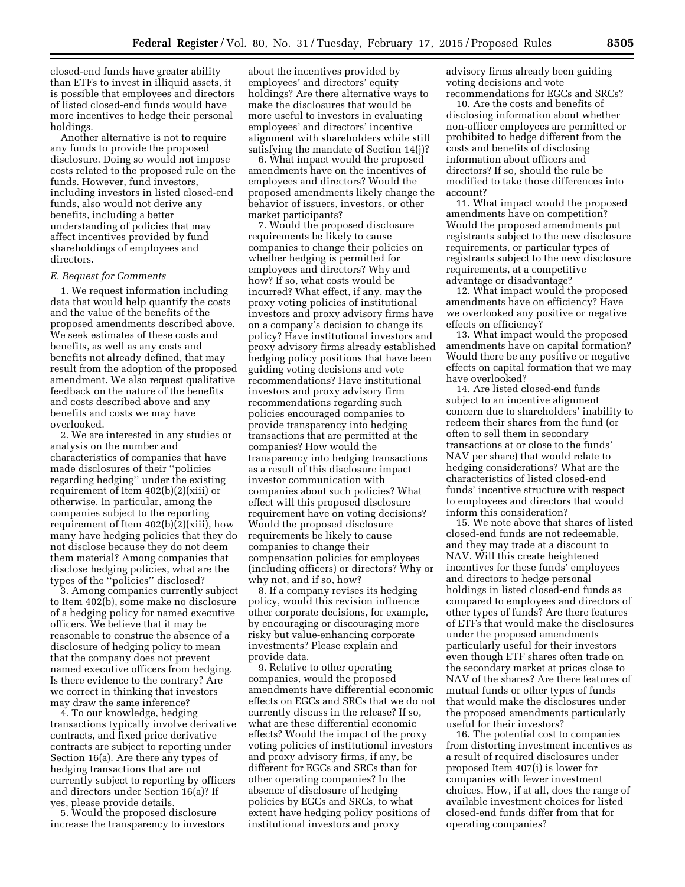closed-end funds have greater ability than ETFs to invest in illiquid assets, it is possible that employees and directors of listed closed-end funds would have more incentives to hedge their personal holdings.

Another alternative is not to require any funds to provide the proposed disclosure. Doing so would not impose costs related to the proposed rule on the funds. However, fund investors, including investors in listed closed-end funds, also would not derive any benefits, including a better understanding of policies that may affect incentives provided by fund shareholdings of employees and directors.

### *E. Request for Comments*

1. We request information including data that would help quantify the costs and the value of the benefits of the proposed amendments described above. We seek estimates of these costs and benefits, as well as any costs and benefits not already defined, that may result from the adoption of the proposed amendment. We also request qualitative feedback on the nature of the benefits and costs described above and any benefits and costs we may have overlooked.

2. We are interested in any studies or analysis on the number and characteristics of companies that have made disclosures of their ''policies regarding hedging'' under the existing requirement of Item 402(b)(2)(xiii) or otherwise. In particular, among the companies subject to the reporting requirement of Item 402(b)(2)(xiii), how many have hedging policies that they do not disclose because they do not deem them material? Among companies that disclose hedging policies, what are the types of the ''policies'' disclosed?

3. Among companies currently subject to Item 402(b), some make no disclosure of a hedging policy for named executive officers. We believe that it may be reasonable to construe the absence of a disclosure of hedging policy to mean that the company does not prevent named executive officers from hedging. Is there evidence to the contrary? Are we correct in thinking that investors may draw the same inference?

4. To our knowledge, hedging transactions typically involve derivative contracts, and fixed price derivative contracts are subject to reporting under Section 16(a). Are there any types of hedging transactions that are not currently subject to reporting by officers and directors under Section 16(a)? If yes, please provide details.

5. Would the proposed disclosure increase the transparency to investors about the incentives provided by employees' and directors' equity holdings? Are there alternative ways to make the disclosures that would be more useful to investors in evaluating employees' and directors' incentive alignment with shareholders while still satisfying the mandate of Section 14(j)?

6. What impact would the proposed amendments have on the incentives of employees and directors? Would the proposed amendments likely change the behavior of issuers, investors, or other market participants?

7. Would the proposed disclosure requirements be likely to cause companies to change their policies on whether hedging is permitted for employees and directors? Why and how? If so, what costs would be incurred? What effect, if any, may the proxy voting policies of institutional investors and proxy advisory firms have on a company's decision to change its policy? Have institutional investors and proxy advisory firms already established hedging policy positions that have been guiding voting decisions and vote recommendations? Have institutional investors and proxy advisory firm recommendations regarding such policies encouraged companies to provide transparency into hedging transactions that are permitted at the companies? How would the transparency into hedging transactions as a result of this disclosure impact investor communication with companies about such policies? What effect will this proposed disclosure requirement have on voting decisions? Would the proposed disclosure requirements be likely to cause companies to change their compensation policies for employees (including officers) or directors? Why or why not, and if so, how?

8. If a company revises its hedging policy, would this revision influence other corporate decisions, for example, by encouraging or discouraging more risky but value-enhancing corporate investments? Please explain and provide data.

9. Relative to other operating companies, would the proposed amendments have differential economic effects on EGCs and SRCs that we do not currently discuss in the release? If so, what are these differential economic effects? Would the impact of the proxy voting policies of institutional investors and proxy advisory firms, if any, be different for EGCs and SRCs than for other operating companies? In the absence of disclosure of hedging policies by EGCs and SRCs, to what extent have hedging policy positions of institutional investors and proxy advisory firms already been guiding voting decisions and vote recommendations for EGCs and SRCs?

10. Are the costs and benefits of disclosing information about whether non-officer employees are permitted or prohibited to hedge different from the costs and benefits of disclosing information about officers and directors? If so, should the rule be modified to take those differences into account?

11. What impact would the proposed amendments have on competition? Would the proposed amendments put registrants subject to the new disclosure requirements, or particular types of registrants subject to the new disclosure requirements, at a competitive advantage or disadvantage?

12. What impact would the proposed amendments have on efficiency? Have we overlooked any positive or negative effects on efficiency?

13. What impact would the proposed amendments have on capital formation? Would there be any positive or negative effects on capital formation that we may have overlooked?

14. Are listed closed-end funds subject to an incentive alignment concern due to shareholders' inability to redeem their shares from the fund (or often to sell them in secondary transactions at or close to the funds' NAV per share) that would relate to hedging considerations? What are the characteristics of listed closed-end funds' incentive structure with respect to employees and directors that would inform this consideration?

15. We note above that shares of listed closed-end funds are not redeemable, and they may trade at a discount to NAV. Will this create heightened incentives for these funds' employees and directors to hedge personal holdings in listed closed-end funds as compared to employees and directors of other types of funds? Are there features of ETFs that would make the disclosures under the proposed amendments particularly useful for their investors even though ETF shares often trade on the secondary market at prices close to NAV of the shares? Are there features of mutual funds or other types of funds that would make the disclosures under the proposed amendments particularly useful for their investors?

16. The potential cost to companies from distorting investment incentives as a result of required disclosures under proposed Item 407(i) is lower for companies with fewer investment choices. How, if at all, does the range of available investment choices for listed closed-end funds differ from that for operating companies?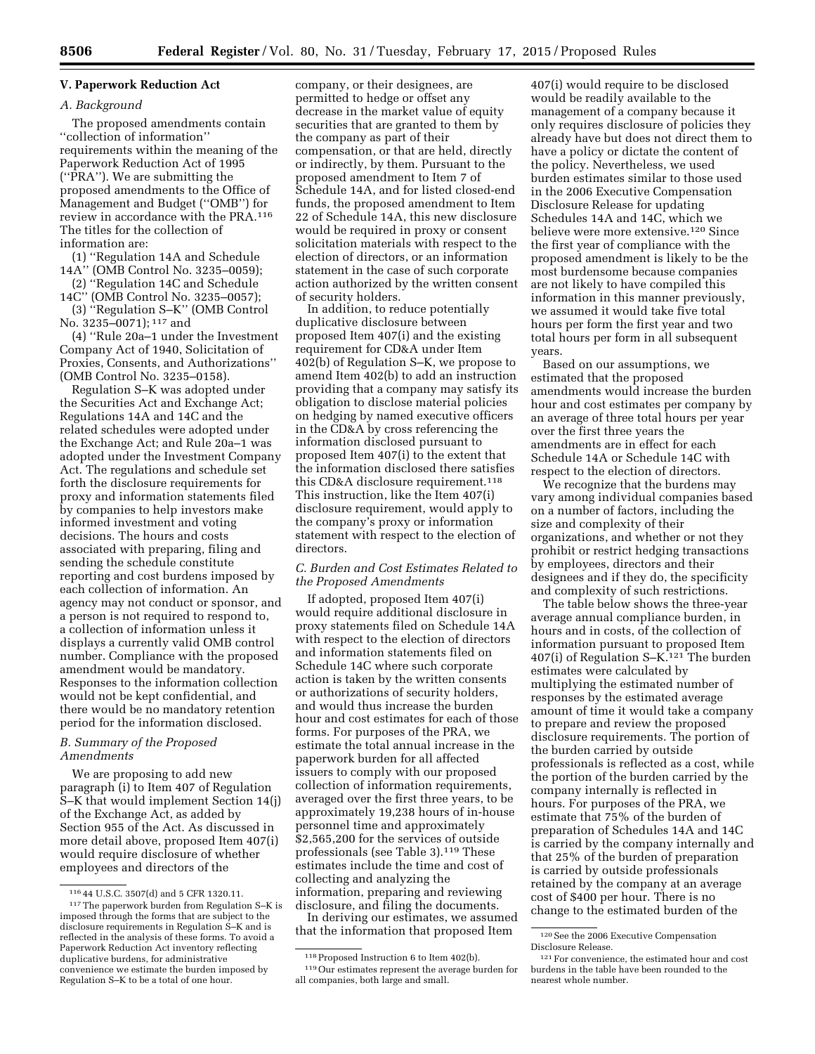## V. Paperwork Reduction Act

### A. Background

The proposed amendments contain ''collection of information'' requirements within the meaning of the Paperwork Reduction Act of 1995 (''PRA''). We are submitting the proposed amendments to the Office of Management and Budget (''OMB'') for review in accordance with the PRA.[116] The titles for the collection of information are:

(1) ''Regulation 14A and Schedule 14A'' (OMB Control No. 3235–0059);

(2) ''Regulation 14C and Schedule 14C'' (OMB Control No. 3235–0057);

(3) ''Regulation S–K'' (OMB Control No. 3235–0071);[117] and

(4) ''Rule 20a–1 under the Investment Company Act of 1940, Solicitation of Proxies, Consents, and Authorizations'' (OMB Control No. 3235–0158).

Regulation S–K was adopted under the Securities Act and Exchange Act; Regulations 14A and 14C and the related schedules were adopted under the Exchange Act; and Rule 20a–1 was adopted under the Investment Company Act. The regulations and schedule set forth the disclosure requirements for proxy and information statements filed by companies to help investors make informed investment and voting decisions. The hours and costs associated with preparing, filing and sending the schedule constitute reporting and cost burdens imposed by each collection of information. An agency may not conduct or sponsor, and a person is not required to respond to, a collection of information unless it displays a currently valid OMB control number. Compliance with the proposed amendment would be mandatory. Responses to the information collection would not be kept confidential, and there would be no mandatory retention period for the information disclosed.

### B. Summary of the Proposed Amendments

We are proposing to add new paragraph (i) to Item 407 of Regulation S–K that would implement Section 14(j) of the Exchange Act, as added by Section 955 of the Act. As discussed in more detail above, proposed Item 407(i) would require disclosure of whether employees and directors of the company, or their designees, are permitted to hedge or offset any decrease in the market value of equity securities that are granted to them by the company as part of their compensation, or that are held, directly or indirectly, by them. Pursuant to the proposed amendment to Item 7 of Schedule 14A, and for listed closed-end funds, the proposed amendment to Item 22 of Schedule 14A, this new disclosure would be required in proxy or consent solicitation materials with respect to the election of directors, or an information statement in the case of such corporate action authorized by the written consent of security holders.

In addition, to reduce potentially duplicative disclosure between proposed Item 407(i) and the existing requirement for CD&A under Item 402(b) of Regulation S–K, we propose to amend Item 402(b) to add an instruction providing that a company may satisfy its obligation to disclose material policies on hedging by named executive officers in the CD&A by cross referencing the information disclosed pursuant to proposed Item 407(i) to the extent that the information disclosed there satisfies this CD&A disclosure requirement.[118] This instruction, like the Item 407(i) disclosure requirement, would apply to the company's proxy or information statement with respect to the election of directors.

### C. Burden and Cost Estimates Related to the Proposed Amendments

If adopted, proposed Item 407(i) would require additional disclosure in proxy statements filed on Schedule 14A with respect to the election of directors and information statements filed on Schedule 14C where such corporate action is taken by the written consents or authorizations of security holders, and would thus increase the burden hour and cost estimates for each of those forms. For purposes of the PRA, we estimate the total annual increase in the paperwork burden for all affected issuers to comply with our proposed collection of information requirements, averaged over the first three years, to be approximately 19,238 hours of in-house personnel time and approximately $2,565,200 for the services of outside professionals (see Table 3).[119] These estimates include the time and cost of collecting and analyzing the information, preparing and reviewing disclosure, and filing the documents.

In deriving our estimates, we assumed that the information that proposed Item 407(i) would require to be disclosed would be readily available to the management of a company because it only requires disclosure of policies they already have but does not direct them to have a policy or dictate the content of the policy. Nevertheless, we used burden estimates similar to those used in the 2006 Executive Compensation Disclosure Release for updating Schedules 14A and 14C, which we believe were more extensive.[120] Since the first year of compliance with the proposed amendment is likely to be the most burdensome because companies are not likely to have compiled this information in this manner previously, we assumed it would take five total hours per form the first year and two total hours per form in all subsequent years.

Based on our assumptions, we estimated that the proposed amendments would increase the burden hour and cost estimates per company by an average of three total hours per year over the first three years the amendments are in effect for each Schedule 14A or Schedule 14C with respect to the election of directors.

We recognize that the burdens may vary among individual companies based on a number of factors, including the size and complexity of their organizations, and whether or not they prohibit or restrict hedging transactions by employees, directors and their designees and if they do, the specificity and complexity of such restrictions.

The table below shows the three-year average annual compliance burden, in hours and in costs, of the collection of information pursuant to proposed Item 407(i) of Regulation S–K.[121] The burden estimates were calculated by multiplying the estimated number of responses by the estimated average amount of time it would take a company to prepare and review the proposed disclosure requirements. The portion of the burden carried by outside professionals is reflected as a cost, while the portion of the burden carried by the company internally is reflected in hours. For purposes of the PRA, we estimate that 75% of the burden of preparation of Schedules 14A and 14C is carried by the company internally and that 25% of the burden of preparation is carried by outside professionals retained by the company at an average cost of $400 per hour. There is no change to the estimated burden of the

---

[116] 44 U.S.C. 3507(d) and 5 CFR 1320.11.

[117] The paperwork burden from Regulation S–K is imposed through the forms that are subject to the disclosure requirements in Regulation S–K and is reflected in the analysis of these forms. To avoid a Paperwork Reduction Act inventory reflecting duplicative burdens, for administrative convenience we estimate the burden imposed by Regulation S–K to be a total of one hour.

[118] Proposed Instruction 6 to Item 402(b).

[119] Our estimates represent the average burden for all companies, both large and small.

[120] See the 2006 Executive Compensation Disclosure Release.

[121] For convenience, the estimated hour and cost burdens in the table have been rounded to the nearest whole number.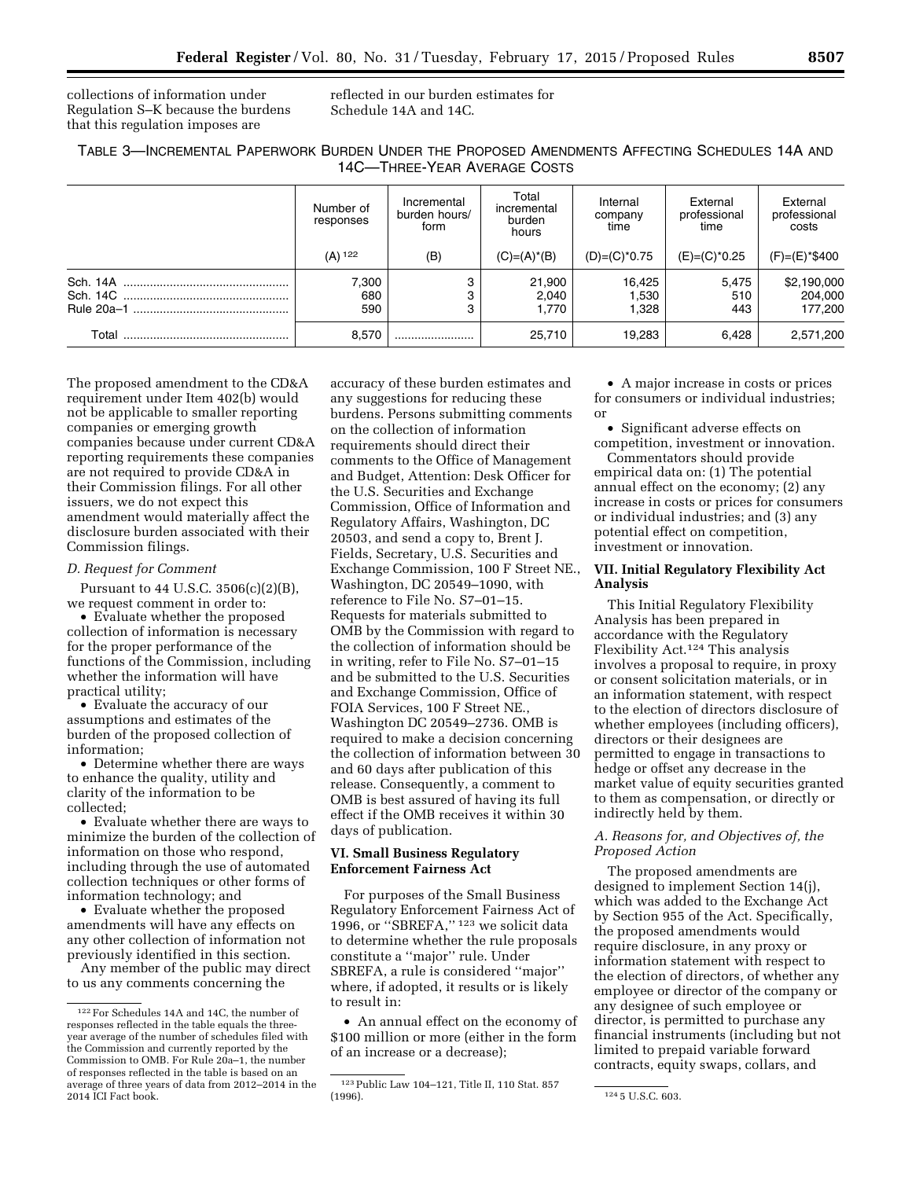collections of information under Regulation S–K because the burdens that this regulation imposes are reflected in our burden estimates for Schedule 14A and 14C.

TABLE 3—INCREMENTAL PAPERWORK BURDEN UNDER THE PROPOSED AMENDMENTS AFFECTING SCHEDULES 14A AND 14C—THREE-YEAR AVERAGE COSTS

| | Number of responses | Incremental burden hours/form | Total incremental burden hours | Internal company time | External professional time | External professional costs |
|---|---|---|---|---|---|---|
| | (A) [122] | (B) | (C)=(A)*(B) | (D)=(C)*0.75 | (E)=(C)*0.25 | (F)=(E)*$400 |
| Sch. 14A | 7,300 | 3 | 21,900 | 16,425 | 5,475 | $2,190,000 |
| Sch. 14C | 680 | 3 | 2,040 | 1,530 | 510 | 204,000 |
| Rule 20a–1 | 590 | 3 | 1,770 | 1,328 | 443 | 177,200 |
| Total | 8,570 | | 25,710 | 19,283 | 6,428 | 2,571,200 |

The proposed amendment to the CD&A requirement under Item 402(b) would not be applicable to smaller reporting companies or emerging growth companies because under current CD&A reporting requirements these companies are not required to provide CD&A in their Commission filings. For all other issuers, we do not expect this amendment would materially affect the disclosure burden associated with their Commission filings.

### D. Request for Comment

Pursuant to 44 U.S.C. 3506(c)(2)(B), we request comment in order to:

- Evaluate whether the proposed collection of information is necessary for the proper performance of the functions of the Commission, including whether the information will have practical utility;
- Evaluate the accuracy of our assumptions and estimates of the burden of the proposed collection of information;
- Determine whether there are ways to enhance the quality, utility and clarity of the information to be collected;
- Evaluate whether there are ways to minimize the burden of the collection of information on those who respond, including through the use of automated collection techniques or other forms of information technology; and
- Evaluate whether the proposed amendments will have any effects on any other collection of information not previously identified in this section.

Any member of the public may direct to us any comments concerning the accuracy of these burden estimates and any suggestions for reducing these burdens. Persons submitting comments on the collection of information requirements should direct their comments to the Office of Management and Budget, Attention: Desk Officer for the U.S. Securities and Exchange Commission, Office of Information and Regulatory Affairs, Washington, DC 20503, and send a copy to, Brent J. Fields, Secretary, U.S. Securities and Exchange Commission, 100 F Street NE., Washington, DC 20549–1090, with reference to File No. S7–01–15. Requests for materials submitted to OMB by the Commission with regard to the collection of information should be in writing, refer to File No. S7–01–15 and be submitted to the U.S. Securities and Exchange Commission, Office of FOIA Services, 100 F Street NE., Washington DC 20549–2736. OMB is required to make a decision concerning the collection of information between 30 and 60 days after publication of this release. Consequently, a comment to OMB is best assured of having its full effect if the OMB receives it within 30 days of publication.

## VI. Small Business Regulatory Enforcement Fairness Act

For purposes of the Small Business Regulatory Enforcement Fairness Act of 1996, or ''SBREFA,'' [123] we solicit data to determine whether the rule proposals constitute a ''major'' rule. Under SBREFA, a rule is considered ''major'' where, if adopted, it results or is likely to result in:

- An annual effect on the economy of $100 million or more (either in the form of an increase or a decrease);
- A major increase in costs or prices for consumers or individual industries; or
- Significant adverse effects on competition, investment or innovation.

Commentators should provide empirical data on: (1) The potential annual effect on the economy; (2) any increase in costs or prices for consumers or individual industries; and (3) any potential effect on competition, investment or innovation.

## VII. Initial Regulatory Flexibility Act Analysis

This Initial Regulatory Flexibility Analysis has been prepared in accordance with the Regulatory Flexibility Act.[124] This analysis involves a proposal to require, in proxy or consent solicitation materials, or in an information statement, with respect to the election of directors disclosure of whether employees (including officers), directors or their designees are permitted to engage in transactions to hedge or offset any decrease in the market value of equity securities granted to them as compensation, or directly or indirectly held by them.

### A. Reasons for, and Objectives of, the Proposed Action

The proposed amendments are designed to implement Section 14(j), which was added to the Exchange Act by Section 955 of the Act. Specifically, the proposed amendments would require disclosure, in any proxy or information statement with respect to the election of directors, of whether any employee or director of the company or any designee of such employee or director, is permitted to purchase any financial instruments (including but not limited to prepaid variable forward contracts, equity swaps, collars, and

---

[122] For Schedules 14A and 14C, the number of responses reflected in the table equals the three-year average of the number of schedules filed with the Commission and currently reported by the Commission to OMB. For Rule 20a–1, the number of responses reflected in the table is based on an average of three years of data from 2012–2014 in the 2014 ICI Fact book.

[123] Public Law 104–121, Title II, 110 Stat. 857 (1996).

[124] 5 U.S.C. 603.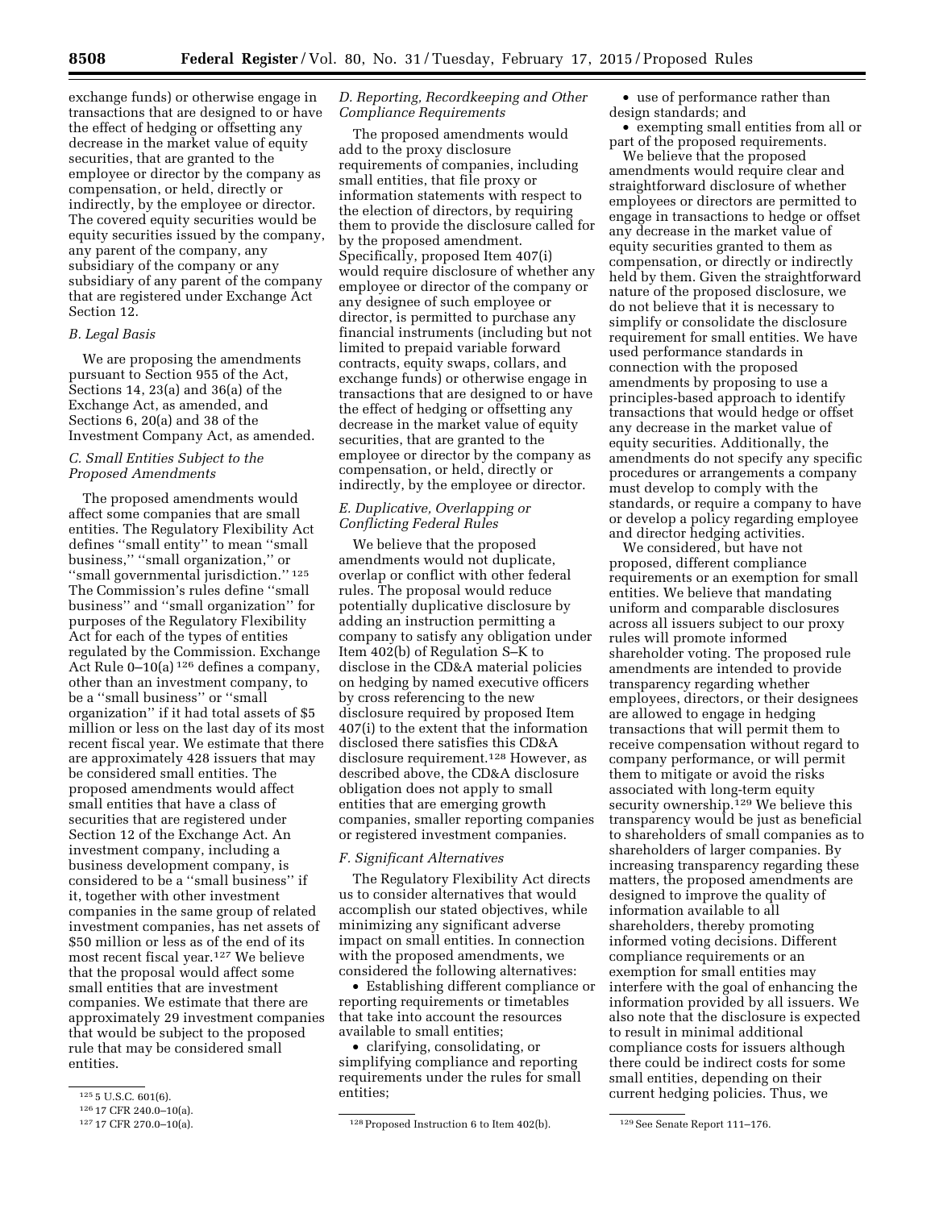exchange funds) or otherwise engage in transactions that are designed to or have the effect of hedging or offsetting any decrease in the market value of equity securities, that are granted to the employee or director by the company as compensation, or held, directly or indirectly, by the employee or director. The covered equity securities would be equity securities issued by the company, any parent of the company, any subsidiary of the company or any subsidiary of any parent of the company that are registered under Exchange Act Section 12.

### *B. Legal Basis*

We are proposing the amendments pursuant to Section 955 of the Act, Sections 14, 23(a) and 36(a) of the Exchange Act, as amended, and Sections 6, 20(a) and 38 of the Investment Company Act, as amended.

### *C. Small Entities Subject to the Proposed Amendments*

The proposed amendments would affect some companies that are small entities. The Regulatory Flexibility Act defines ''small entity'' to mean ''small business,'' ''small organization,'' or ''small governmental jurisdiction.''[125] The Commission's rules define ''small business'' and ''small organization'' for purposes of the Regulatory Flexibility Act for each of the types of entities regulated by the Commission. Exchange Act Rule 0–10(a)[126] defines a company, other than an investment company, to be a ''small business'' or ''small organization'' if it had total assets of $5 million or less on the last day of its most recent fiscal year. We estimate that there are approximately 428 issuers that may be considered small entities. The proposed amendments would affect small entities that have a class of securities that are registered under Section 12 of the Exchange Act. An investment company, including a business development company, is considered to be a ''small business'' if it, together with other investment companies in the same group of related investment companies, has net assets of $50 million or less as of the end of its most recent fiscal year.[127] We believe that the proposal would affect some small entities that are investment companies. We estimate that there are approximately 29 investment companies that would be subject to the proposed rule that may be considered small entities.

### *D. Reporting, Recordkeeping and Other Compliance Requirements*

The proposed amendments would add to the proxy disclosure requirements of companies, including small entities, that file proxy or information statements with respect to the election of directors, by requiring them to provide the disclosure called for by the proposed amendment. Specifically, proposed Item 407(i) would require disclosure of whether any employee or director of the company or any designee of such employee or director, is permitted to purchase any financial instruments (including but not limited to prepaid variable forward contracts, equity swaps, collars, and exchange funds) or otherwise engage in transactions that are designed to or have the effect of hedging or offsetting any decrease in the market value of equity securities, that are granted to the employee or director by the company as compensation, or held, directly or indirectly, by the employee or director.

### *E. Duplicative, Overlapping or Conflicting Federal Rules*

We believe that the proposed amendments would not duplicate, overlap or conflict with other federal rules. The proposal would reduce potentially duplicative disclosure by adding an instruction permitting a company to satisfy any obligation under Item 402(b) of Regulation S–K to disclose in the CD&A material policies on hedging by named executive officers by cross referencing to the new disclosure required by proposed Item 407(i) to the extent that the information disclosed there satisfies this CD&A disclosure requirement.[128] However, as described above, the CD&A disclosure obligation does not apply to small entities that are emerging growth companies, smaller reporting companies or registered investment companies.

### *F. Significant Alternatives*

The Regulatory Flexibility Act directs us to consider alternatives that would accomplish our stated objectives, while minimizing any significant adverse impact on small entities. In connection with the proposed amendments, we considered the following alternatives:

- Establishing different compliance or reporting requirements or timetables that take into account the resources available to small entities;
- clarifying, consolidating, or simplifying compliance and reporting requirements under the rules for small entities;
- use of performance rather than design standards; and
- exempting small entities from all or part of the proposed requirements.

We believe that the proposed amendments would require clear and straightforward disclosure of whether employees or directors are permitted to engage in transactions to hedge or offset any decrease in the market value of equity securities granted to them as compensation, or directly or indirectly held by them. Given the straightforward nature of the proposed disclosure, we do not believe that it is necessary to simplify or consolidate the disclosure requirement for small entities. We have used performance standards in connection with the proposed amendments by proposing to use a principles-based approach to identify transactions that would hedge or offset any decrease in the market value of equity securities. Additionally, the amendments do not specify any specific procedures or arrangements a company must develop to comply with the standards, or require a company to have or develop a policy regarding employee and director hedging activities.

We considered, but have not proposed, different compliance requirements or an exemption for small entities. We believe that mandating uniform and comparable disclosures across all issuers subject to our proxy rules will promote informed shareholder voting. The proposed rule amendments are intended to provide transparency regarding whether employees, directors, or their designees are allowed to engage in hedging transactions that will permit them to receive compensation without regard to company performance, or will permit them to mitigate or avoid the risks associated with long-term equity security ownership.[129] We believe this transparency would be just as beneficial to shareholders of small companies as to shareholders of larger companies. By increasing transparency regarding these matters, the proposed amendments are designed to improve the quality of information available to all shareholders, thereby promoting informed voting decisions. Different compliance requirements or an exemption for small entities may interfere with the goal of enhancing the information provided by all issuers. We also note that the disclosure is expected to result in minimal additional compliance costs for issuers although there could be indirect costs for some small entities, depending on their current hedging policies. Thus, we

---

[125] 5 U.S.C. 601(6).

[126] 17 CFR 240.0–10(a).

[127] 17 CFR 270.0–10(a).

[128] Proposed Instruction 6 to Item 402(b).

[129] See Senate Report 111–176.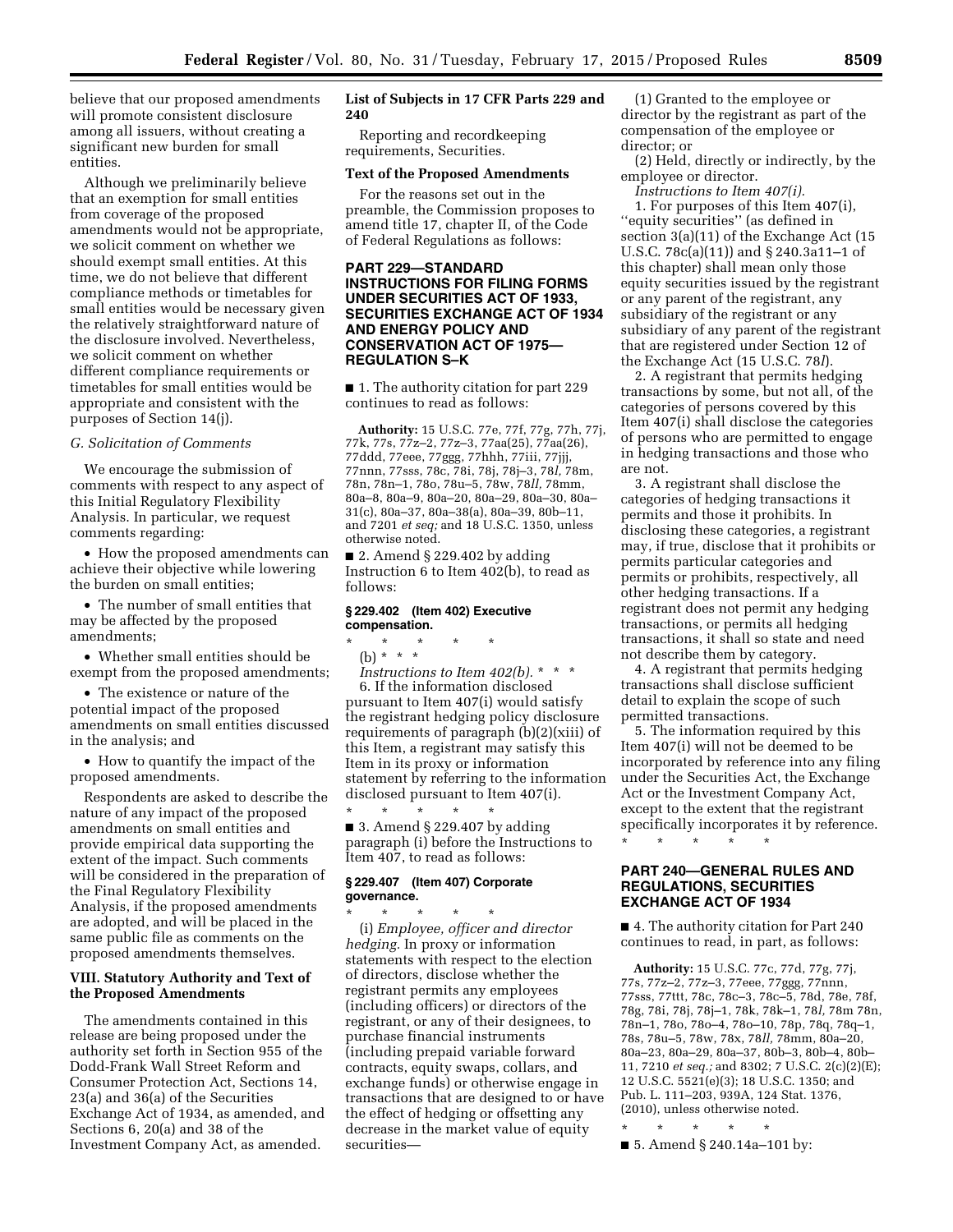believe that our proposed amendments will promote consistent disclosure among all issuers, without creating a significant new burden for small entities.

Although we preliminarily believe that an exemption for small entities from coverage of the proposed amendments would not be appropriate, we solicit comment on whether we should exempt small entities. At this time, we do not believe that different compliance methods or timetables for small entities would be necessary given the relatively straightforward nature of the disclosure involved. Nevertheless, we solicit comment on whether different compliance requirements or timetables for small entities would be appropriate and consistent with the purposes of Section 14(j).

*G. Solicitation of Comments*

We encourage the submission of comments with respect to any aspect of this Initial Regulatory Flexibility Analysis. In particular, we request comments regarding:

- How the proposed amendments can achieve their objective while lowering the burden on small entities;
- The number of small entities that may be affected by the proposed amendments;
- Whether small entities should be exempt from the proposed amendments;
- The existence or nature of the potential impact of the proposed amendments on small entities discussed in the analysis; and
- How to quantify the impact of the proposed amendments.

Respondents are asked to describe the nature of any impact of the proposed amendments on small entities and provide empirical data supporting the extent of the impact. Such comments will be considered in the preparation of the Final Regulatory Flexibility Analysis, if the proposed amendments are adopted, and will be placed in the same public file as comments on the proposed amendments themselves.

## VIII. Statutory Authority and Text of the Proposed Amendments

The amendments contained in this release are being proposed under the authority set forth in Section 955 of the Dodd-Frank Wall Street Reform and Consumer Protection Act, Sections 14, 23(a) and 36(a) of the Securities Exchange Act of 1934, as amended, and Sections 6, 20(a) and 38 of the Investment Company Act, as amended.

### List of Subjects in 17 CFR Parts 229 and 240

Reporting and recordkeeping requirements, Securities.

### Text of the Proposed Amendments

For the reasons set out in the preamble, the Commission proposes to amend title 17, chapter II, of the Code of Federal Regulations as follows:

## PART 229—STANDARD INSTRUCTIONS FOR FILING FORMS UNDER SECURITIES ACT OF 1933, SECURITIES EXCHANGE ACT OF 1934 AND ENERGY POLICY AND CONSERVATION ACT OF 1975—REGULATION S–K

■ 1. The authority citation for part 229 continues to read as follows:

**Authority:** 15 U.S.C. 77e, 77f, 77g, 77h, 77j, 77k, 77s, 77z–2, 77z–3, 77aa(25), 77aa(26), 77ddd, 77eee, 77ggg, 77hhh, 77iii, 77jjj, 77nnn, 77sss, 78c, 78i, 78j, 78j–3, 78*l*, 78m, 78n, 78n–1, 78o, 78u–5, 78w, 78*ll*, 78mm, 80a–8, 80a–9, 80a–20, 80a–29, 80a–30, 80a–31(c), 80a–37, 80a–38(a), 80a–39, 80b–11, and 7201 *et seq;* and 18 U.S.C. 1350, unless otherwise noted.

■ 2. Amend § 229.402 by adding Instruction 6 to Item 402(b), to read as follows:

### § 229.402 (Item 402) Executive compensation.

\* \* \* \* \*

(b) \* \* \*

*Instructions to Item 402(b).* \* \* \*

6. If the information disclosed pursuant to Item 407(i) would satisfy the registrant hedging policy disclosure requirements of paragraph (b)(2)(xiii) of this Item, a registrant may satisfy this Item in its proxy or information statement by referring to the information disclosed pursuant to Item 407(i).

\* \* \* \* \*

■ 3. Amend § 229.407 by adding paragraph (i) before the Instructions to Item 407, to read as follows:

### § 229.407 (Item 407) Corporate governance.

\* \* \* \* \*

(i) *Employee, officer and director hedging.* In proxy or information statements with respect to the election of directors, disclose whether the registrant permits any employees (including officers) or directors of the registrant, or any of their designees, to purchase financial instruments (including prepaid variable forward contracts, equity swaps, collars, and exchange funds) or otherwise engage in transactions that are designed to or have the effect of hedging or offsetting any decrease in the market value of equity securities—

(1) Granted to the employee or director by the registrant as part of the compensation of the employee or director; or

(2) Held, directly or indirectly, by the employee or director.

*Instructions to Item 407(i).*

1. For purposes of this Item 407(i), ''equity securities'' (as defined in section 3(a)(11) of the Exchange Act (15 U.S.C. 78c(a)(11)) and § 240.3a11–1 of this chapter) shall mean only those equity securities issued by the registrant or any parent of the registrant, any subsidiary of the registrant or any subsidiary of any parent of the registrant that are registered under Section 12 of the Exchange Act (15 U.S.C. 78*l*).

2. A registrant that permits hedging transactions by some, but not all, of the categories of persons covered by this Item 407(i) shall disclose the categories of persons who are permitted to engage in hedging transactions and those who are not.

3. A registrant shall disclose the categories of hedging transactions it permits and those it prohibits. In disclosing these categories, a registrant may, if true, disclose that it prohibits or permits particular categories and permits or prohibits, respectively, all other hedging transactions. If a registrant does not permit any hedging transactions, or permits all hedging transactions, it shall so state and need not describe them by category.

4. A registrant that permits hedging transactions shall disclose sufficient detail to explain the scope of such permitted transactions.

5. The information required by this Item 407(i) will not be deemed to be incorporated by reference into any filing under the Securities Act, the Exchange Act or the Investment Company Act, except to the extent that the registrant specifically incorporates it by reference.

\* \* \* \* \*

## PART 240—GENERAL RULES AND REGULATIONS, SECURITIES EXCHANGE ACT OF 1934

■ 4. The authority citation for Part 240 continues to read, in part, as follows:

**Authority:** 15 U.S.C. 77c, 77d, 77g, 77j, 77s, 77z–2, 77z–3, 77eee, 77ggg, 77nnn, 77sss, 77ttt, 78c, 78c–3, 78c–5, 78d, 78e, 78f, 78g, 78i, 78j, 78j–1, 78k, 78k–1, 78*l*, 78m 78n, 78n–1, 78o, 78o–4, 78o–10, 78p, 78q, 78q–1, 78s, 78u–5, 78w, 78x, 78*ll*, 78mm, 80a–20, 80a–23, 80a–29, 80a–37, 80b–3, 80b–4, 80b–11, 7210 *et seq.;* and 8302; 7 U.S.C. 2(c)(2)(E); 12 U.S.C. 5521(e)(3); 18 U.S.C. 1350; and Pub. L. 111–203, 939A, 124 Stat. 1376, (2010), unless otherwise noted.

\* \* \* \* \*

■ 5. Amend § 240.14a–101 by: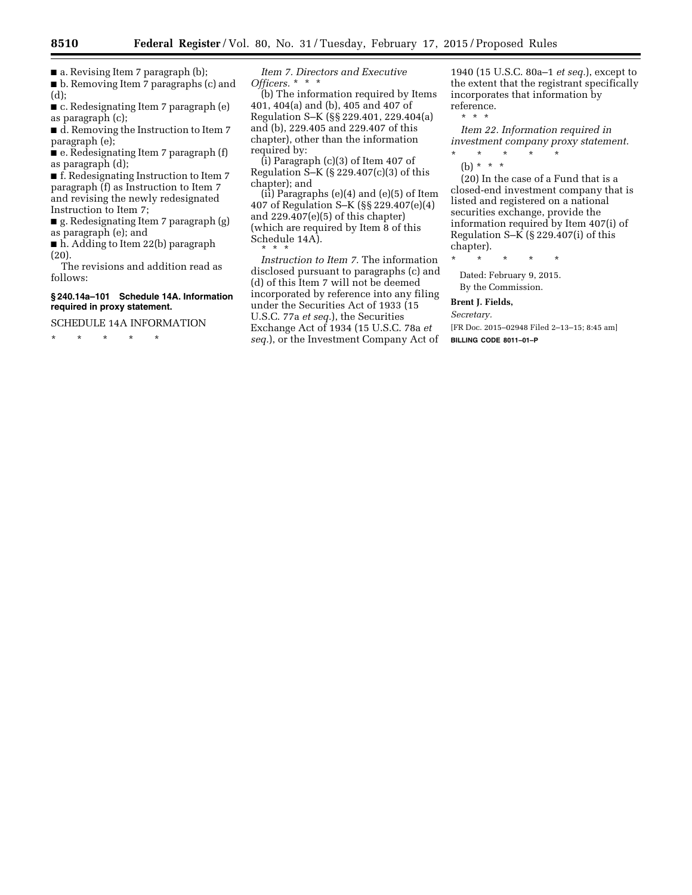■ a. Revising Item 7 paragraph (b);

■ b. Removing Item 7 paragraphs (c) and (d);

■ c. Redesignating Item 7 paragraph (e) as paragraph (c);

■ d. Removing the Instruction to Item 7 paragraph (e);

■ e. Redesignating Item 7 paragraph (f) as paragraph (d);

■ f. Redesignating Instruction to Item 7 paragraph (f) as Instruction to Item 7 and revising the newly redesignated Instruction to Item 7;

■ g. Redesignating Item 7 paragraph (g) as paragraph (e); and

■ h. Adding to Item 22(b) paragraph (20).

The revisions and addition read as follows:

**§ 240.14a–101 Schedule 14A. Information required in proxy statement.**

SCHEDULE 14A INFORMATION

\* \* \* \* \*

*Item 7. Directors and Executive Officers.* \* \* \*

(b) The information required by Items 401, 404(a) and (b), 405 and 407 of Regulation S–K (§§ 229.401, 229.404(a) and (b), 229.405 and 229.407 of this chapter), other than the information required by:

(i) Paragraph (c)(3) of Item 407 of Regulation S–K (§ 229.407(c)(3) of this chapter); and

(ii) Paragraphs (e)(4) and (e)(5) of Item 407 of Regulation S–K (§§ 229.407(e)(4) and 229.407(e)(5) of this chapter) (which are required by Item 8 of this Schedule 14A).

\* \* \*

*Instruction to Item 7.* The information disclosed pursuant to paragraphs (c) and (d) of this Item 7 will not be deemed incorporated by reference into any filing under the Securities Act of 1933 (15 U.S.C. 77a *et seq.*), the Securities Exchange Act of 1934 (15 U.S.C. 78a *et seq.*), or the Investment Company Act of 1940 (15 U.S.C. 80a–1 *et seq.*), except to the extent that the registrant specifically incorporates that information by reference.

\* \* \*

*Item 22. Information required in investment company proxy statement.*

\* \* \* \* \*

(b) \* \* \*

(20) In the case of a Fund that is a closed-end investment company that is listed and registered on a national securities exchange, provide the information required by Item 407(i) of Regulation S–K (§ 229.407(i) of this chapter).

\* \* \* \* \*

Dated: February 9, 2015.

By the Commission.

**Brent J. Fields,**

*Secretary.*

[FR Doc. 2015–02948 Filed 2–13–15; 8:45 am]

**BILLING CODE 8011–01–P**